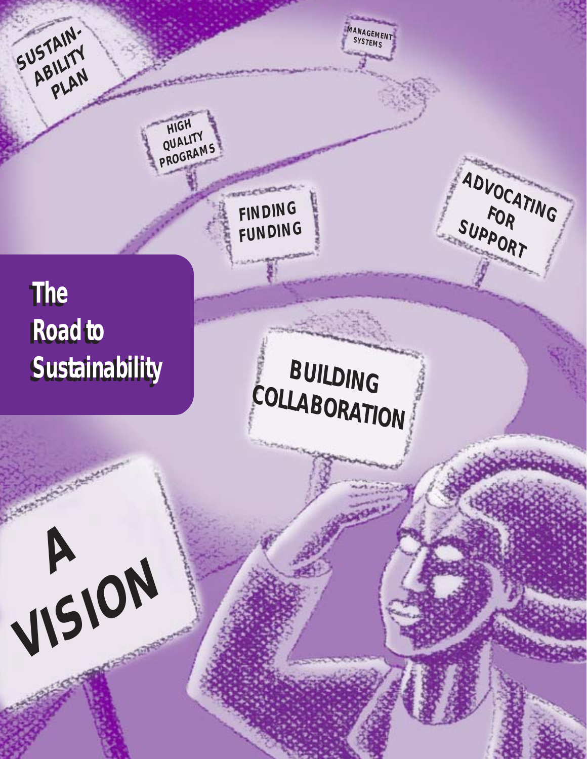# The Road to Sustainability

A VISION

BUILDING COLLABORATION

FINDING FUNDING

ADVOCATING FOR SUPPORT

HIGH QUALITY PROGRAMS

MANAGEMENT SYSTEMS

SUSTAINABILITY PLAN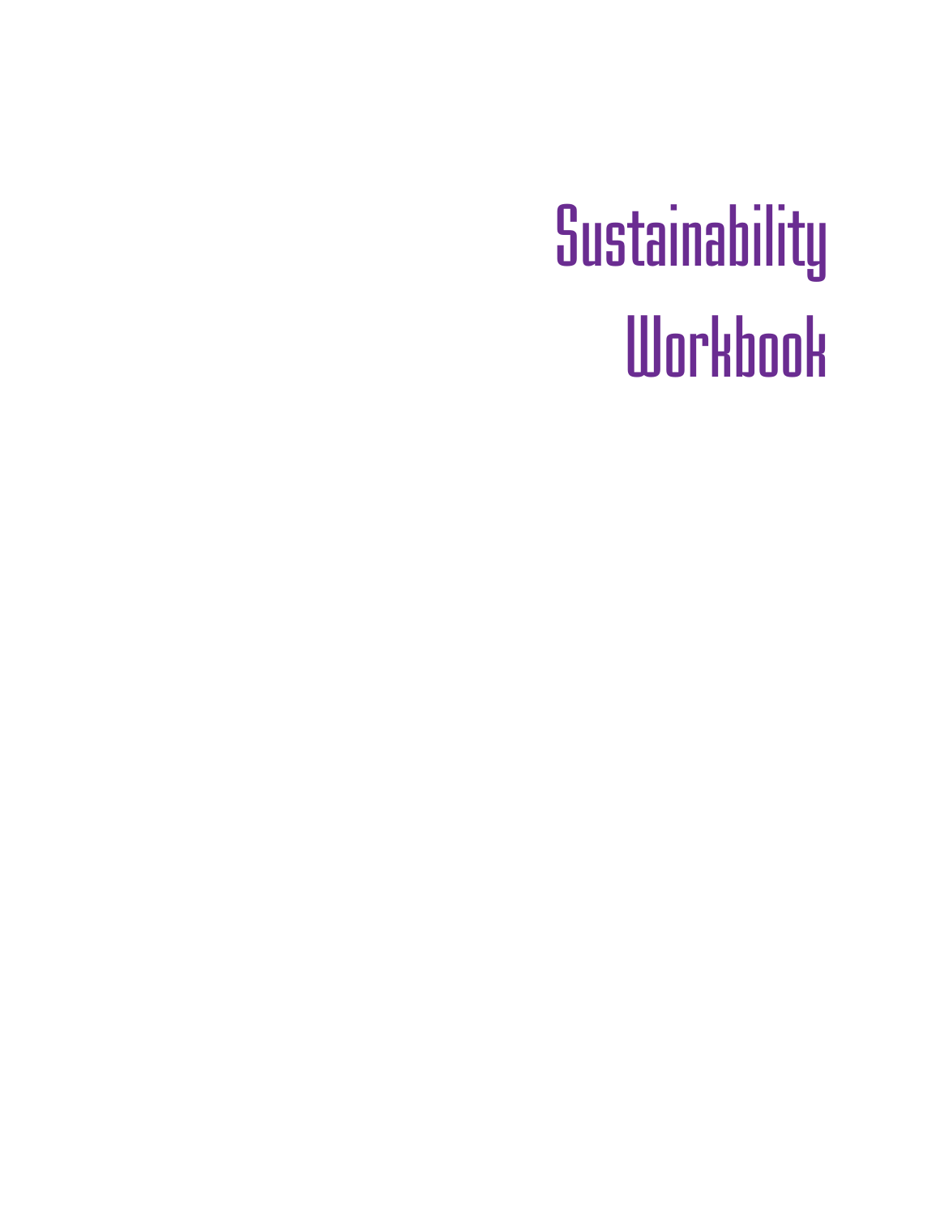# Sustainability Workbook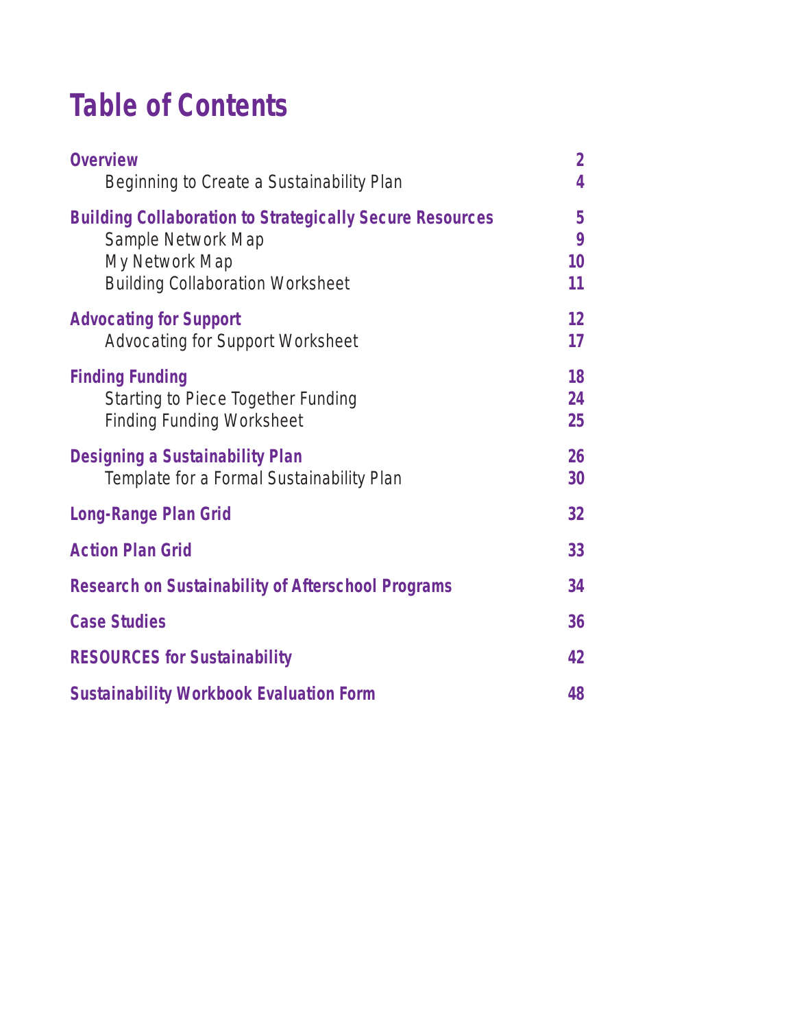# Table of Contents

| | |
|---|---|
| **Overview** | **2** |
| Beginning to Create a Sustainability Plan | **4** |
| **Building Collaboration to Strategically Secure Resources** | **5** |
| Sample Network Map | **9** |
| My Network Map | **10** |
| Building Collaboration Worksheet | **11** |
| **Advocating for Support** | **12** |
| Advocating for Support Worksheet | **17** |
| **Finding Funding** | **18** |
| Starting to Piece Together Funding | **24** |
| Finding Funding Worksheet | **25** |
| **Designing a Sustainability Plan** | **26** |
| Template for a Formal Sustainability Plan | **30** |
| **Long-Range Plan Grid** | **32** |
| **Action Plan Grid** | **33** |
| **Research on Sustainability of Afterschool Programs** | **34** |
| **Case Studies** | **36** |
| **RESOURCES for Sustainability** | **42** |
| **Sustainability Workbook Evaluation Form** | **48** |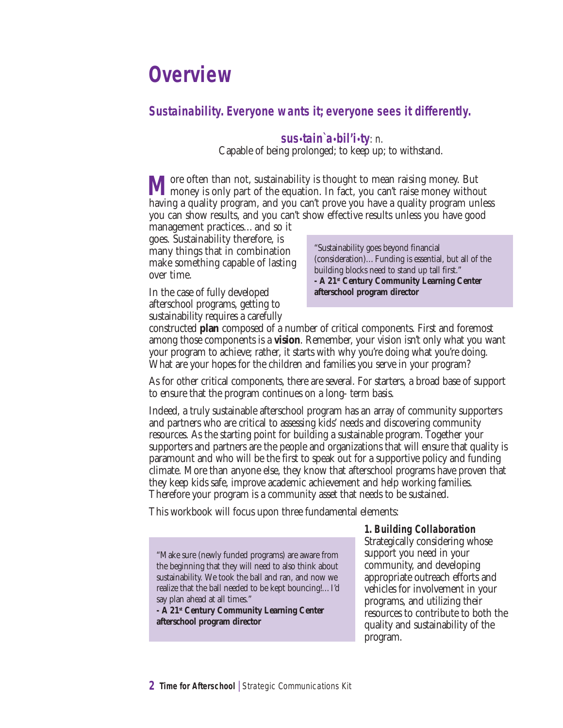# Overview

## *Sustainability. Everyone wants it; everyone sees it differently.*

**sus•tain`a•bil'i•ty**: *n.*
Capable of being prolonged; to keep up; to withstand.

More often than not, sustainability is thought to mean raising money. But money is only part of the equation. In fact, you can't raise money without having a quality program, and you can't prove you have a quality program unless you can show results, and you can't show effective results unless you have good management practices…and so it goes. Sustainability therefore, is many things that in combination make something capable of lasting over time.

> "Sustainability goes beyond financial (consideration)…Funding is essential, but all of the building blocks need to stand up tall first."
> **- A 21st Century Community Learning Center afterschool program director**

In the case of fully developed afterschool programs, getting to sustainability requires a carefully constructed **plan** composed of a number of critical components. First and foremost among those components is a **vision**. Remember, your vision isn't only what you want your program to achieve; rather, it starts with why you're doing what you're doing. What are your hopes for the children and families you serve in your program?

As for other critical components, there are several. For starters, a broad base of support to ensure that the program continues on a long- term basis.

Indeed, a truly sustainable afterschool program has an array of community supporters and partners who are critical to assessing kids' needs and discovering community resources. As the starting point for building a sustainable program. Together your supporters and partners are the people and organizations that will ensure that quality is paramount and who will be the first to speak out for a supportive policy and funding climate. More than anyone else, they know that afterschool programs have proven that they keep kids safe, improve academic achievement and help working families. Therefore your program is a community asset that needs to be sustained.

This workbook will focus upon three fundamental elements:

> "Make sure (newly funded programs) are aware from the beginning that they will need to also think about sustainability. We took the ball and ran, and now we realize that the ball needed to be kept bouncing!…I'd say plan ahead at all times."
> **- A 21st Century Community Learning Center afterschool program director**

***1. Building Collaboration***
Strategically considering whose support you need in your community, and developing appropriate outreach efforts and vehicles for involvement in your programs, and utilizing their resources to contribute to both the quality and sustainability of the program.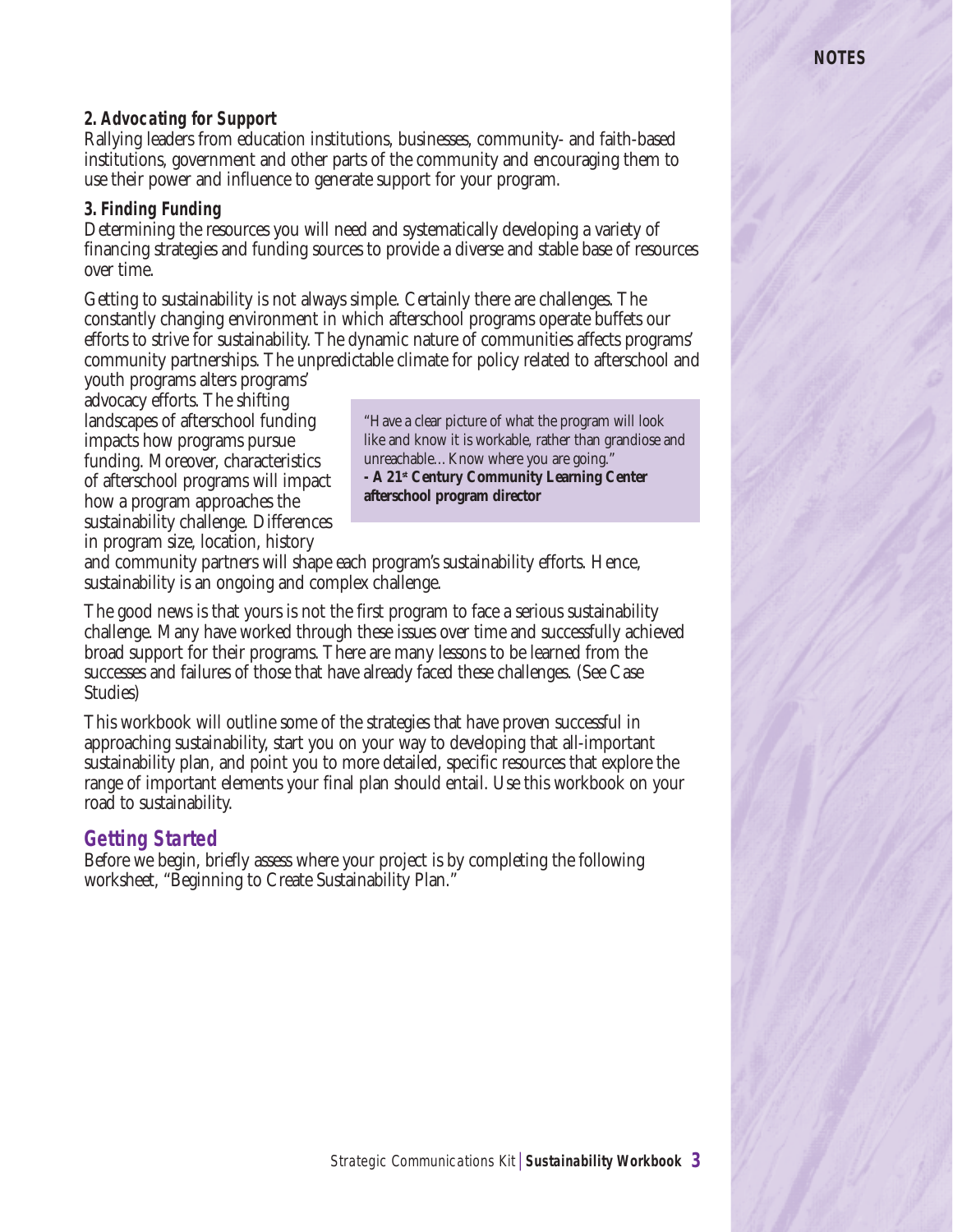**2. Advocating for Support**
Rallying leaders from education institutions, businesses, community- and faith-based institutions, government and other parts of the community and encouraging them to use their power and influence to generate support for your program.

**3. Finding Funding**
Determining the resources you will need and systematically developing a variety of financing strategies and funding sources to provide a diverse and stable base of resources over time.

Getting to sustainability is not always simple. Certainly there are challenges. The constantly changing environment in which afterschool programs operate buffets our efforts to strive for sustainability. The dynamic nature of communities affects programs' community partnerships. The unpredictable climate for policy related to afterschool and youth programs alters programs' advocacy efforts. The shifting landscapes of afterschool funding impacts how programs pursue funding. Moreover, characteristics of afterschool programs will impact how a program approaches the sustainability challenge. Differences in program size, location, history and community partners will shape each program's sustainability efforts. Hence, sustainability is an ongoing and complex challenge.

> "Have a clear picture of what the program will look like and know it is workable, rather than grandiose and unreachable… Know where you are going."
> **- A 21st Century Community Learning Center afterschool program director**

The good news is that yours is not the first program to face a serious sustainability challenge. Many have worked through these issues over time and successfully achieved broad support for their programs. There are many lessons to be learned from the successes and failures of those that have already faced these challenges. (See Case Studies)

This workbook will outline some of the strategies that have proven successful in approaching sustainability, start you on your way to developing that all-important sustainability plan, and point you to more detailed, specific resources that explore the range of important elements your final plan should entail. Use this workbook on your road to sustainability.

## Getting Started

Before we begin, briefly assess where your project is by completing the following worksheet, "Beginning to Create Sustainability Plan."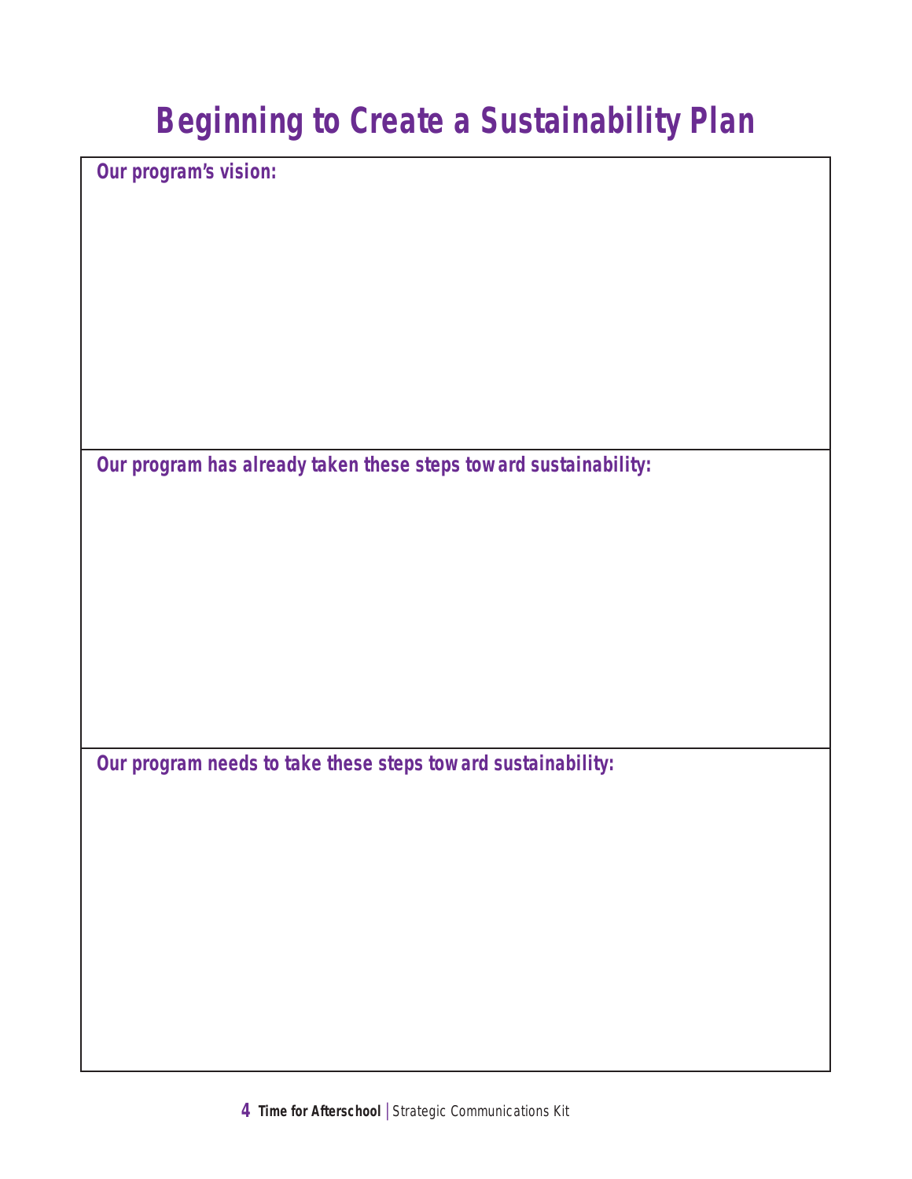# Beginning to Create a Sustainability Plan

**Our program's vision:**

**Our program has already taken these steps toward sustainability:**

**Our program needs to take these steps toward sustainability:**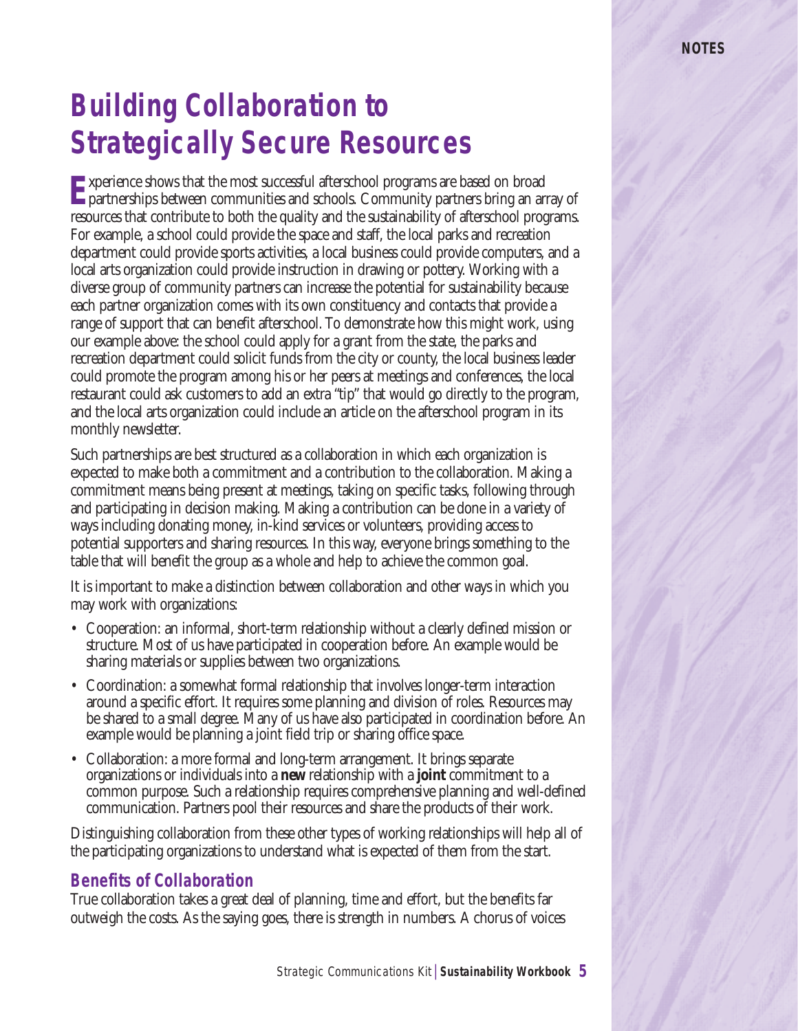# Building Collaboration to Strategically Secure Resources

Experience shows that the most successful afterschool programs are based on broad partnerships between communities and schools. Community partners bring an array of resources that contribute to both the quality and the sustainability of afterschool programs. For example, a school could provide the space and staff, the local parks and recreation department could provide sports activities, a local business could provide computers, and a local arts organization could provide instruction in drawing or pottery. Working with a diverse group of community partners can increase the potential for sustainability because each partner organization comes with its own constituency and contacts that provide a range of support that can benefit afterschool. To demonstrate how this might work, using our example above: the school could apply for a grant from the state, the parks and recreation department could solicit funds from the city or county, the local business leader could promote the program among his or her peers at meetings and conferences, the local restaurant could ask customers to add an extra "tip" that would go directly to the program, and the local arts organization could include an article on the afterschool program in its monthly newsletter.

Such partnerships are best structured as a collaboration in which each organization is expected to make both a commitment and a contribution to the collaboration. Making a commitment means being present at meetings, taking on specific tasks, following through and participating in decision making. Making a contribution can be done in a variety of ways including donating money, in-kind services or volunteers, providing access to potential supporters and sharing resources. In this way, everyone brings something to the table that will benefit the group as a whole and help to achieve the common goal.

It is important to make a distinction between collaboration and other ways in which you may work with organizations:

- Cooperation: an informal, short-term relationship without a clearly defined mission or structure. Most of us have participated in cooperation before. An example would be sharing materials or supplies between two organizations.
- Coordination: a somewhat formal relationship that involves longer-term interaction around a specific effort. It requires some planning and division of roles. Resources may be shared to a small degree. Many of us have also participated in coordination before. An example would be planning a joint field trip or sharing office space.
- Collaboration: a more formal and long-term arrangement. It brings separate organizations or individuals into a **new** relationship with a **joint** commitment to a common purpose. Such a relationship requires comprehensive planning and well-defined communication. Partners pool their resources and share the products of their work.

Distinguishing collaboration from these other types of working relationships will help all of the participating organizations to understand what is expected of them from the start.

## Benefits of Collaboration

True collaboration takes a great deal of planning, time and effort, but the benefits far outweigh the costs. As the saying goes, there is strength in numbers. A chorus of voices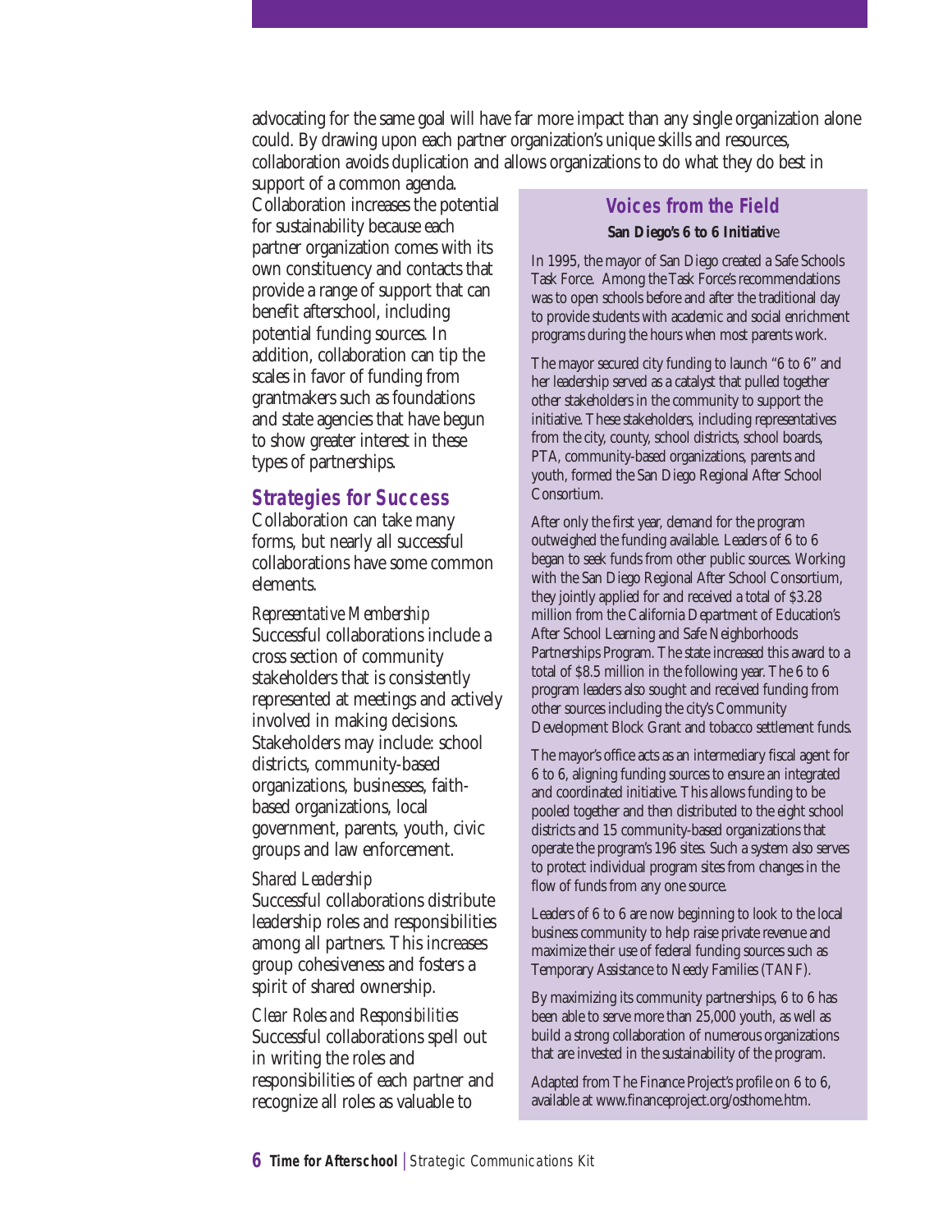advocating for the same goal will have far more impact than any single organization alone could. By drawing upon each partner organization's unique skills and resources, collaboration avoids duplication and allows organizations to do what they do best in support of a common agenda. Collaboration increases the potential for sustainability because each partner organization comes with its own constituency and contacts that provide a range of support that can benefit afterschool, including potential funding sources. In addition, collaboration can tip the scales in favor of funding from grantmakers such as foundations and state agencies that have begun to show greater interest in these types of partnerships.

## Strategies for Success

Collaboration can take many forms, but nearly all successful collaborations have some common elements.

*Representative Membership*
Successful collaborations include a cross section of community stakeholders that is consistently represented at meetings and actively involved in making decisions. Stakeholders may include: school districts, community-based organizations, businesses, faith-based organizations, local government, parents, youth, civic groups and law enforcement.

*Shared Leadership*
Successful collaborations distribute leadership roles and responsibilities among all partners. This increases group cohesiveness and fosters a spirit of shared ownership.

*Clear Roles and Responsibilities*
Successful collaborations spell out in writing the roles and responsibilities of each partner and recognize all roles as valuable to

### Voices from the Field

**San Diego's 6 to 6 Initiative**

In 1995, the mayor of San Diego created a Safe Schools Task Force. Among the Task Force's recommendations was to open schools before and after the traditional day to provide students with academic and social enrichment programs during the hours when most parents work.

The mayor secured city funding to launch "6 to 6" and her leadership served as a catalyst that pulled together other stakeholders in the community to support the initiative. These stakeholders, including representatives from the city, county, school districts, school boards, PTA, community-based organizations, parents and youth, formed the San Diego Regional After School Consortium.

After only the first year, demand for the program outweighed the funding available. Leaders of 6 to 6 began to seek funds from other public sources. Working with the San Diego Regional After School Consortium, they jointly applied for and received a total of $3.28 million from the California Department of Education's After School Learning and Safe Neighborhoods Partnerships Program. The state increased this award to a total of $8.5 million in the following year. The 6 to 6 program leaders also sought and received funding from other sources including the city's Community Development Block Grant and tobacco settlement funds.

The mayor's office acts as an intermediary fiscal agent for 6 to 6, aligning funding sources to ensure an integrated and coordinated initiative. This allows funding to be pooled together and then distributed to the eight school districts and 15 community-based organizations that operate the program's 196 sites. Such a system also serves to protect individual program sites from changes in the flow of funds from any one source.

Leaders of 6 to 6 are now beginning to look to the local business community to help raise private revenue and maximize their use of federal funding sources such as Temporary Assistance to Needy Families (TANF).

By maximizing its community partnerships, 6 to 6 has been able to serve more than 25,000 youth, as well as build a strong collaboration of numerous organizations that are invested in the sustainability of the program.

Adapted from The Finance Project's profile on 6 to 6, available at www.financeproject.org/osthome.htm.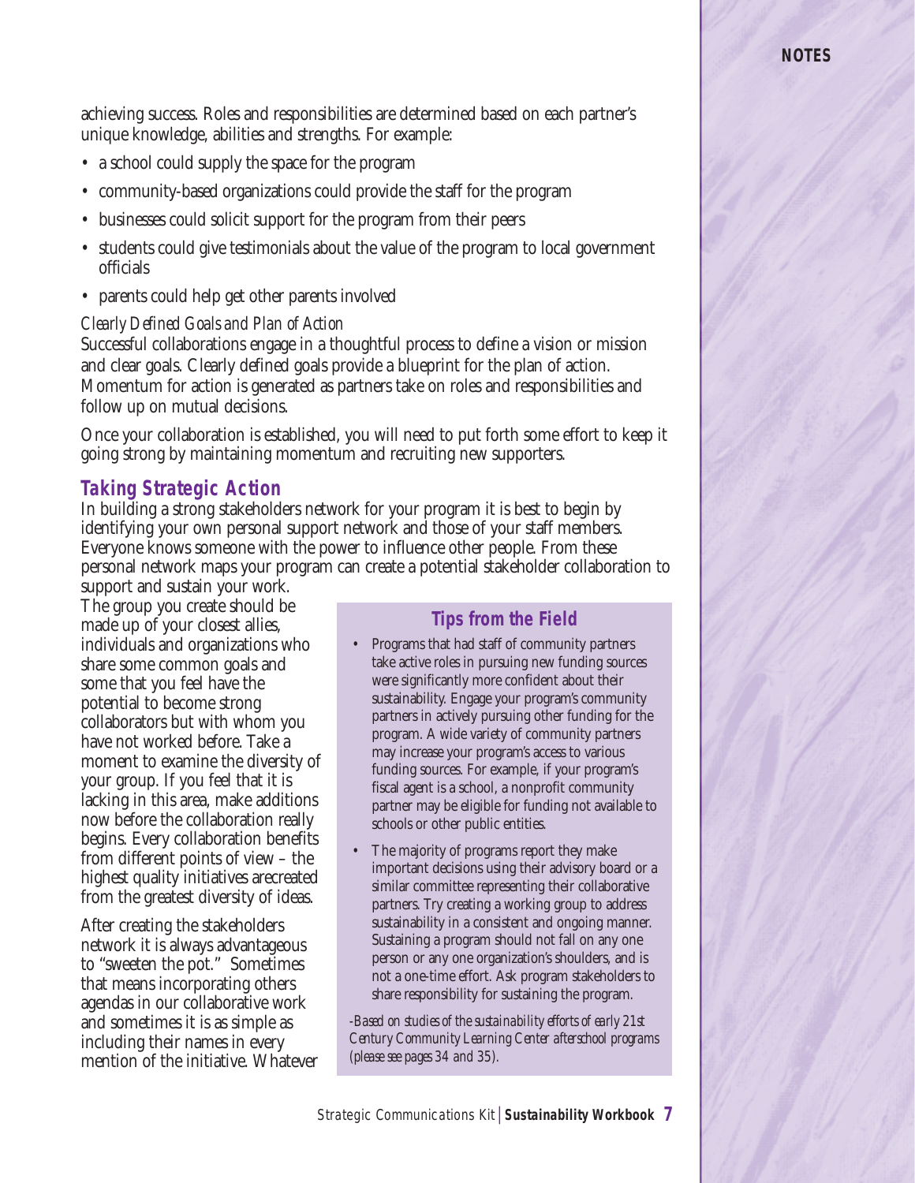achieving success. Roles and responsibilities are determined based on each partner's unique knowledge, abilities and strengths. For example:

- a school could supply the space for the program
- community-based organizations could provide the staff for the program
- businesses could solicit support for the program from their peers
- students could give testimonials about the value of the program to local government officials
- parents could help get other parents involved

*Clearly Defined Goals and Plan of Action*

Successful collaborations engage in a thoughtful process to define a vision or mission and clear goals. Clearly defined goals provide a blueprint for the plan of action. Momentum for action is generated as partners take on roles and responsibilities and follow up on mutual decisions.

Once your collaboration is established, you will need to put forth some effort to keep it going strong by maintaining momentum and recruiting new supporters.

## Taking Strategic Action

In building a strong stakeholders network for your program it is best to begin by identifying your own personal support network and those of your staff members. Everyone knows someone with the power to influence other people. From these personal network maps your program can create a potential stakeholder collaboration to support and sustain your work.

The group you create should be made up of your closest allies, individuals and organizations who share some common goals and some that you feel have the potential to become strong collaborators but with whom you have not worked before. Take a moment to examine the diversity of your group. If you feel that it is lacking in this area, make additions now before the collaboration really begins. Every collaboration benefits from different points of view – the highest quality initiatives arecreated from the greatest diversity of ideas.

After creating the stakeholders network it is always advantageous to "sweeten the pot." Sometimes that means incorporating others agendas in our collaborative work and sometimes it is as simple as including their names in every mention of the initiative. Whatever

### Tips from the Field

- Programs that had staff of community partners take active roles in pursuing new funding sources were significantly more confident about their sustainability. Engage your program's community partners in actively pursuing other funding for the program. A wide variety of community partners may increase your program's access to various funding sources. For example, if your program's fiscal agent is a school, a nonprofit community partner may be eligible for funding not available to schools or other public entities.
- The majority of programs report they make important decisions using their advisory board or a similar committee representing their collaborative partners. Try creating a working group to address sustainability in a consistent and ongoing manner. Sustaining a program should not fall on any one person or any one organization's shoulders, and is not a one-time effort. Ask program stakeholders to share responsibility for sustaining the program.

*-Based on studies of the sustainability efforts of early 21st Century Community Learning Center afterschool programs (please see pages 34 and 35).*

NOTES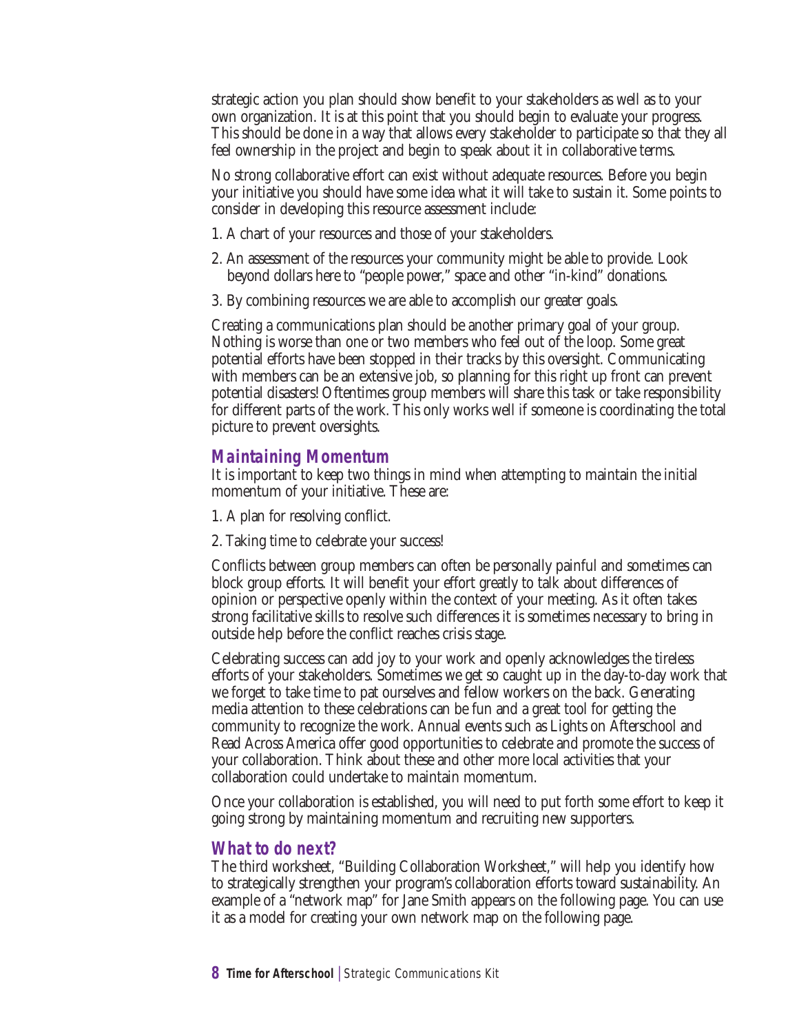strategic action you plan should show benefit to your stakeholders as well as to your own organization. It is at this point that you should begin to evaluate your progress. This should be done in a way that allows every stakeholder to participate so that they all feel ownership in the project and begin to speak about it in collaborative terms.

No strong collaborative effort can exist without adequate resources. Before you begin your initiative you should have some idea what it will take to sustain it. Some points to consider in developing this resource assessment include:

1. A chart of your resources and those of your stakeholders.
2. An assessment of the resources your community might be able to provide. Look beyond dollars here to "people power," space and other "in-kind" donations.
3. By combining resources we are able to accomplish our greater goals.

Creating a communications plan should be another primary goal of your group. Nothing is worse than one or two members who feel out of the loop. Some great potential efforts have been stopped in their tracks by this oversight. Communicating with members can be an extensive job, so planning for this right up front can prevent potential disasters! Oftentimes group members will share this task or take responsibility for different parts of the work. This only works well if someone is coordinating the total picture to prevent oversights.

## Maintaining Momentum

It is important to keep two things in mind when attempting to maintain the initial momentum of your initiative. These are:

1. A plan for resolving conflict.
2. Taking time to celebrate your success!

Conflicts between group members can often be personally painful and sometimes can block group efforts. It will benefit your effort greatly to talk about differences of opinion or perspective openly within the context of your meeting. As it often takes strong facilitative skills to resolve such differences it is sometimes necessary to bring in outside help before the conflict reaches crisis stage.

Celebrating success can add joy to your work and openly acknowledges the tireless efforts of your stakeholders. Sometimes we get so caught up in the day-to-day work that we forget to take time to pat ourselves and fellow workers on the back. Generating media attention to these celebrations can be fun and a great tool for getting the community to recognize the work. Annual events such as Lights on Afterschool and Read Across America offer good opportunities to celebrate and promote the success of your collaboration. Think about these and other more local activities that your collaboration could undertake to maintain momentum.

Once your collaboration is established, you will need to put forth some effort to keep it going strong by maintaining momentum and recruiting new supporters.

## What to do next?

The third worksheet, "Building Collaboration Worksheet," will help you identify how to strategically strengthen your program's collaboration efforts toward sustainability. An example of a "network map" for Jane Smith appears on the following page. You can use it as a model for creating your own network map on the following page.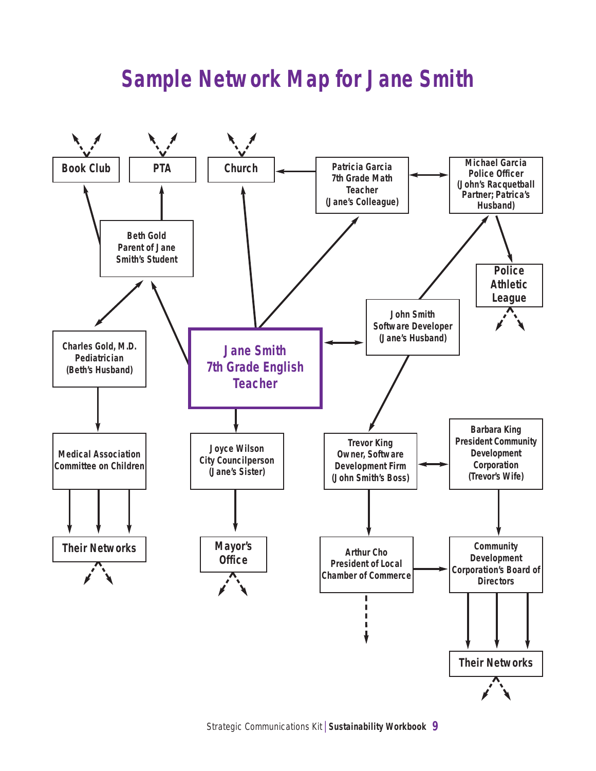# Sample Network Map for Jane Smith

Book Club

PTA

Church

Patricia Garcia
7th Grade Math Teacher
(Jane's Colleague)

Michael Garcia
Police Officer
(John's Racquetball Partner; Patrica's Husband)

Beth Gold
Parent of Jane Smith's Student

Police Athletic League

John Smith
Software Developer
(Jane's Husband)

Charles Gold, M.D.
Pediatrician
(Beth's Husband)

**Jane Smith**
**7th Grade English Teacher**

Medical Association Committee on Children

Joyce Wilson
City Councilperson
(Jane's Sister)

Trevor King
Owner, Software Development Firm
(John Smith's Boss)

Barbara King
President Community Development Corporation
(Trevor's Wife)

Their Networks

Mayor's Office

Arthur Cho
President of Local Chamber of Commerce

Community Development Corporation's Board of Directors

Their Networks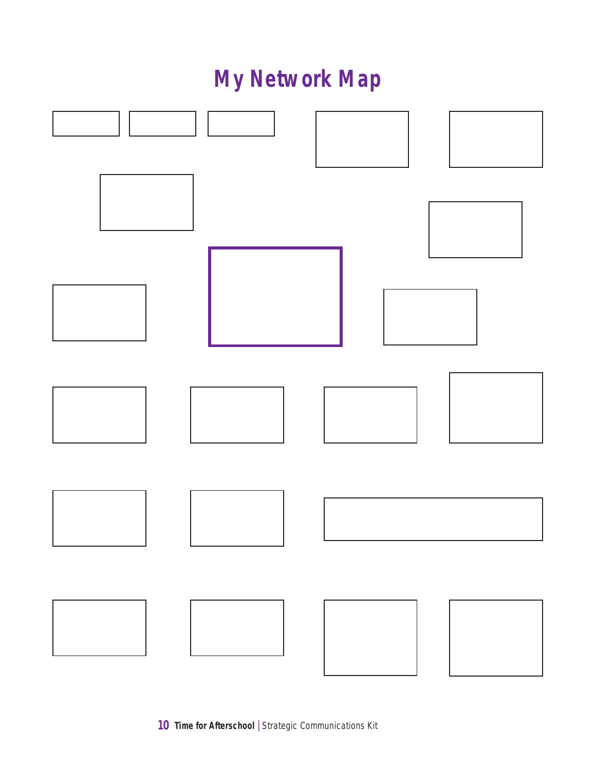# My Network Map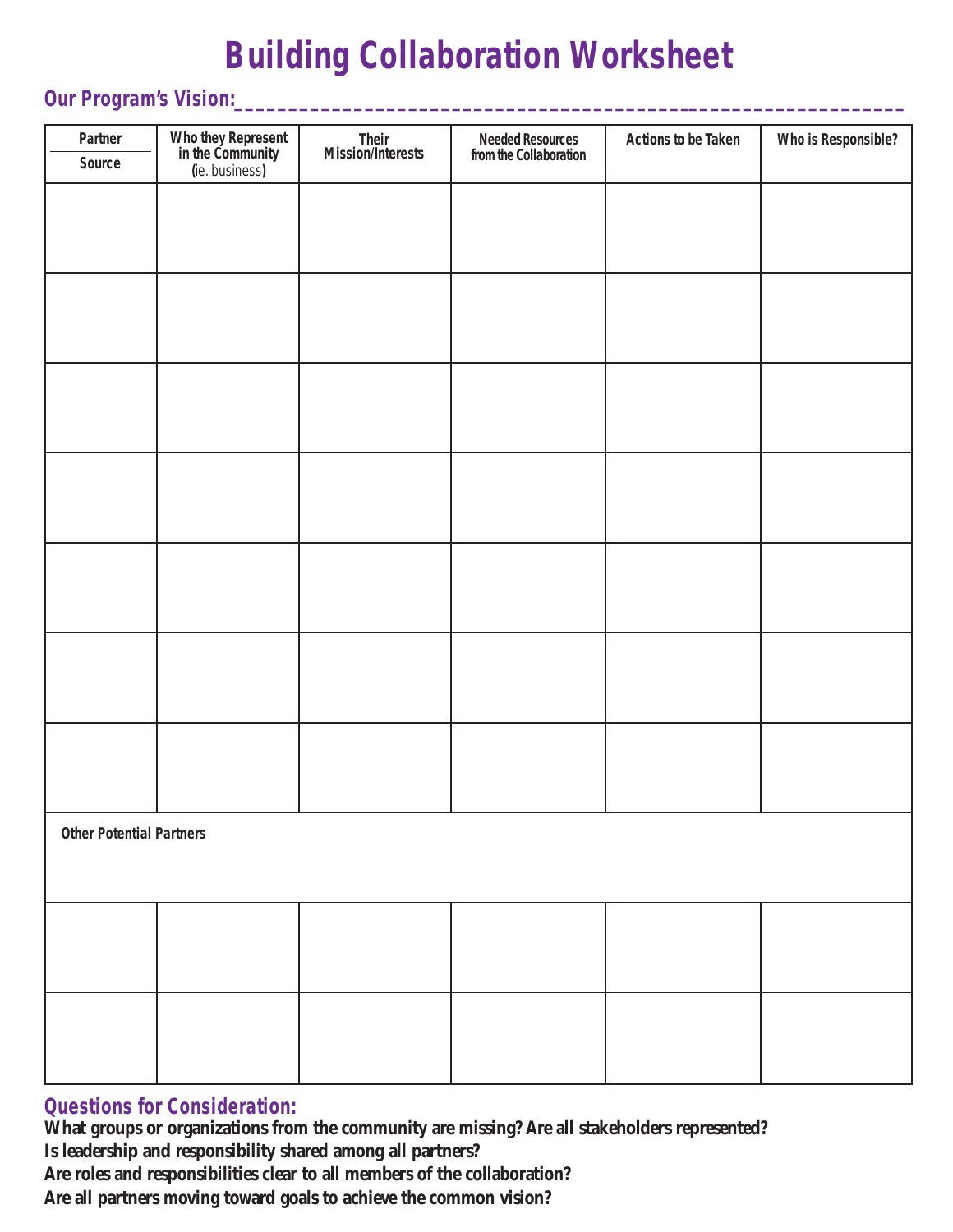# Building Collaboration Worksheet

**Our Program's Vision:**\_\_\_\_\_\_\_\_\_\_\_\_\_\_\_\_\_\_\_\_\_\_\_\_\_\_\_\_\_\_\_\_\_\_\_\_\_\_\_\_\_\_\_\_\_\_\_\_\_\_\_\_\_\_\_\_\_\_\_\_

| Partner / Source | Who they Represent in the Community (ie. business) | Their Mission/Interests | Needed Resources from the Collaboration | Actions to be Taken | Who is Responsible? |
|---|---|---|---|---|---|
| | | | | | |
| | | | | | |
| | | | | | |
| | | | | | |
| | | | | | |
| | | | | | |
| | | | | | |
| **Other Potential Partners** | | | | | |
| | | | | | |
| | | | | | |

## Questions for Consideration:

**What groups or organizations from the community are missing? Are all stakeholders represented?**
**Is leadership and responsibility shared among all partners?**
**Are roles and responsibilities clear to all members of the collaboration?**
**Are all partners moving toward goals to achieve the common vision?**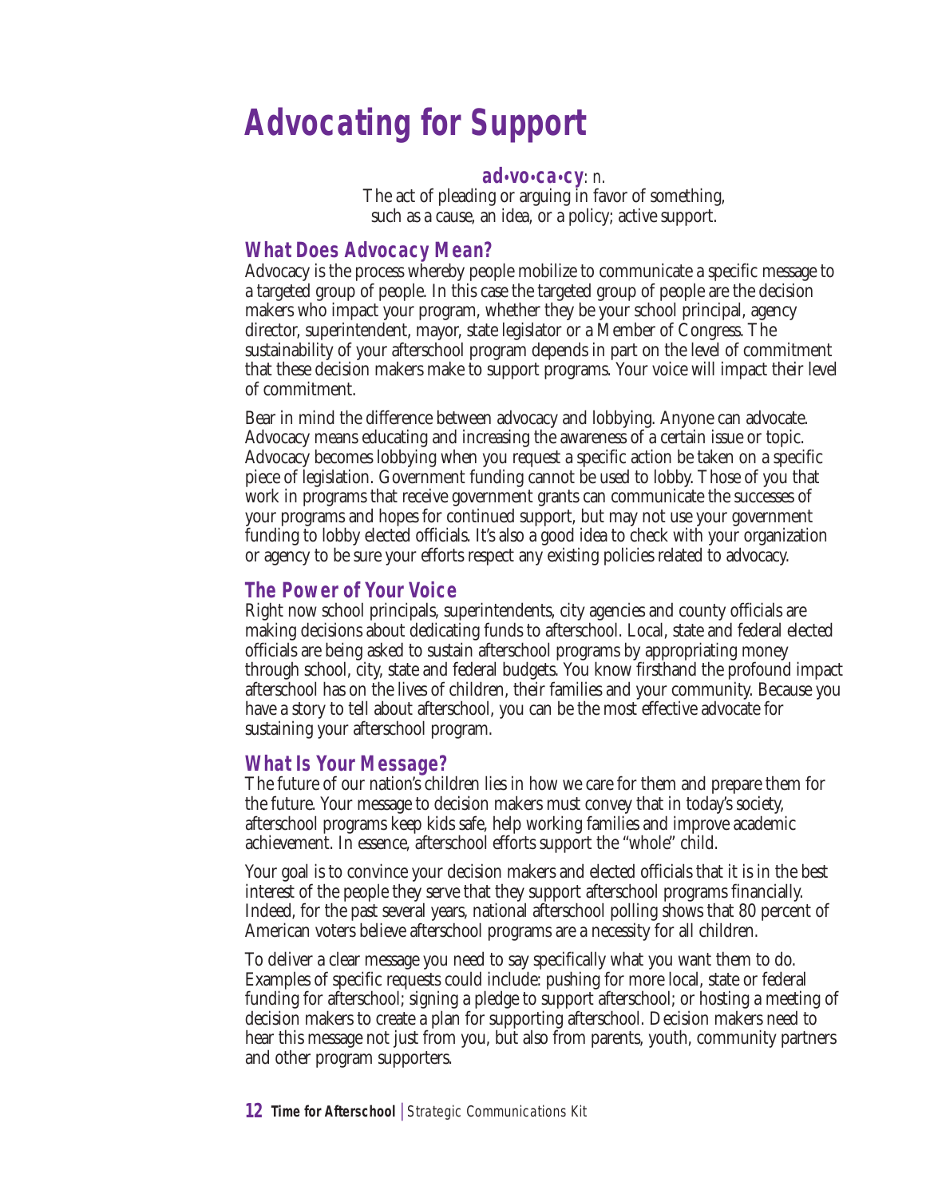# Advocating for Support

**ad•vo•ca•cy**: *n.*
The act of pleading or arguing in favor of something, such as a cause, an idea, or a policy; active support.

## What Does Advocacy Mean?

Advocacy is the process whereby people mobilize to communicate a specific message to a targeted group of people. In this case the targeted group of people are the decision makers who impact your program, whether they be your school principal, agency director, superintendent, mayor, state legislator or a Member of Congress. The sustainability of your afterschool program depends in part on the level of commitment that these decision makers make to support programs. Your voice will impact their level of commitment.

Bear in mind the difference between advocacy and lobbying. Anyone can advocate. Advocacy means educating and increasing the awareness of a certain issue or topic. Advocacy becomes lobbying when you request a specific action be taken on a specific piece of legislation. Government funding cannot be used to lobby. Those of you that work in programs that receive government grants can communicate the successes of your programs and hopes for continued support, but may not use your government funding to lobby elected officials. It's also a good idea to check with your organization or agency to be sure your efforts respect any existing policies related to advocacy.

## The Power of Your Voice

Right now school principals, superintendents, city agencies and county officials are making decisions about dedicating funds to afterschool. Local, state and federal elected officials are being asked to sustain afterschool programs by appropriating money through school, city, state and federal budgets. You know firsthand the profound impact afterschool has on the lives of children, their families and your community. Because you have a story to tell about afterschool, you can be the most effective advocate for sustaining your afterschool program.

## What Is Your Message?

The future of our nation's children lies in how we care for them and prepare them for the future. Your message to decision makers must convey that in today's society, afterschool programs keep kids safe, help working families and improve academic achievement. In essence, afterschool efforts support the "whole" child.

Your goal is to convince your decision makers and elected officials that it is in the best interest of the people they serve that they support afterschool programs financially. Indeed, for the past several years, national afterschool polling shows that 80 percent of American voters believe afterschool programs are a necessity for all children.

To deliver a clear message you need to say specifically what you want them to do. Examples of specific requests could include: pushing for more local, state or federal funding for afterschool; signing a pledge to support afterschool; or hosting a meeting of decision makers to create a plan for supporting afterschool. Decision makers need to hear this message not just from you, but also from parents, youth, community partners and other program supporters.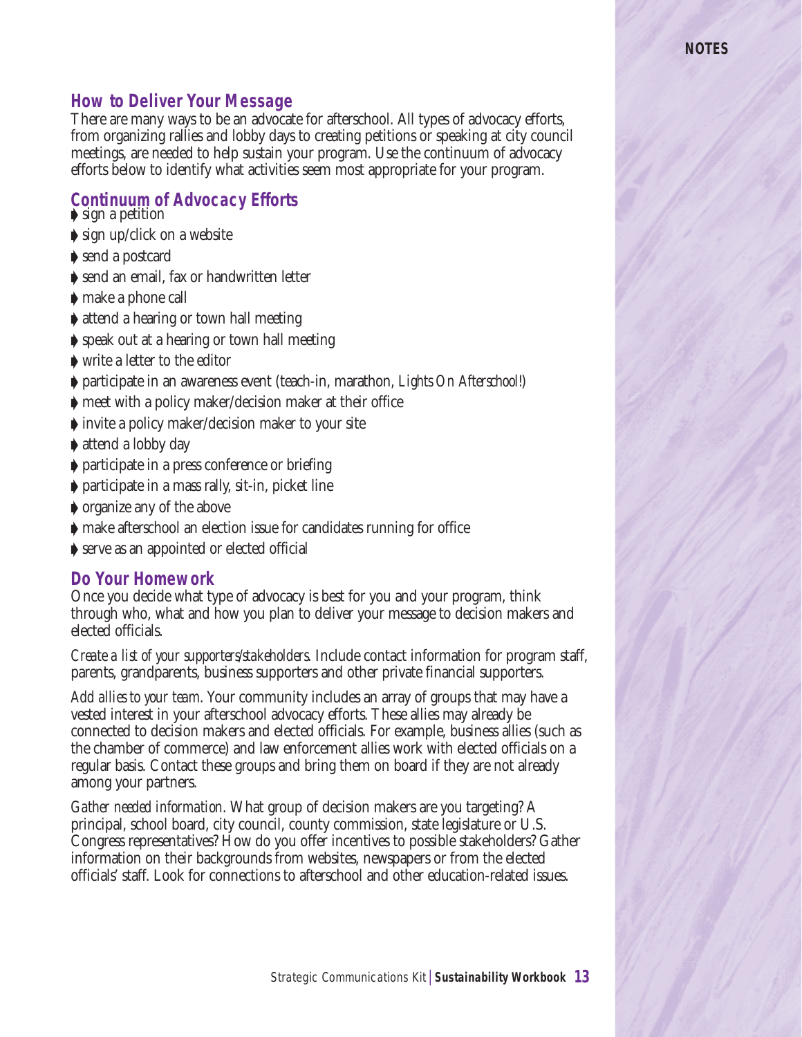## How to Deliver Your Message

There are many ways to be an advocate for afterschool. All types of advocacy efforts, from organizing rallies and lobby days to creating petitions or speaking at city council meetings, are needed to help sustain your program. Use the continuum of advocacy efforts below to identify what activities seem most appropriate for your program.

## Continuum of Advocacy Efforts

- sign a petition
- sign up/click on a website
- send a postcard
- send an email, fax or handwritten letter
- make a phone call
- attend a hearing or town hall meeting
- speak out at a hearing or town hall meeting
- write a letter to the editor
- participate in an awareness event (teach-in, marathon, *Lights On Afterschool!*)
- meet with a policy maker/decision maker at their office
- invite a policy maker/decision maker to your site
- attend a lobby day
- participate in a press conference or briefing
- participate in a mass rally, sit-in, picket line
- organize any of the above
- make afterschool an election issue for candidates running for office
- serve as an appointed or elected official

## Do Your Homework

Once you decide what type of advocacy is best for you and your program, think through who, what and how you plan to deliver your message to decision makers and elected officials.

*Create a list of your supporters/stakeholders.* Include contact information for program staff, parents, grandparents, business supporters and other private financial supporters.

*Add allies to your team.* Your community includes an array of groups that may have a vested interest in your afterschool advocacy efforts. These allies may already be connected to decision makers and elected officials. For example, business allies (such as the chamber of commerce) and law enforcement allies work with elected officials on a regular basis. Contact these groups and bring them on board if they are not already among your partners.

*Gather needed information.* What group of decision makers are you targeting? A principal, school board, city council, county commission, state legislature or U.S. Congress representatives? How do you offer incentives to possible stakeholders? Gather information on their backgrounds from websites, newspapers or from the elected officials' staff. Look for connections to afterschool and other education-related issues.

**NOTES**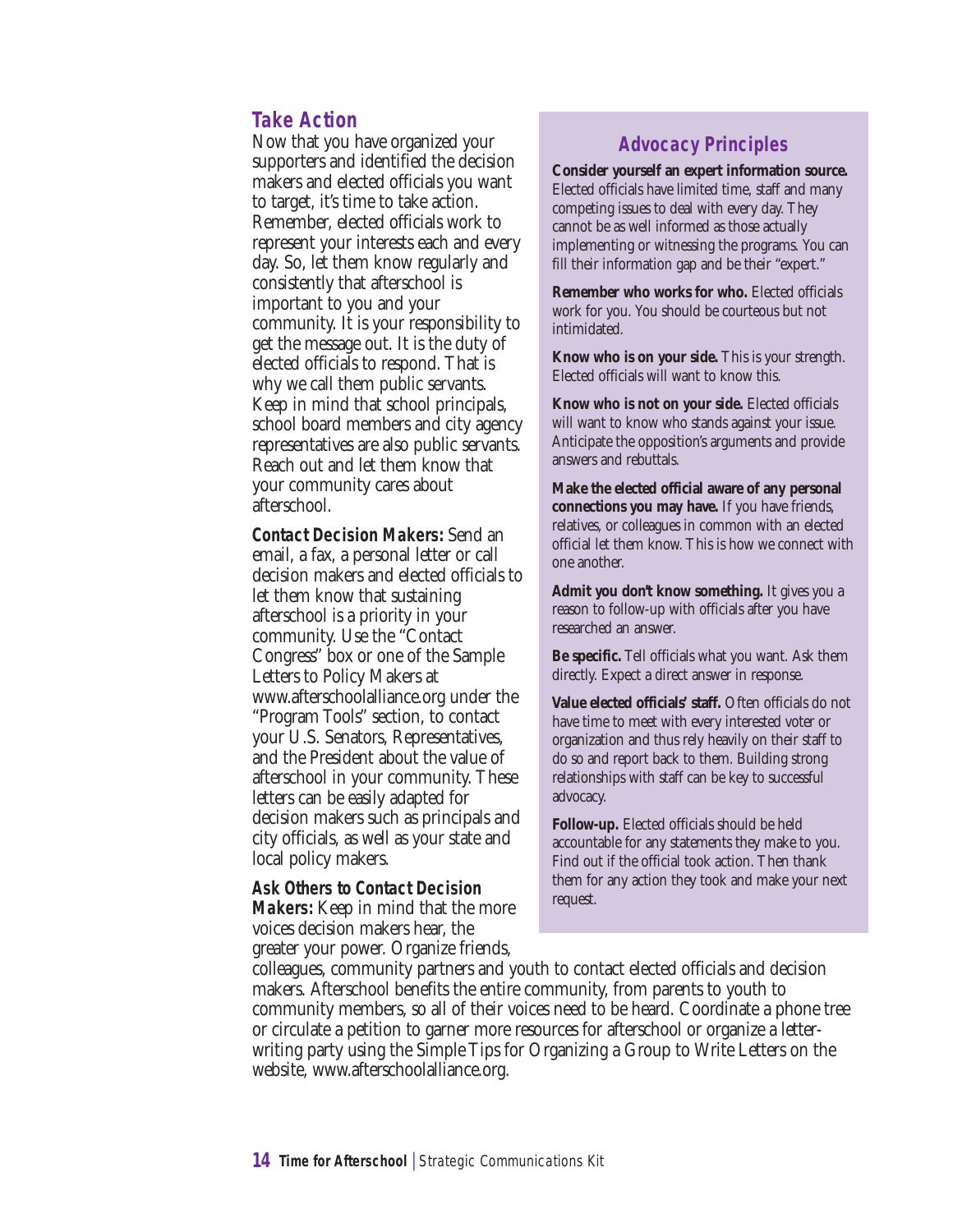## Take Action

Now that you have organized your supporters and identified the decision makers and elected officials you want to target, it's time to take action. Remember, elected officials work to represent your interests each and every day. So, let them know regularly and consistently that afterschool is important to you and your community. It is your responsibility to get the message out. It is the duty of elected officials to respond. That is why we call them public servants. Keep in mind that school principals, school board members and city agency representatives are also public servants. Reach out and let them know that your community cares about afterschool.

**Contact Decision Makers:** Send an email, a fax, a personal letter or call decision makers and elected officials to let them know that sustaining afterschool is a priority in your community. Use the "Contact Congress" box or one of the Sample Letters to Policy Makers at www.afterschoolalliance.org under the "Program Tools" section, to contact your U.S. Senators, Representatives, and the President about the value of afterschool in your community. These letters can be easily adapted for decision makers such as principals and city officials, as well as your state and local policy makers.

**Ask Others to Contact Decision Makers:** Keep in mind that the more voices decision makers hear, the greater your power. Organize friends, colleagues, community partners and youth to contact elected officials and decision makers. Afterschool benefits the entire community, from parents to youth to community members, so all of their voices need to be heard. Coordinate a phone tree or circulate a petition to garner more resources for afterschool or organize a letter-writing party using the Simple Tips for Organizing a Group to Write Letters on the website, www.afterschoolalliance.org.

### Advocacy Principles

**Consider yourself an expert information source.** Elected officials have limited time, staff and many competing issues to deal with every day. They cannot be as well informed as those actually implementing or witnessing the programs. You can fill their information gap and be their "expert."

**Remember who works for who.** Elected officials work for you. You should be courteous but not intimidated.

**Know who is on your side.** This is your strength. Elected officials will want to know this.

**Know who is not on your side.** Elected officials will want to know who stands against your issue. Anticipate the opposition's arguments and provide answers and rebuttals.

**Make the elected official aware of any personal connections you may have.** If you have friends, relatives, or colleagues in common with an elected official let them know. This is how we connect with one another.

**Admit you don't know something.** It gives you a reason to follow-up with officials after you have researched an answer.

**Be specific.** Tell officials what you want. Ask them directly. Expect a direct answer in response.

**Value elected officials' staff.** Often officials do not have time to meet with every interested voter or organization and thus rely heavily on their staff to do so and report back to them. Building strong relationships with staff can be key to successful advocacy.

**Follow-up.** Elected officials should be held accountable for any statements they make to you. Find out if the official took action. Then thank them for any action they took and make your next request.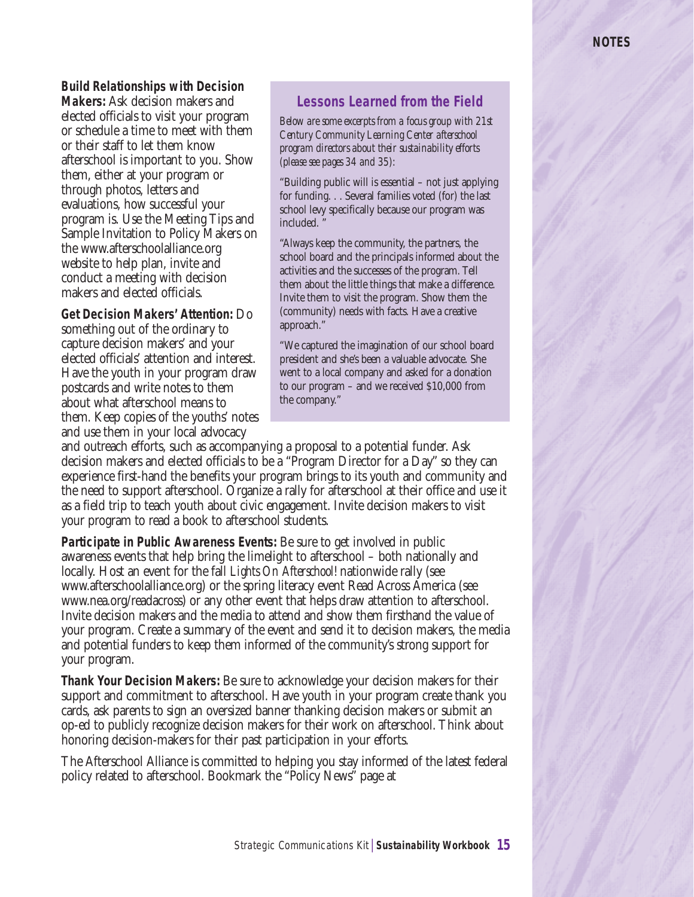**Build Relationships with Decision Makers:** Ask decision makers and elected officials to visit your program or schedule a time to meet with them or their staff to let them know afterschool is important to you. Show them, either at your program or through photos, letters and evaluations, how successful your program is. Use the Meeting Tips and Sample Invitation to Policy Makers on the www.afterschoolalliance.org website to help plan, invite and conduct a meeting with decision makers and elected officials.

**Get Decision Makers' Attention:** Do something out of the ordinary to capture decision makers' and your elected officials' attention and interest. Have the youth in your program draw postcards and write notes to them about what afterschool means to them. Keep copies of the youths' notes and use them in your local advocacy and outreach efforts, such as accompanying a proposal to a potential funder. Ask decision makers and elected officials to be a "Program Director for a Day" so they can experience first-hand the benefits your program brings to its youth and community and the need to support afterschool. Organize a rally for afterschool at their office and use it as a field trip to teach youth about civic engagement. Invite decision makers to visit your program to read a book to afterschool students.

### Lessons Learned from the Field

*Below are some excerpts from a focus group with 21st Century Community Learning Center afterschool program directors about their sustainability efforts (please see pages 34 and 35):*

"Building public will is essential – not just applying for funding. . . Several families voted (for) the last school levy specifically because our program was included. "

"Always keep the community, the partners, the school board and the principals informed about the activities and the successes of the program. Tell them about the little things that make a difference. Invite them to visit the program. Show them the (community) needs with facts. Have a creative approach."

"We captured the imagination of our school board president and she's been a valuable advocate. She went to a local company and asked for a donation to our program – and we received $10,000 from the company."

**Participate in Public Awareness Events:** Be sure to get involved in public awareness events that help bring the limelight to afterschool – both nationally and locally. Host an event for the fall *Lights On Afterschool!* nationwide rally (see www.afterschoolalliance.org) or the spring literacy event Read Across America (see www.nea.org/readacross) or any other event that helps draw attention to afterschool. Invite decision makers and the media to attend and show them firsthand the value of your program. Create a summary of the event and send it to decision makers, the media and potential funders to keep them informed of the community's strong support for your program.

**Thank Your Decision Makers:** Be sure to acknowledge your decision makers for their support and commitment to afterschool. Have youth in your program create thank you cards, ask parents to sign an oversized banner thanking decision makers or submit an op-ed to publicly recognize decision makers for their work on afterschool. Think about honoring decision-makers for their past participation in your efforts.

The Afterschool Alliance is committed to helping you stay informed of the latest federal policy related to afterschool. Bookmark the "Policy News" page at

NOTES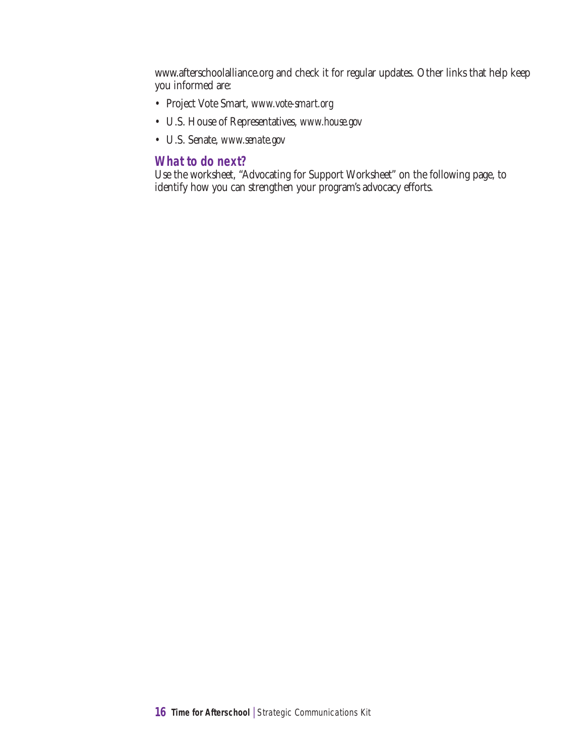www.afterschoolalliance.org and check it for regular updates. Other links that help keep you informed are:

- Project Vote Smart, *www.vote-smart.org*
- U.S. House of Representatives, *www.house.gov*
- U.S. Senate, *www.senate.gov*

### What to do next?

Use the worksheet, "Advocating for Support Worksheet" on the following page, to identify how you can strengthen your program's advocacy efforts.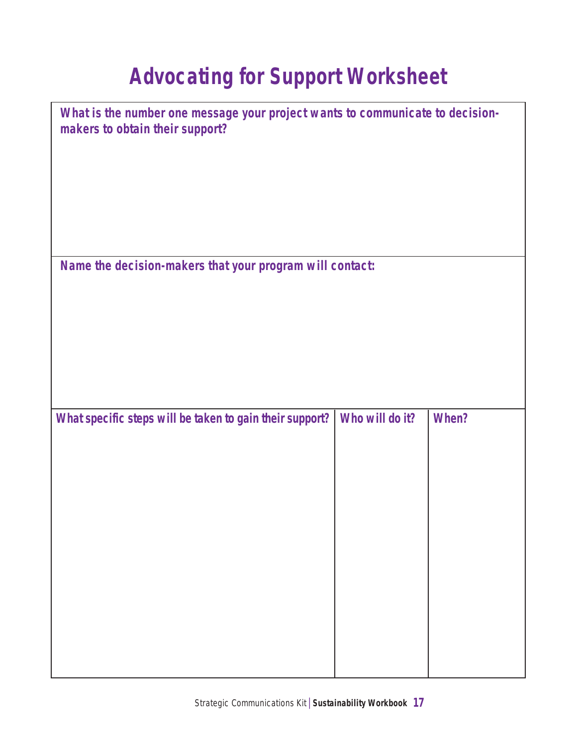# Advocating for Support Worksheet

**What is the number one message your project wants to communicate to decision-makers to obtain their support?**

**Name the decision-makers that your program will contact:**

| What specific steps will be taken to gain their support? | Who will do it? | When? |
|---|---|---|
| | | |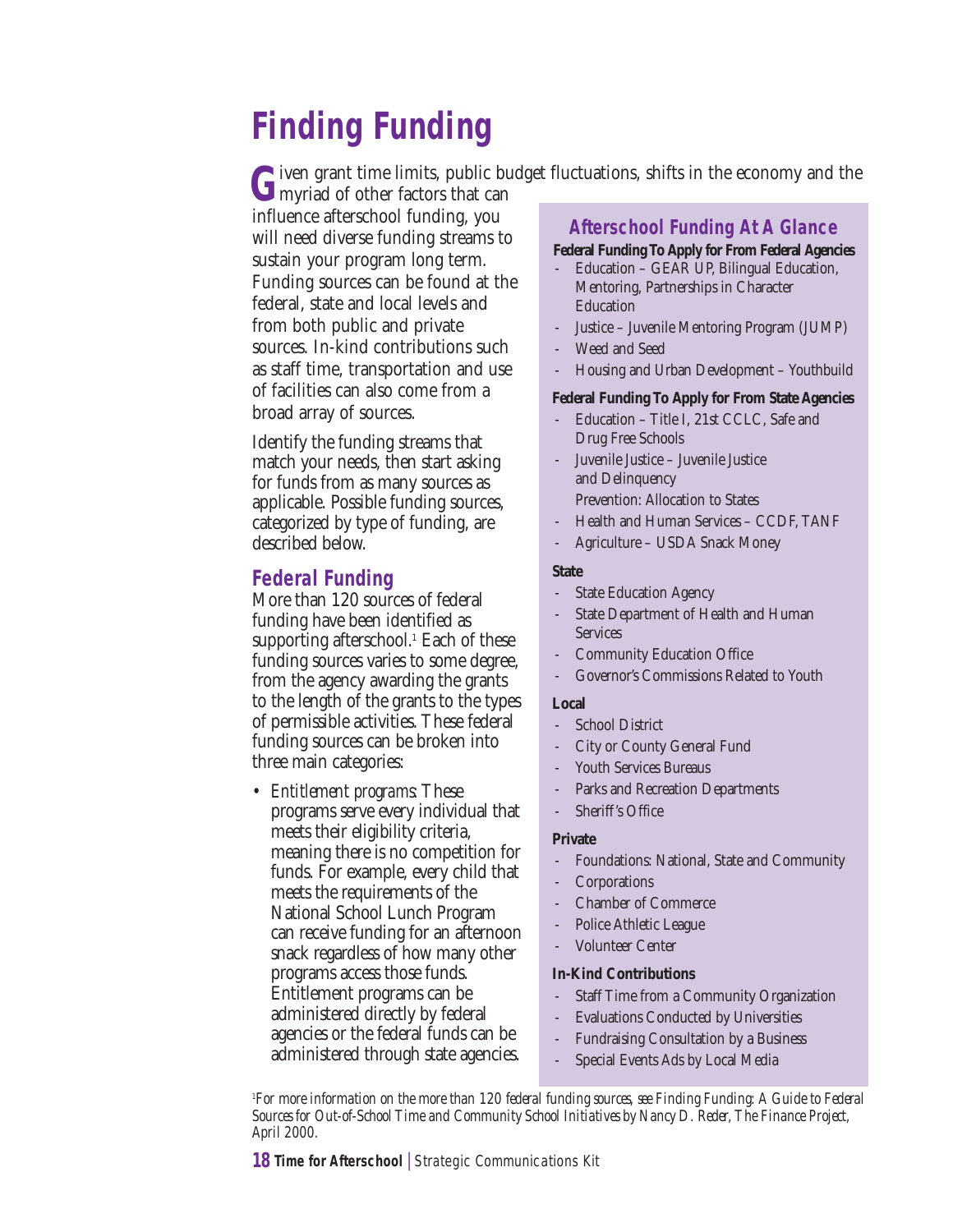# Finding Funding

Given grant time limits, public budget fluctuations, shifts in the economy and the myriad of other factors that can influence afterschool funding, you will need diverse funding streams to sustain your program long term. Funding sources can be found at the federal, state and local levels and from both public and private sources. In-kind contributions such as staff time, transportation and use of facilities can also come from a broad array of sources.

Identify the funding streams that match your needs, then start asking for funds from as many sources as applicable. Possible funding sources, categorized by type of funding, are described below.

## Federal Funding

More than 120 sources of federal funding have been identified as supporting afterschool.[1] Each of these funding sources varies to some degree, from the agency awarding the grants to the length of the grants to the types of permissible activities. These federal funding sources can be broken into three main categories:

- *Entitlement programs*: These programs serve every individual that meets their eligibility criteria, meaning there is no competition for funds. For example, every child that meets the requirements of the National School Lunch Program can receive funding for an afternoon snack regardless of how many other programs access those funds. Entitlement programs can be administered directly by federal agencies or the federal funds can be administered through state agencies.

### Afterschool Funding At A Glance

**Federal Funding To Apply for From Federal Agencies**

- Education – GEAR UP, Bilingual Education, Mentoring, Partnerships in Character Education
- Justice – Juvenile Mentoring Program (JUMP)
- Weed and Seed
- Housing and Urban Development – Youthbuild

**Federal Funding To Apply for From State Agencies**

- Education – Title I, 21st CCLC, Safe and Drug Free Schools
- Juvenile Justice – Juvenile Justice and Delinquency Prevention: Allocation to States
- Health and Human Services – CCDF, TANF
- Agriculture – USDA Snack Money

**State**

- State Education Agency
- State Department of Health and Human Services
- Community Education Office
- Governor's Commissions Related to Youth

**Local**

- School District
- City or County General Fund
- Youth Services Bureaus
- Parks and Recreation Departments
- Sheriff's Office

**Private**

- Foundations: National, State and Community
- Corporations
- Chamber of Commerce
- Police Athletic League
- Volunteer Center

**In-Kind Contributions**

- Staff Time from a Community Organization
- Evaluations Conducted by Universities
- Fundraising Consultation by a Business
- Special Events Ads by Local Media

[1] *For more information on the more than 120 federal funding sources, see Finding Funding: A Guide to Federal Sources for Out-of-School Time and Community School Initiatives by Nancy D. Reder, The Finance Project, April 2000.*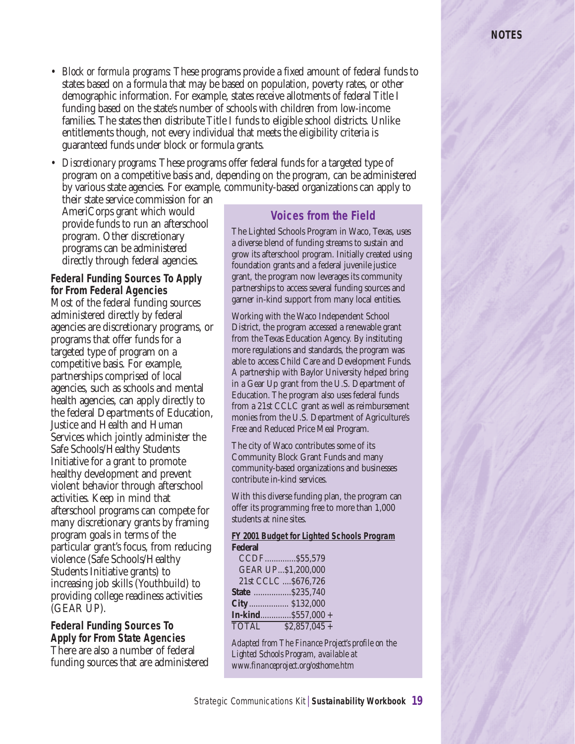- *Block or formula programs*: These programs provide a fixed amount of federal funds to states based on a formula that may be based on population, poverty rates, or other demographic information. For example, states receive allotments of federal Title I funding based on the state's number of schools with children from low-income families. The states then distribute Title I funds to eligible school districts. Unlike entitlements though, not every individual that meets the eligibility criteria is guaranteed funds under block or formula grants.

- *Discretionary programs*: These programs offer federal funds for a targeted type of program on a competitive basis and, depending on the program, can be administered by various state agencies. For example, community-based organizations can apply to their state service commission for an AmeriCorps grant which would provide funds to run an afterschool program. Other discretionary programs can be administered directly through federal agencies.

### Federal Funding Sources To Apply for From Federal Agencies

Most of the federal funding sources administered directly by federal agencies are discretionary programs, or programs that offer funds for a targeted type of program on a competitive basis. For example, partnerships comprised of local agencies, such as schools and mental health agencies, can apply directly to the federal Departments of Education, Justice and Health and Human Services which jointly administer the Safe Schools/Healthy Students Initiative for a grant to promote healthy development and prevent violent behavior through afterschool activities. Keep in mind that afterschool programs can compete for many discretionary grants by framing program goals in terms of the particular grant's focus, from reducing violence (Safe Schools/Healthy Students Initiative grants) to increasing job skills (Youthbuild) to providing college readiness activities (GEAR UP).

### Federal Funding Sources To Apply for From State Agencies

There are also a number of federal funding sources that are administered

## Voices from the Field

The Lighted Schools Program in Waco, Texas, uses a diverse blend of funding streams to sustain and grow its afterschool program. Initially created using foundation grants and a federal juvenile justice grant, the program now leverages its community partnerships to access several funding sources and garner in-kind support from many local entities.

Working with the Waco Independent School District, the program accessed a renewable grant from the Texas Education Agency. By instituting more regulations and standards, the program was able to access Child Care and Development Funds. A partnership with Baylor University helped bring in a Gear Up grant from the U.S. Department of Education. The program also uses federal funds from a 21st CCLC grant as well as reimbursement monies from the U.S. Department of Agriculture's Free and Reduced Price Meal Program.

The city of Waco contributes some of its Community Block Grant Funds and many community-based organizations and businesses contribute in-kind services.

With this diverse funding plan, the program can offer its programming free to more than 1,000 students at nine sites.

**FY 2001 Budget for Lighted Schools Program**

| Source | Amount |
|---|---|
| **Federal** | |
| CCDF | $55,579 |
| GEAR UP | $1,200,000 |
| 21st CCLC | $676,726 |
| **State** | $235,740 |
| **City** | $132,000 |
| **In-kind** | $557,000 + |
| TOTAL | $2,857,045 + |

*Adapted from The Finance Project's profile on the Lighted Schools Program, available at www.financeproject.org/osthome.htm*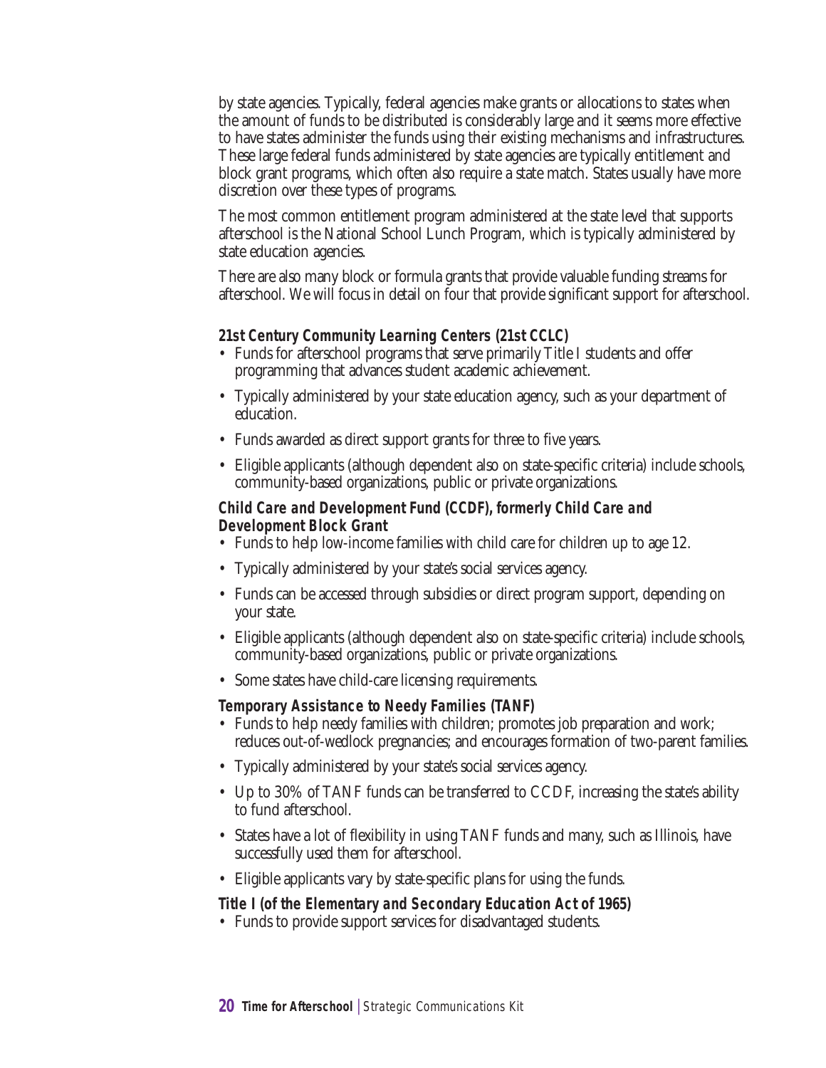by state agencies. Typically, federal agencies make grants or allocations to states when the amount of funds to be distributed is considerably large and it seems more effective to have states administer the funds using their existing mechanisms and infrastructures. These large federal funds administered by state agencies are typically entitlement and block grant programs, which often also require a state match. States usually have more discretion over these types of programs.

The most common entitlement program administered at the state level that supports afterschool is the National School Lunch Program, which is typically administered by state education agencies.

There are also many block or formula grants that provide valuable funding streams for afterschool. We will focus in detail on four that provide significant support for afterschool.

**21st Century Community Learning Centers (21st CCLC)**

- Funds for afterschool programs that serve primarily Title I students and offer programming that advances student academic achievement.
- Typically administered by your state education agency, such as your department of education.
- Funds awarded as direct support grants for three to five years.
- Eligible applicants (although dependent also on state-specific criteria) include schools, community-based organizations, public or private organizations.

**Child Care and Development Fund (CCDF), formerly Child Care and Development Block Grant**

- Funds to help low-income families with child care for children up to age 12.
- Typically administered by your state's social services agency.
- Funds can be accessed through subsidies or direct program support, depending on your state.
- Eligible applicants (although dependent also on state-specific criteria) include schools, community-based organizations, public or private organizations.
- Some states have child-care licensing requirements.

**Temporary Assistance to Needy Families (TANF)**

- Funds to help needy families with children; promotes job preparation and work; reduces out-of-wedlock pregnancies; and encourages formation of two-parent families.
- Typically administered by your state's social services agency.
- Up to 30% of TANF funds can be transferred to CCDF, increasing the state's ability to fund afterschool.
- States have a lot of flexibility in using TANF funds and many, such as Illinois, have successfully used them for afterschool.
- Eligible applicants vary by state-specific plans for using the funds.

**Title I (of the Elementary and Secondary Education Act of 1965)**

- Funds to provide support services for disadvantaged students.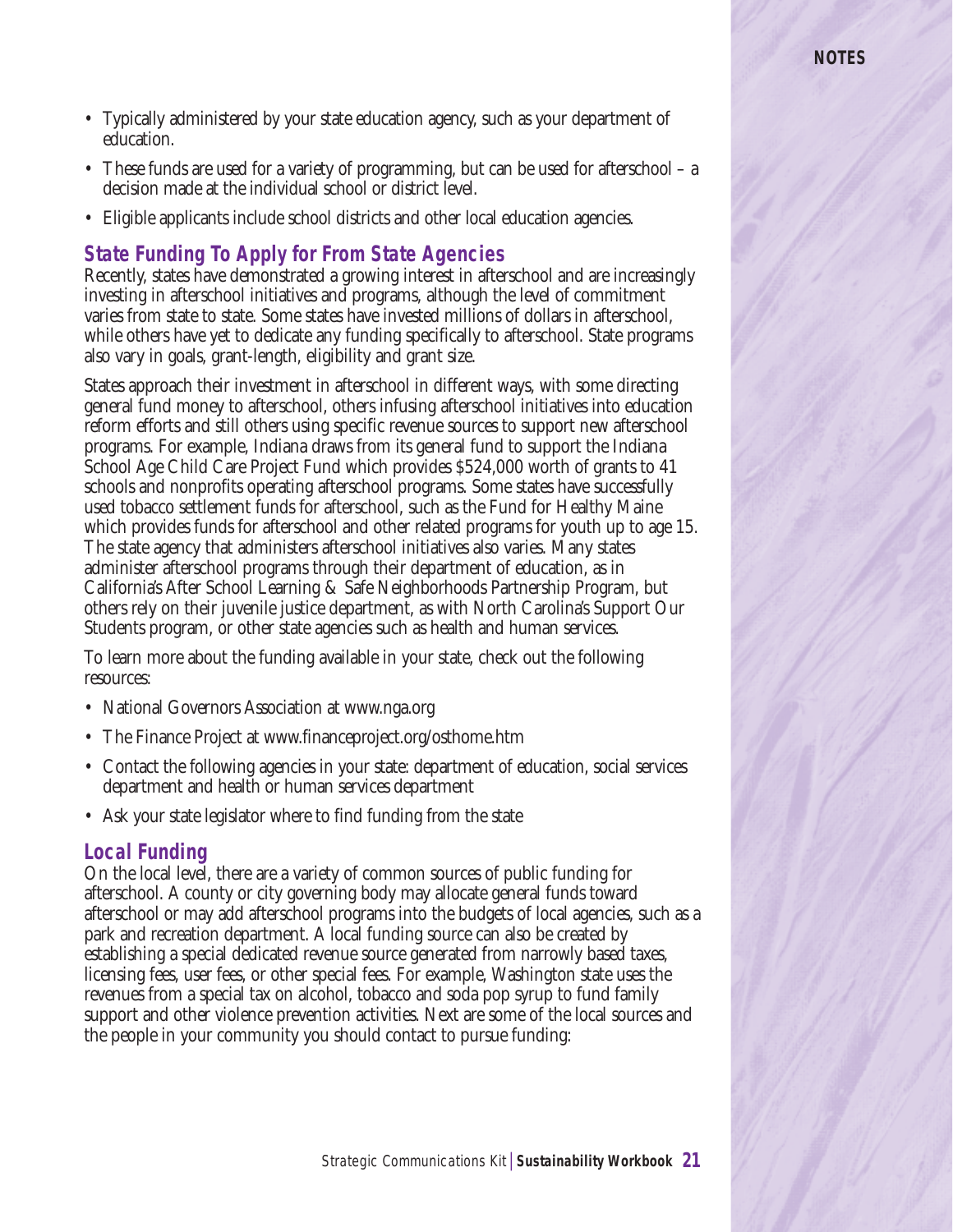- Typically administered by your state education agency, such as your department of education.
- These funds are used for a variety of programming, but can be used for afterschool – a decision made at the individual school or district level.
- Eligible applicants include school districts and other local education agencies.

### State Funding To Apply for From State Agencies

Recently, states have demonstrated a growing interest in afterschool and are increasingly investing in afterschool initiatives and programs, although the level of commitment varies from state to state. Some states have invested millions of dollars in afterschool, while others have yet to dedicate any funding specifically to afterschool. State programs also vary in goals, grant-length, eligibility and grant size.

States approach their investment in afterschool in different ways, with some directing general fund money to afterschool, others infusing afterschool initiatives into education reform efforts and still others using specific revenue sources to support new afterschool programs. For example, Indiana draws from its general fund to support the Indiana School Age Child Care Project Fund which provides $524,000 worth of grants to 41 schools and nonprofits operating afterschool programs. Some states have successfully used tobacco settlement funds for afterschool, such as the Fund for Healthy Maine which provides funds for afterschool and other related programs for youth up to age 15. The state agency that administers afterschool initiatives also varies. Many states administer afterschool programs through their department of education, as in California's After School Learning & Safe Neighborhoods Partnership Program, but others rely on their juvenile justice department, as with North Carolina's Support Our Students program, or other state agencies such as health and human services.

To learn more about the funding available in your state, check out the following resources:

- National Governors Association at www.nga.org
- The Finance Project at www.financeproject.org/osthome.htm
- Contact the following agencies in your state: department of education, social services department and health or human services department
- Ask your state legislator where to find funding from the state

### Local Funding

On the local level, there are a variety of common sources of public funding for afterschool. A county or city governing body may allocate general funds toward afterschool or may add afterschool programs into the budgets of local agencies, such as a park and recreation department. A local funding source can also be created by establishing a special dedicated revenue source generated from narrowly based taxes, licensing fees, user fees, or other special fees. For example, Washington state uses the revenues from a special tax on alcohol, tobacco and soda pop syrup to fund family support and other violence prevention activities. Next are some of the local sources and the people in your community you should contact to pursue funding: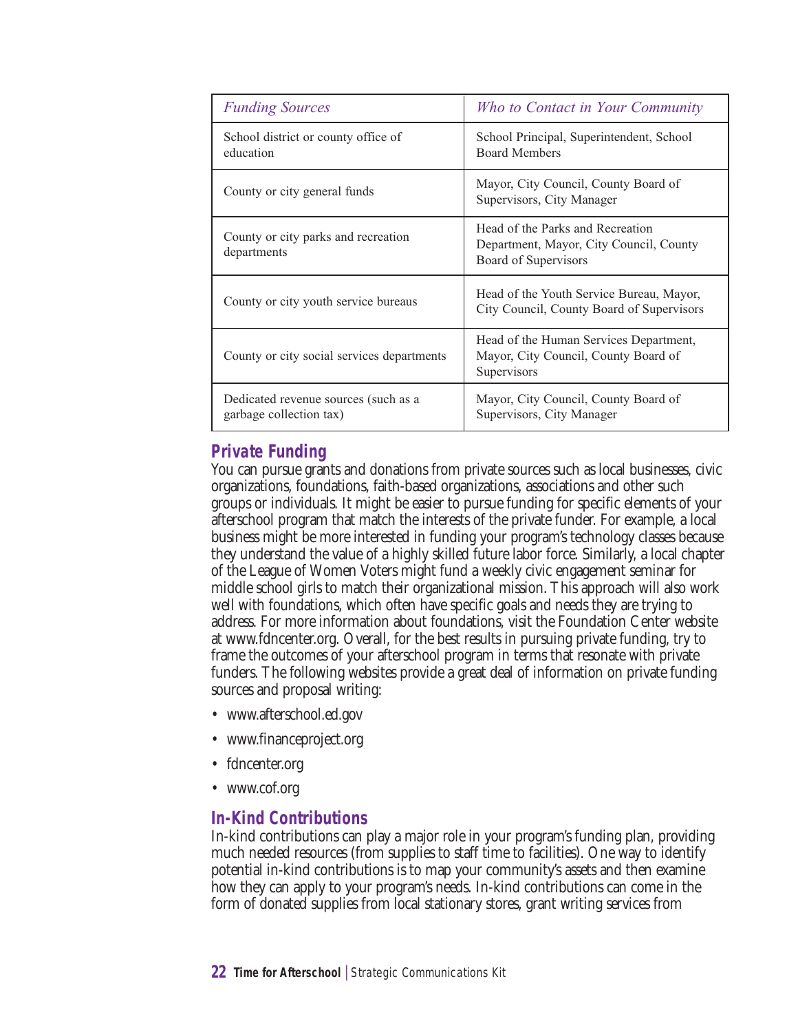| *Funding Sources* | *Who to Contact in Your Community* |
|---|---|
| School district or county office of education | School Principal, Superintendent, School Board Members |
| County or city general funds | Mayor, City Council, County Board of Supervisors, City Manager |
| County or city parks and recreation departments | Head of the Parks and Recreation Department, Mayor, City Council, County Board of Supervisors |
| County or city youth service bureaus | Head of the Youth Service Bureau, Mayor, City Council, County Board of Supervisors |
| County or city social services departments | Head of the Human Services Department, Mayor, City Council, County Board of Supervisors |
| Dedicated revenue sources (such as a garbage collection tax) | Mayor, City Council, County Board of Supervisors, City Manager |

## Private Funding

You can pursue grants and donations from private sources such as local businesses, civic organizations, foundations, faith-based organizations, associations and other such groups or individuals. It might be easier to pursue funding for specific elements of your afterschool program that match the interests of the private funder. For example, a local business might be more interested in funding your program's technology classes because they understand the value of a highly skilled future labor force. Similarly, a local chapter of the League of Women Voters might fund a weekly civic engagement seminar for middle school girls to match their organizational mission. This approach will also work well with foundations, which often have specific goals and needs they are trying to address. For more information about foundations, visit the Foundation Center website at www.fdncenter.org. Overall, for the best results in pursuing private funding, try to frame the outcomes of your afterschool program in terms that resonate with private funders. The following websites provide a great deal of information on private funding sources and proposal writing:

- www.afterschool.ed.gov
- www.financeproject.org
- fdncenter.org
- www.cof.org

## In-Kind Contributions

In-kind contributions can play a major role in your program's funding plan, providing much needed resources (from supplies to staff time to facilities). One way to identify potential in-kind contributions is to map your community's assets and then examine how they can apply to your program's needs. In-kind contributions can come in the form of donated supplies from local stationary stores, grant writing services from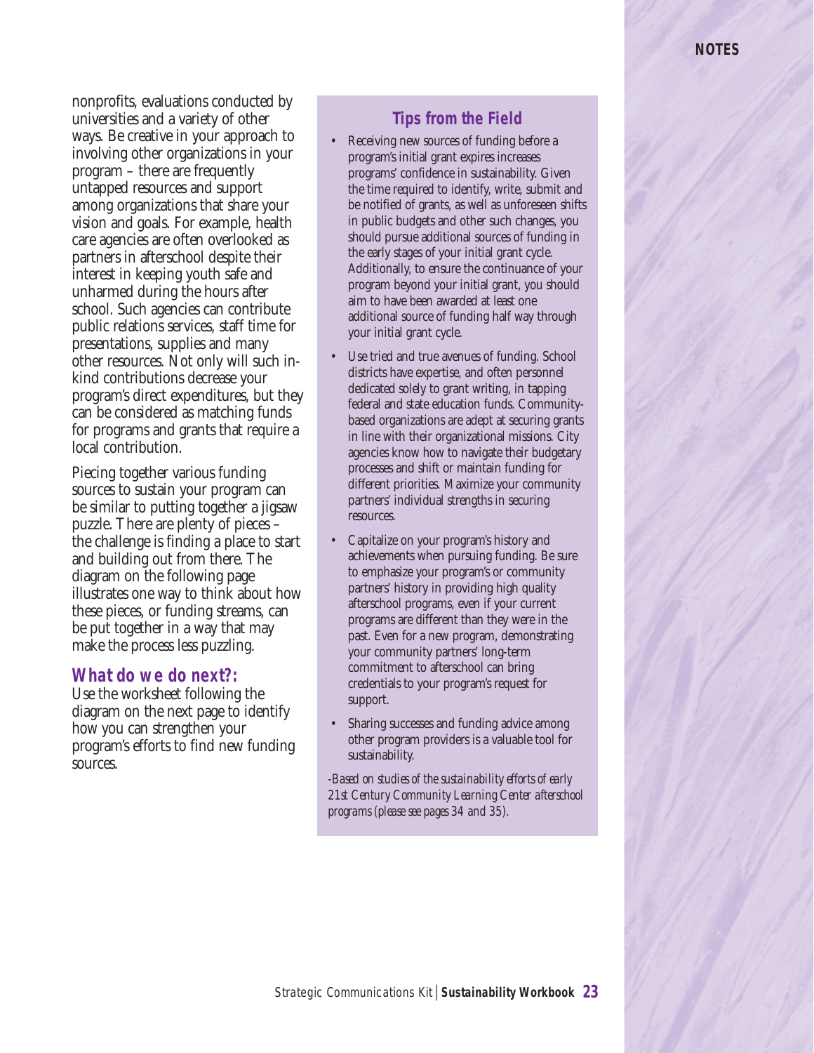nonprofits, evaluations conducted by universities and a variety of other ways. Be creative in your approach to involving other organizations in your program – there are frequently untapped resources and support among organizations that share your vision and goals. For example, health care agencies are often overlooked as partners in afterschool despite their interest in keeping youth safe and unharmed during the hours after school. Such agencies can contribute public relations services, staff time for presentations, supplies and many other resources. Not only will such in-kind contributions decrease your program's direct expenditures, but they can be considered as matching funds for programs and grants that require a local contribution.

Piecing together various funding sources to sustain your program can be similar to putting together a jigsaw puzzle. There are plenty of pieces – the challenge is finding a place to start and building out from there. The diagram on the following page illustrates one way to think about how these pieces, or funding streams, can be put together in a way that may make the process less puzzling.

## What do we do next?:

Use the worksheet following the diagram on the next page to identify how you can strengthen your program's efforts to find new funding sources.

### Tips from the Field

- Receiving new sources of funding before a program's initial grant expires increases programs' confidence in sustainability. Given the time required to identify, write, submit and be notified of grants, as well as unforeseen shifts in public budgets and other such changes, you should pursue additional sources of funding in the early stages of your initial grant cycle. Additionally, to ensure the continuance of your program beyond your initial grant, you should aim to have been awarded at least one additional source of funding half way through your initial grant cycle.
- Use tried and true avenues of funding. School districts have expertise, and often personnel dedicated solely to grant writing, in tapping federal and state education funds. Community-based organizations are adept at securing grants in line with their organizational missions. City agencies know how to navigate their budgetary processes and shift or maintain funding for different priorities. Maximize your community partners' individual strengths in securing resources.
- Capitalize on your program's history and achievements when pursuing funding. Be sure to emphasize your program's or community partners' history in providing high quality afterschool programs, even if your current programs are different than they were in the past. Even for a new program, demonstrating your community partners' long-term commitment to afterschool can bring credentials to your program's request for support.
- Sharing successes and funding advice among other program providers is a valuable tool for sustainability.

*-Based on studies of the sustainability efforts of early 21st Century Community Learning Center afterschool programs (please see pages 34 and 35).*

**NOTES**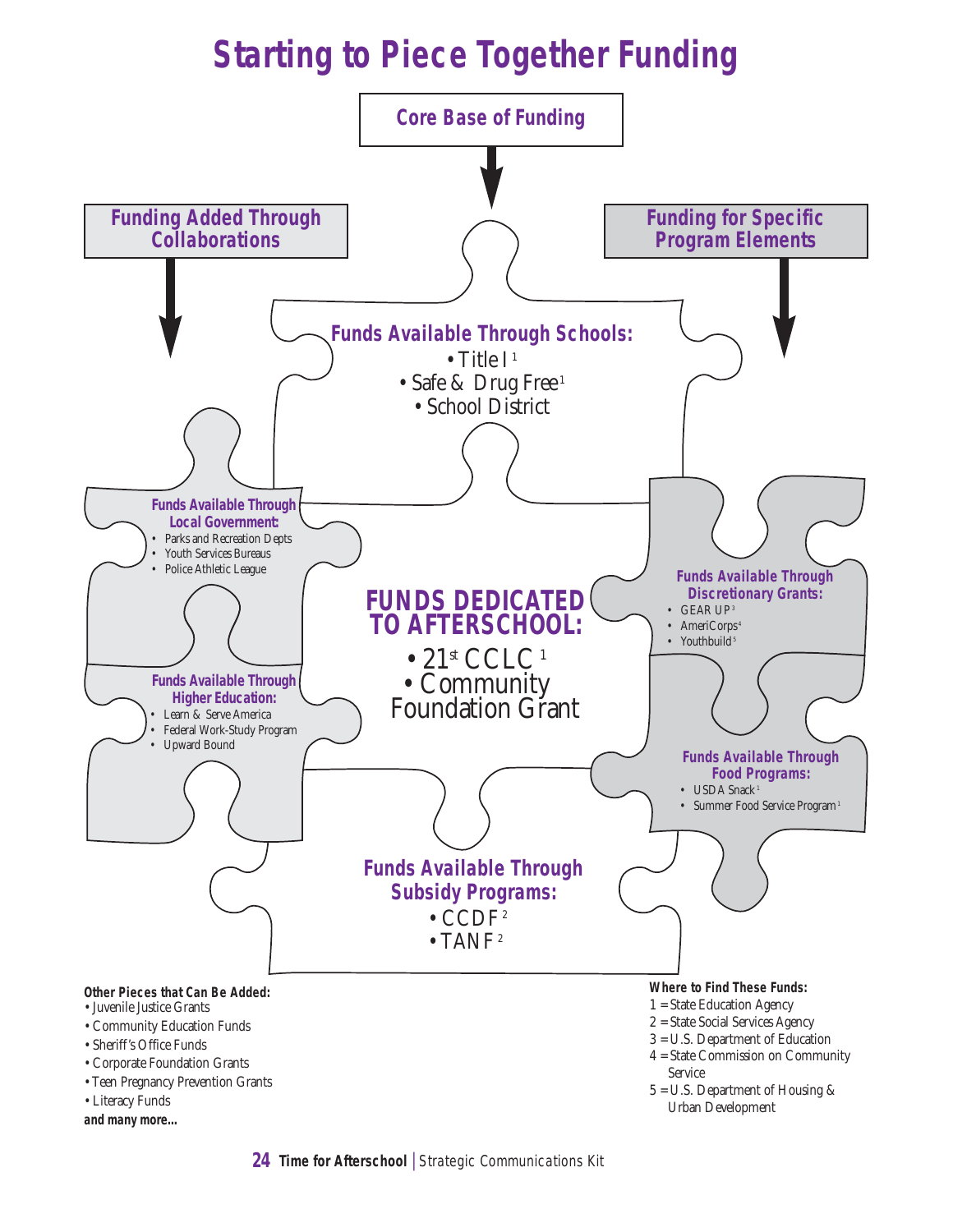# Starting to Piece Together Funding

**Core Base of Funding**

**Funding Added Through Collaborations**

**Funding for Specific Program Elements**

**Funds Available Through Schools:**
- Title I [1]
- Safe & Drug Free [1]
- School District

**Funds Available Through Local Government:**
- Parks and Recreation Depts
- Youth Services Bureaus
- Police Athletic League

**FUNDS DEDICATED TO AFTERSCHOOL:**
- 21st CCLC [1]
- Community Foundation Grant

**Funds Available Through Discretionary Grants:**
- GEAR UP [3]
- AmeriCorps [4]
- Youthbuild [5]

**Funds Available Through Higher Education:**
- Learn & Serve America
- Federal Work-Study Program
- Upward Bound

**Funds Available Through Food Programs:**
- USDA Snack [1]
- Summer Food Service Program [1]

**Funds Available Through Subsidy Programs:**
- CCDF [2]
- TANF [2]

**Other Pieces that Can Be Added:**
- Juvenile Justice Grants
- Community Education Funds
- Sheriff's Office Funds
- Corporate Foundation Grants
- Teen Pregnancy Prevention Grants
- Literacy Funds

**and many more...**

**Where to Find These Funds:**

1 = State Education Agency
2 = State Social Services Agency
3 = U.S. Department of Education
4 = State Commission on Community Service
5 = U.S. Department of Housing & Urban Development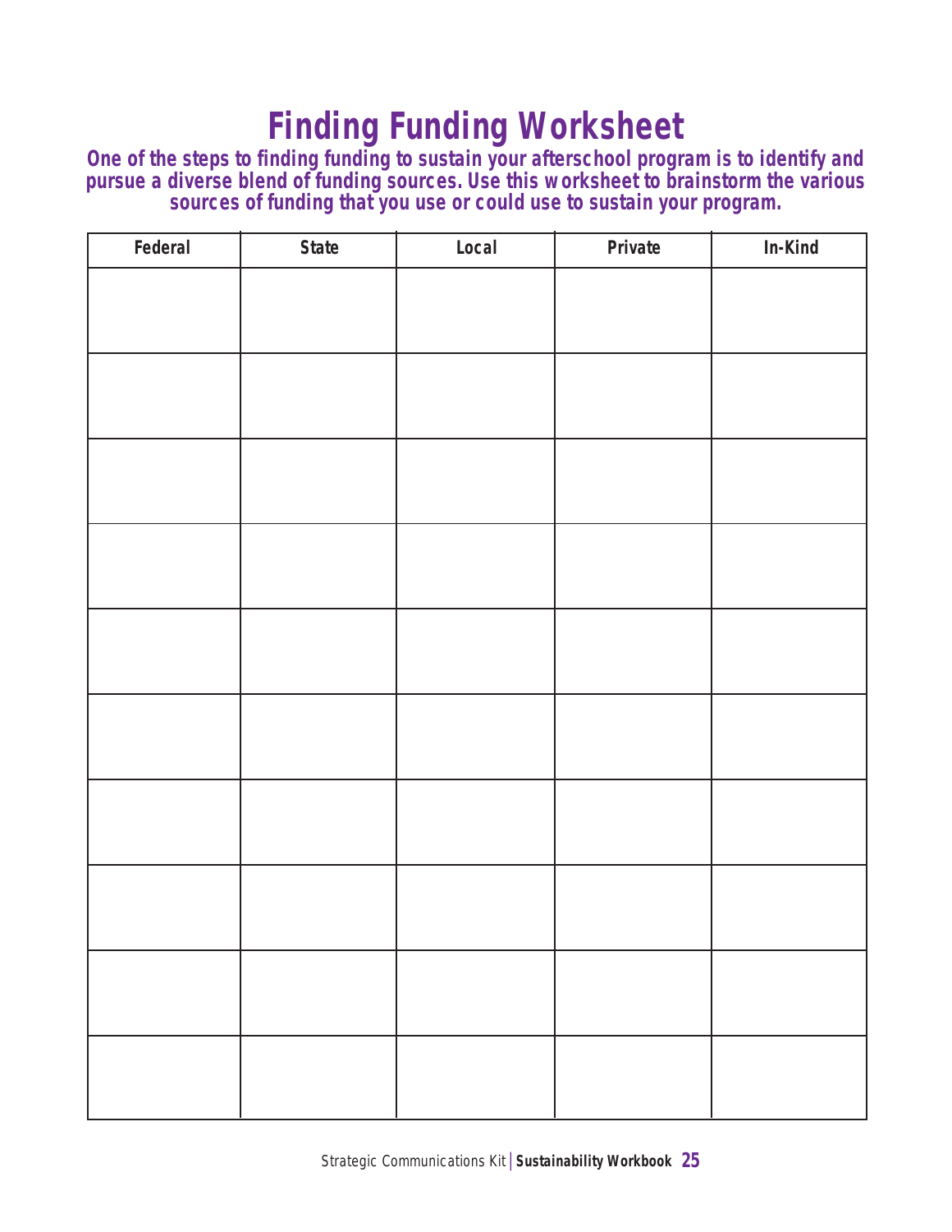# Finding Funding Worksheet

**One of the steps to finding funding to sustain your afterschool program is to identify and pursue a diverse blend of funding sources. Use this worksheet to brainstorm the various sources of funding that you use or could use to sustain your program.**

| Federal | State | Local | Private | In-Kind |
|---|---|---|---|---|
| | | | | |
| | | | | |
| | | | | |
| | | | | |
| | | | | |
| | | | | |
| | | | | |
| | | | | |
| | | | | |
| | | | | |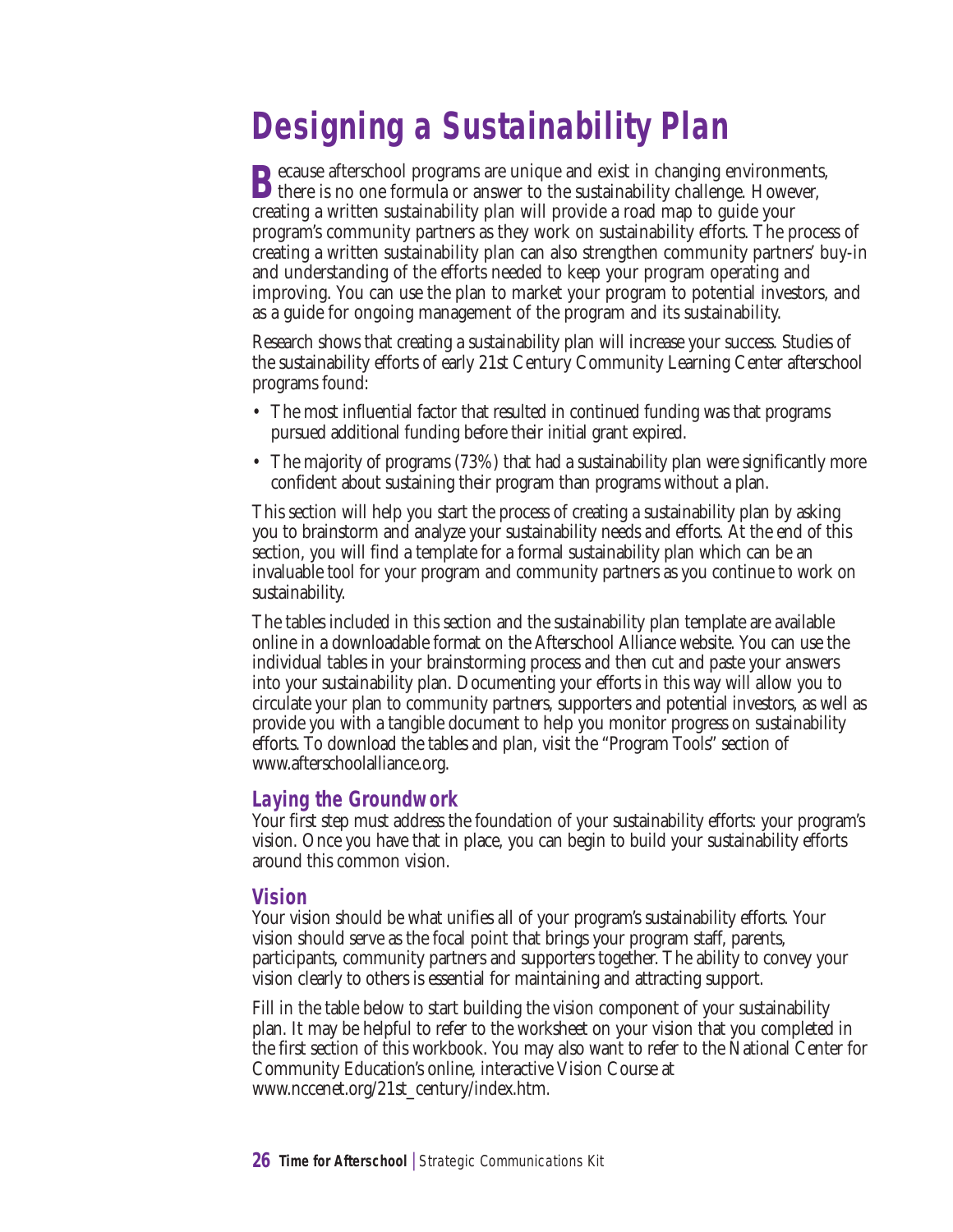# Designing a Sustainability Plan

Because afterschool programs are unique and exist in changing environments, there is no one formula or answer to the sustainability challenge. However, creating a written sustainability plan will provide a road map to guide your program's community partners as they work on sustainability efforts. The process of creating a written sustainability plan can also strengthen community partners' buy-in and understanding of the efforts needed to keep your program operating and improving. You can use the plan to market your program to potential investors, and as a guide for ongoing management of the program and its sustainability.

Research shows that creating a sustainability plan will increase your success. Studies of the sustainability efforts of early 21st Century Community Learning Center afterschool programs found:

- The most influential factor that resulted in continued funding was that programs pursued additional funding before their initial grant expired.
- The majority of programs (73%) that had a sustainability plan were significantly more confident about sustaining their program than programs without a plan.

This section will help you start the process of creating a sustainability plan by asking you to brainstorm and analyze your sustainability needs and efforts. At the end of this section, you will find a template for a formal sustainability plan which can be an invaluable tool for your program and community partners as you continue to work on sustainability.

The tables included in this section and the sustainability plan template are available online in a downloadable format on the Afterschool Alliance website. You can use the individual tables in your brainstorming process and then cut and paste your answers into your sustainability plan. Documenting your efforts in this way will allow you to circulate your plan to community partners, supporters and potential investors, as well as provide you with a tangible document to help you monitor progress on sustainability efforts. To download the tables and plan, visit the "Program Tools" section of www.afterschoolalliance.org.

## Laying the Groundwork

Your first step must address the foundation of your sustainability efforts: your program's vision. Once you have that in place, you can begin to build your sustainability efforts around this common vision.

## Vision

Your vision should be what unifies all of your program's sustainability efforts. Your vision should serve as the focal point that brings your program staff, parents, participants, community partners and supporters together. The ability to convey your vision clearly to others is essential for maintaining and attracting support.

Fill in the table below to start building the vision component of your sustainability plan. It may be helpful to refer to the worksheet on your vision that you completed in the first section of this workbook. You may also want to refer to the National Center for Community Education's online, interactive Vision Course at www.nccenet.org/21st_century/index.htm.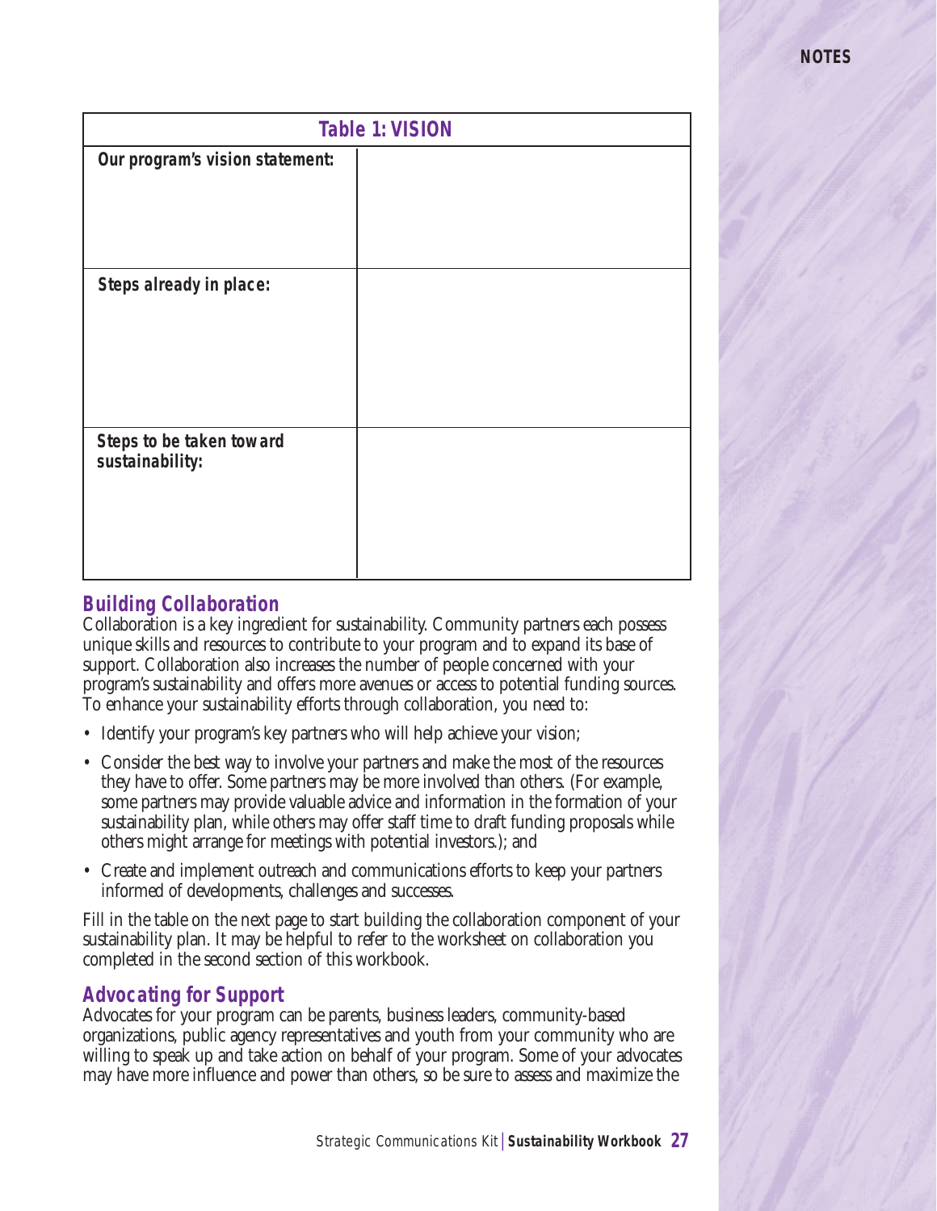| Table 1: VISION | |
|---|---|
| **Our program's vision statement:** | |
| **Steps already in place:** | |
| **Steps to be taken toward sustainability:** | |

## Building Collaboration

Collaboration is a key ingredient for sustainability. Community partners each possess unique skills and resources to contribute to your program and to expand its base of support. Collaboration also increases the number of people concerned with your program's sustainability and offers more avenues or access to potential funding sources. To enhance your sustainability efforts through collaboration, you need to:

- Identify your program's key partners who will help achieve your vision;
- Consider the best way to involve your partners and make the most of the resources they have to offer. Some partners may be more involved than others. (For example, some partners may provide valuable advice and information in the formation of your sustainability plan, while others may offer staff time to draft funding proposals while others might arrange for meetings with potential investors.); and
- Create and implement outreach and communications efforts to keep your partners informed of developments, challenges and successes.

Fill in the table on the next page to start building the collaboration component of your sustainability plan. It may be helpful to refer to the worksheet on collaboration you completed in the second section of this workbook.

## Advocating for Support

Advocates for your program can be parents, business leaders, community-based organizations, public agency representatives and youth from your community who are willing to speak up and take action on behalf of your program. Some of your advocates may have more influence and power than others, so be sure to assess and maximize the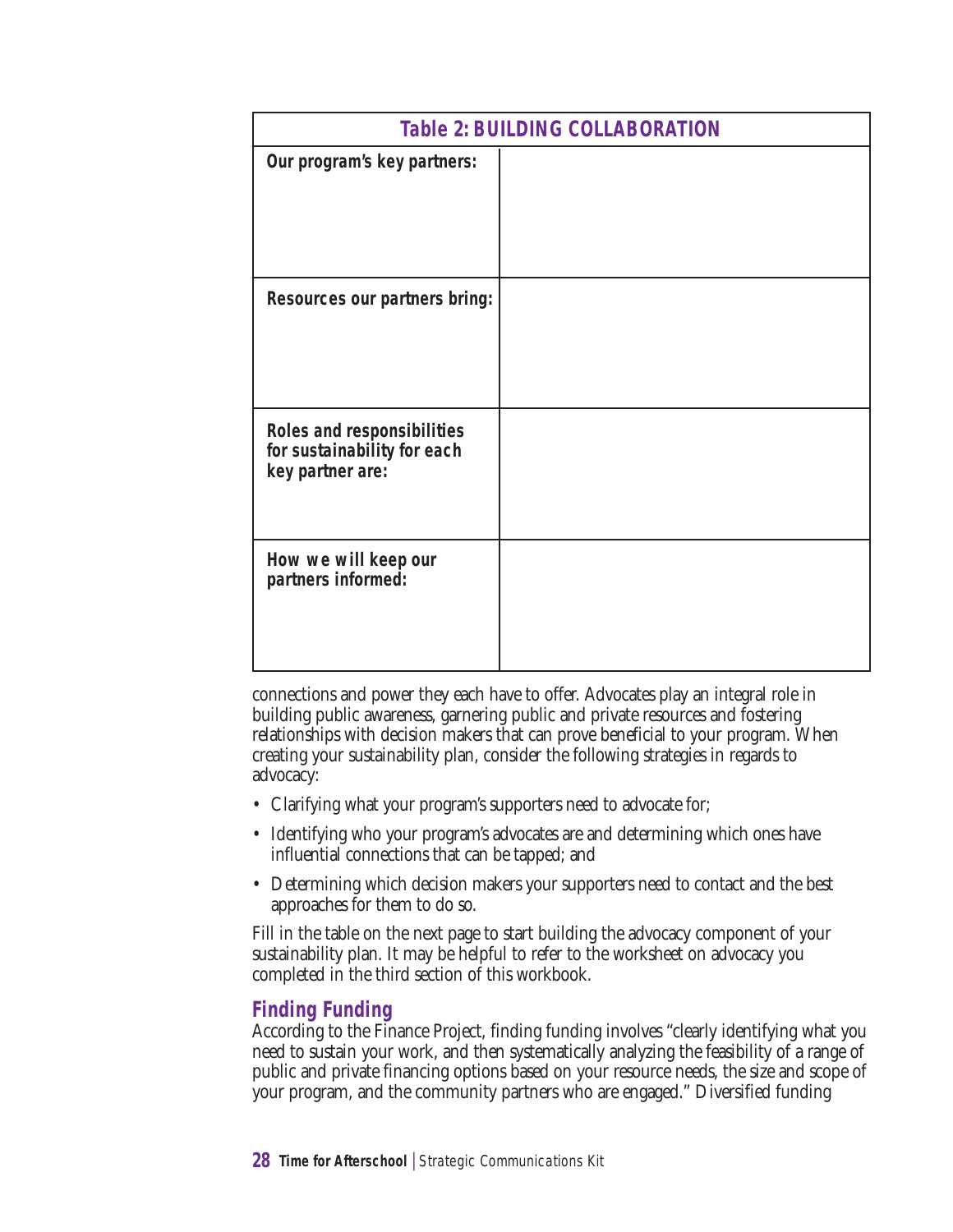| Table 2: BUILDING COLLABORATION | |
|---|---|
| **Our program's key partners:** | |
| **Resources our partners bring:** | |
| **Roles and responsibilities for sustainability for each key partner are:** | |
| **How we will keep our partners informed:** | |

connections and power they each have to offer. Advocates play an integral role in building public awareness, garnering public and private resources and fostering relationships with decision makers that can prove beneficial to your program. When creating your sustainability plan, consider the following strategies in regards to advocacy:

- Clarifying what your program's supporters need to advocate for;
- Identifying who your program's advocates are and determining which ones have influential connections that can be tapped; and
- Determining which decision makers your supporters need to contact and the best approaches for them to do so.

Fill in the table on the next page to start building the advocacy component of your sustainability plan. It may be helpful to refer to the worksheet on advocacy you completed in the third section of this workbook.

## Finding Funding

According to the Finance Project, finding funding involves "clearly identifying what you need to sustain your work, and then systematically analyzing the feasibility of a range of public and private financing options based on your resource needs, the size and scope of your program, and the community partners who are engaged." Diversified funding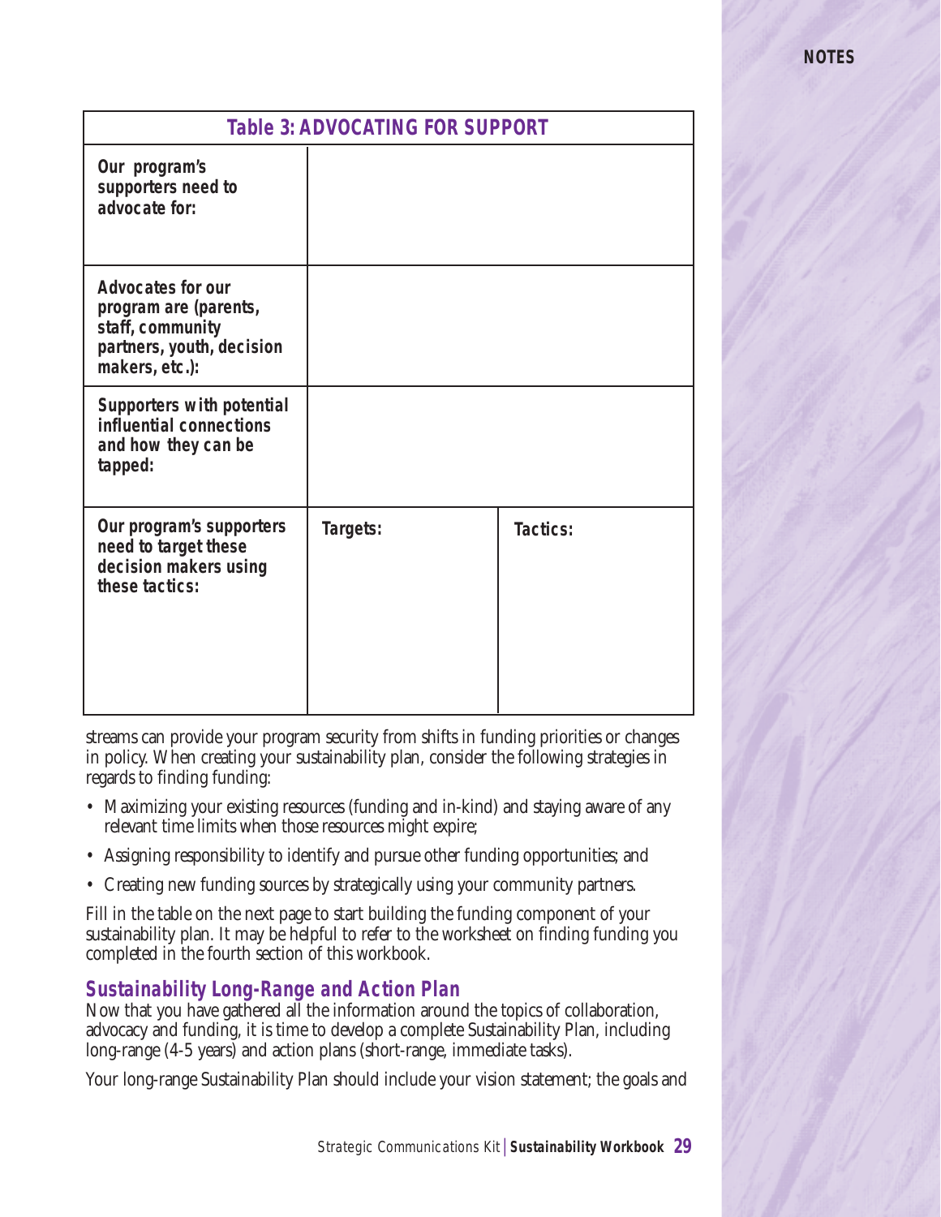| Table 3: ADVOCATING FOR SUPPORT | | |
|---|---|---|
| **Our program's supporters need to advocate for:** | | |
| **Advocates for our program are (parents, staff, community partners, youth, decision makers, etc.):** | | |
| **Supporters with potential influential connections and how they can be tapped:** | | |
| **Our program's supporters need to target these decision makers using these tactics:** | **Targets:** | **Tactics:** |

streams can provide your program security from shifts in funding priorities or changes in policy. When creating your sustainability plan, consider the following strategies in regards to finding funding:

- Maximizing your existing resources (funding and in-kind) and staying aware of any relevant time limits when those resources might expire;
- Assigning responsibility to identify and pursue other funding opportunities; and
- Creating new funding sources by strategically using your community partners.

Fill in the table on the next page to start building the funding component of your sustainability plan. It may be helpful to refer to the worksheet on finding funding you completed in the fourth section of this workbook.

## Sustainability Long-Range and Action Plan

Now that you have gathered all the information around the topics of collaboration, advocacy and funding, it is time to develop a complete Sustainability Plan, including long-range (4-5 years) and action plans (short-range, immediate tasks).

Your long-range Sustainability Plan should include your vision statement; the goals and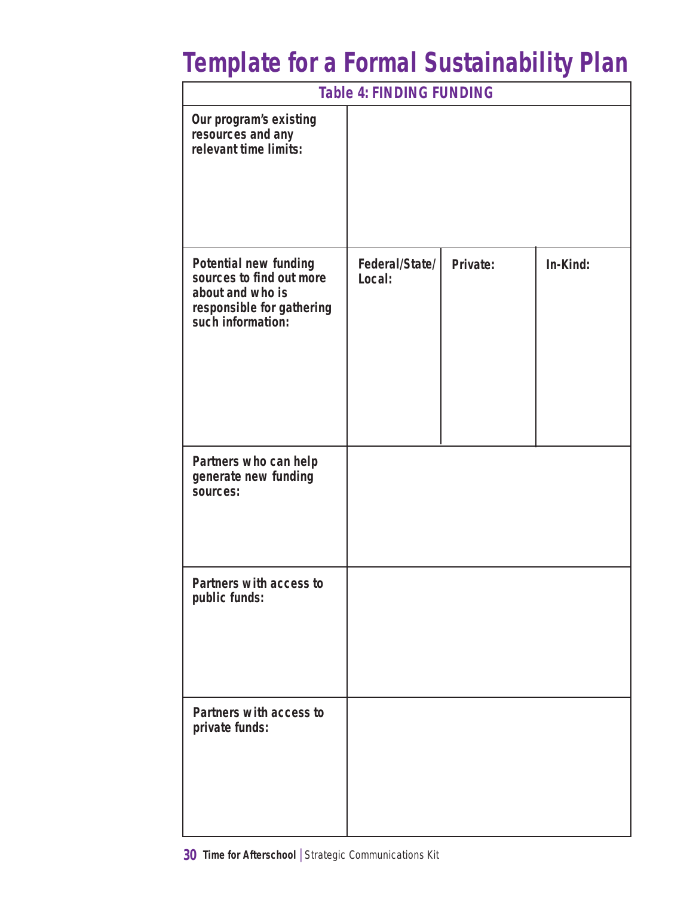# Template for a Formal Sustainability Plan

| Table 4: FINDING FUNDING | | | |
|---|---|---|---|
| **Our program's existing resources and any relevant time limits:** | | | |
| **Potential new funding sources to find out more about and who is responsible for gathering such information:** | **Federal/State/ Local:** | **Private:** | **In-Kind:** |
| **Partners who can help generate new funding sources:** | | | |
| **Partners with access to public funds:** | | | |
| **Partners with access to private funds:** | | | |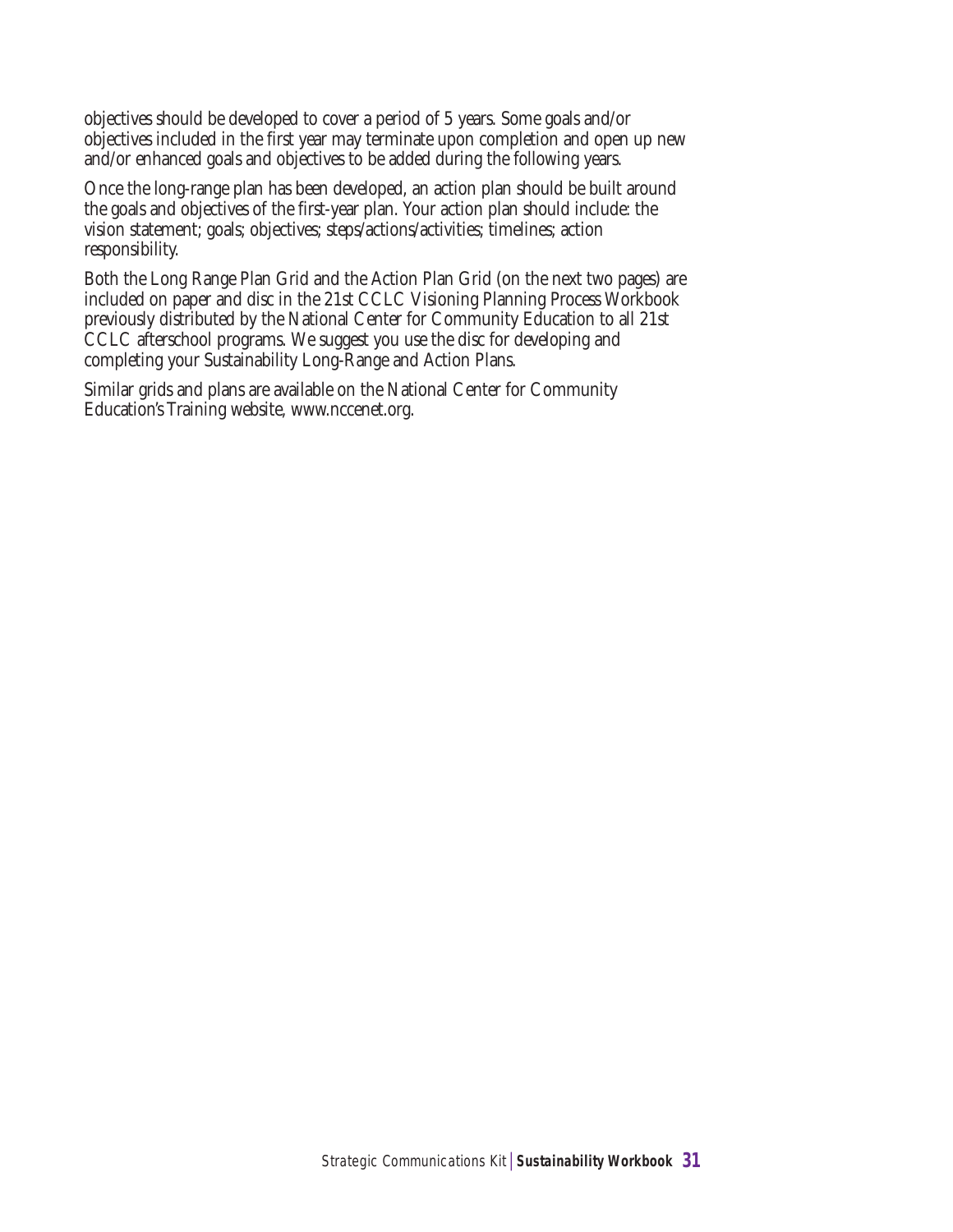objectives should be developed to cover a period of 5 years. Some goals and/or objectives included in the first year may terminate upon completion and open up new and/or enhanced goals and objectives to be added during the following years.

Once the long-range plan has been developed, an action plan should be built around the goals and objectives of the first-year plan. Your action plan should include: the vision statement; goals; objectives; steps/actions/activities; timelines; action responsibility.

Both the Long Range Plan Grid and the Action Plan Grid (on the next two pages) are included on paper and disc in the 21st CCLC Visioning Planning Process Workbook previously distributed by the National Center for Community Education to all 21st CCLC afterschool programs. We suggest you use the disc for developing and completing your Sustainability Long-Range and Action Plans.

Similar grids and plans are available on the National Center for Community Education's Training website, www.nccenet.org.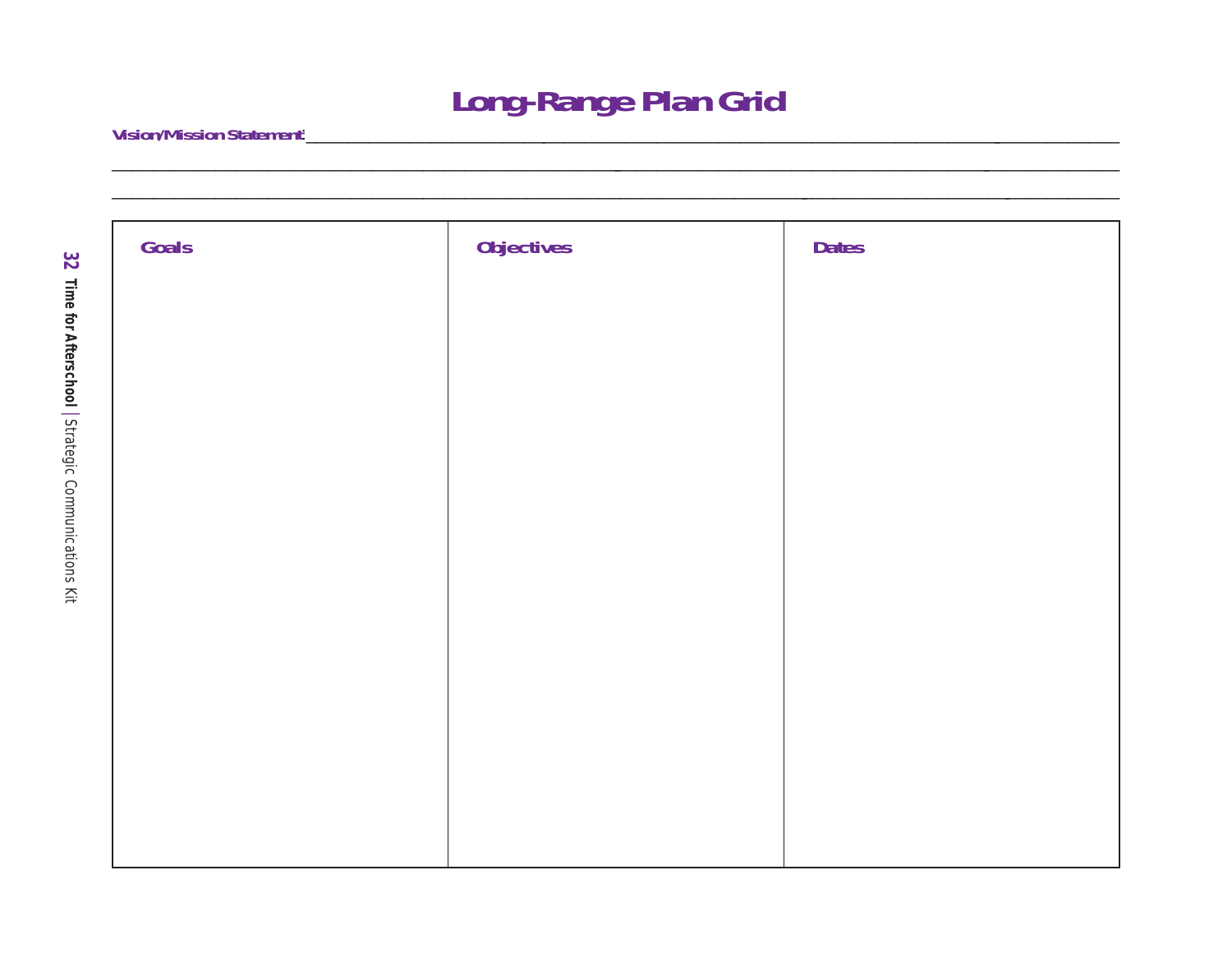# Long-Range Plan Grid

**Vision/Mission Statement:** ____________________________________________________________

______________________________________________________________________________

______________________________________________________________________________

| Goals | Objectives | Dates |
| --- | --- | --- |
| | | |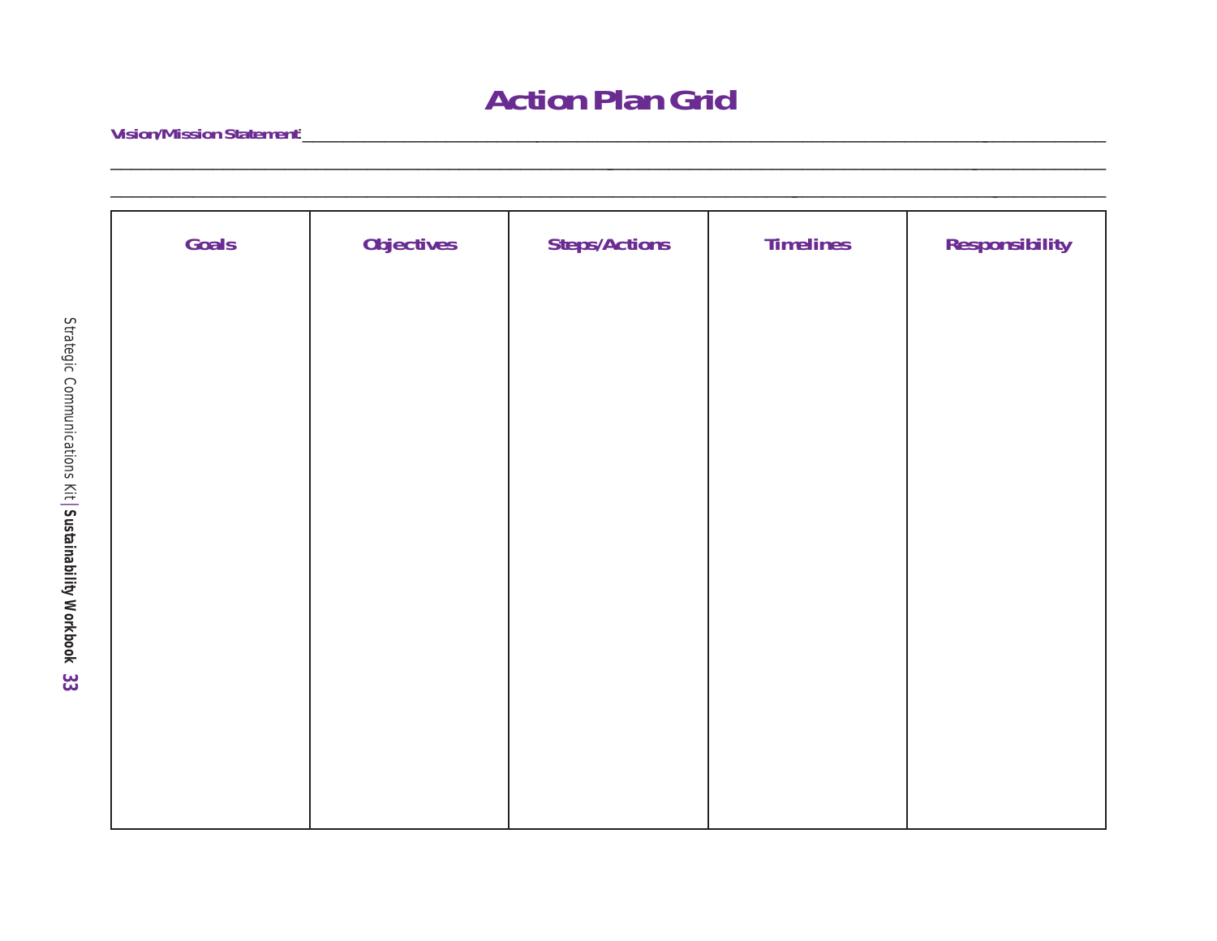# Action Plan Grid

**Vision/Mission Statement:** ________________________________________________________________________________

________________________________________________________________________________

________________________________________________________________________________

| Goals | Objectives | Steps/Actions | Timelines | Responsibility |
|---|---|---|---|---|
| | | | | |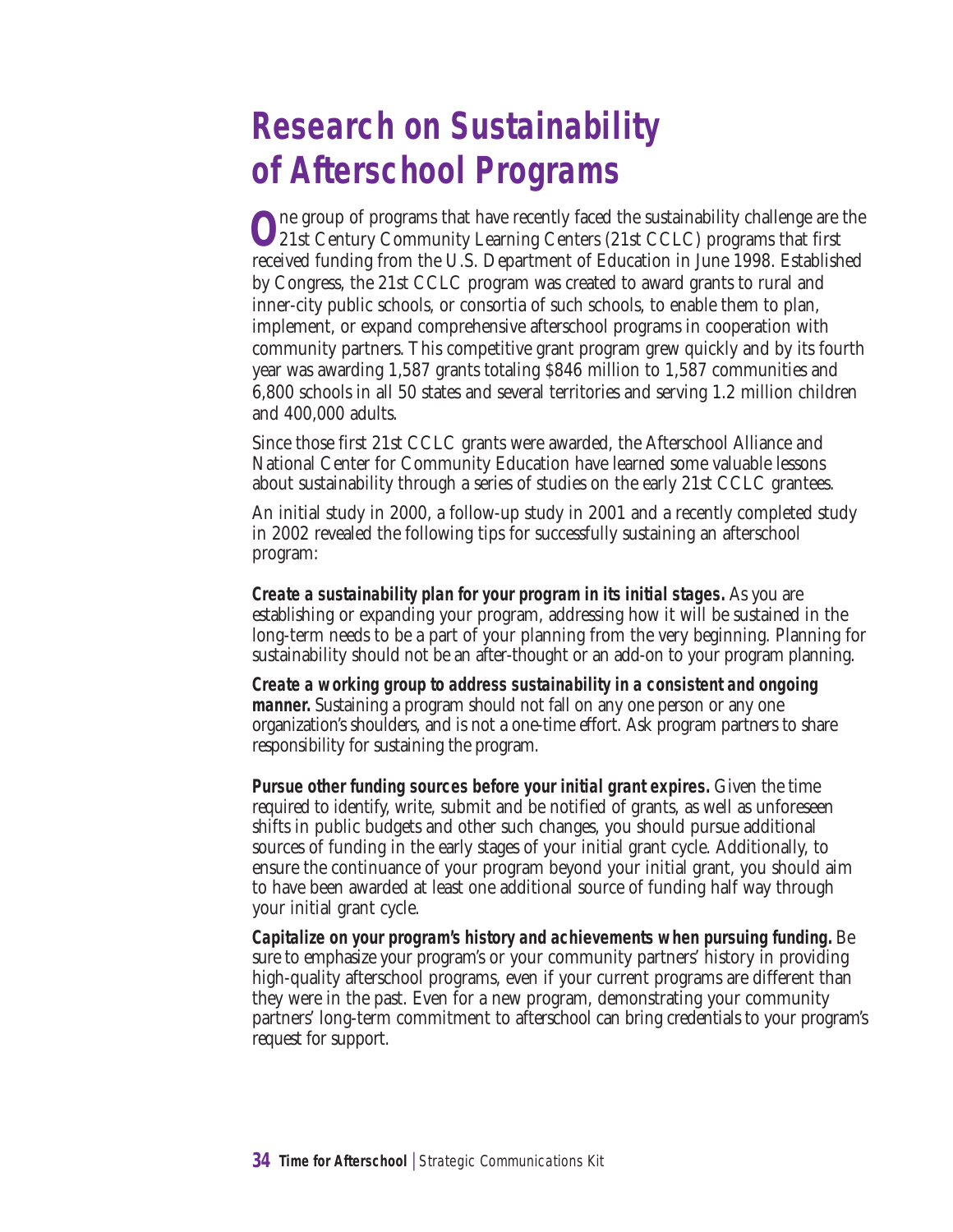# Research on Sustainability of Afterschool Programs

One group of programs that have recently faced the sustainability challenge are the 21st Century Community Learning Centers (21st CCLC) programs that first received funding from the U.S. Department of Education in June 1998. Established by Congress, the 21st CCLC program was created to award grants to rural and inner-city public schools, or consortia of such schools, to enable them to plan, implement, or expand comprehensive afterschool programs in cooperation with community partners. This competitive grant program grew quickly and by its fourth year was awarding 1,587 grants totaling $846 million to 1,587 communities and 6,800 schools in all 50 states and several territories and serving 1.2 million children and 400,000 adults.

Since those first 21st CCLC grants were awarded, the Afterschool Alliance and National Center for Community Education have learned some valuable lessons about sustainability through a series of studies on the early 21st CCLC grantees.

An initial study in 2000, a follow-up study in 2001 and a recently completed study in 2002 revealed the following tips for successfully sustaining an afterschool program:

***Create a sustainability plan for your program in its initial stages.*** As you are establishing or expanding your program, addressing how it will be sustained in the long-term needs to be a part of your planning from the very beginning. Planning for sustainability should not be an after-thought or an add-on to your program planning.

***Create a working group to address sustainability in a consistent and ongoing manner.*** Sustaining a program should not fall on any one person or any one organization's shoulders, and is not a one-time effort. Ask program partners to share responsibility for sustaining the program.

***Pursue other funding sources before your initial grant expires.*** Given the time required to identify, write, submit and be notified of grants, as well as unforeseen shifts in public budgets and other such changes, you should pursue additional sources of funding in the early stages of your initial grant cycle. Additionally, to ensure the continuance of your program beyond your initial grant, you should aim to have been awarded at least one additional source of funding half way through your initial grant cycle.

***Capitalize on your program's history and achievements when pursuing funding.*** Be sure to emphasize your program's or your community partners' history in providing high-quality afterschool programs, even if your current programs are different than they were in the past. Even for a new program, demonstrating your community partners' long-term commitment to afterschool can bring credentials to your program's request for support.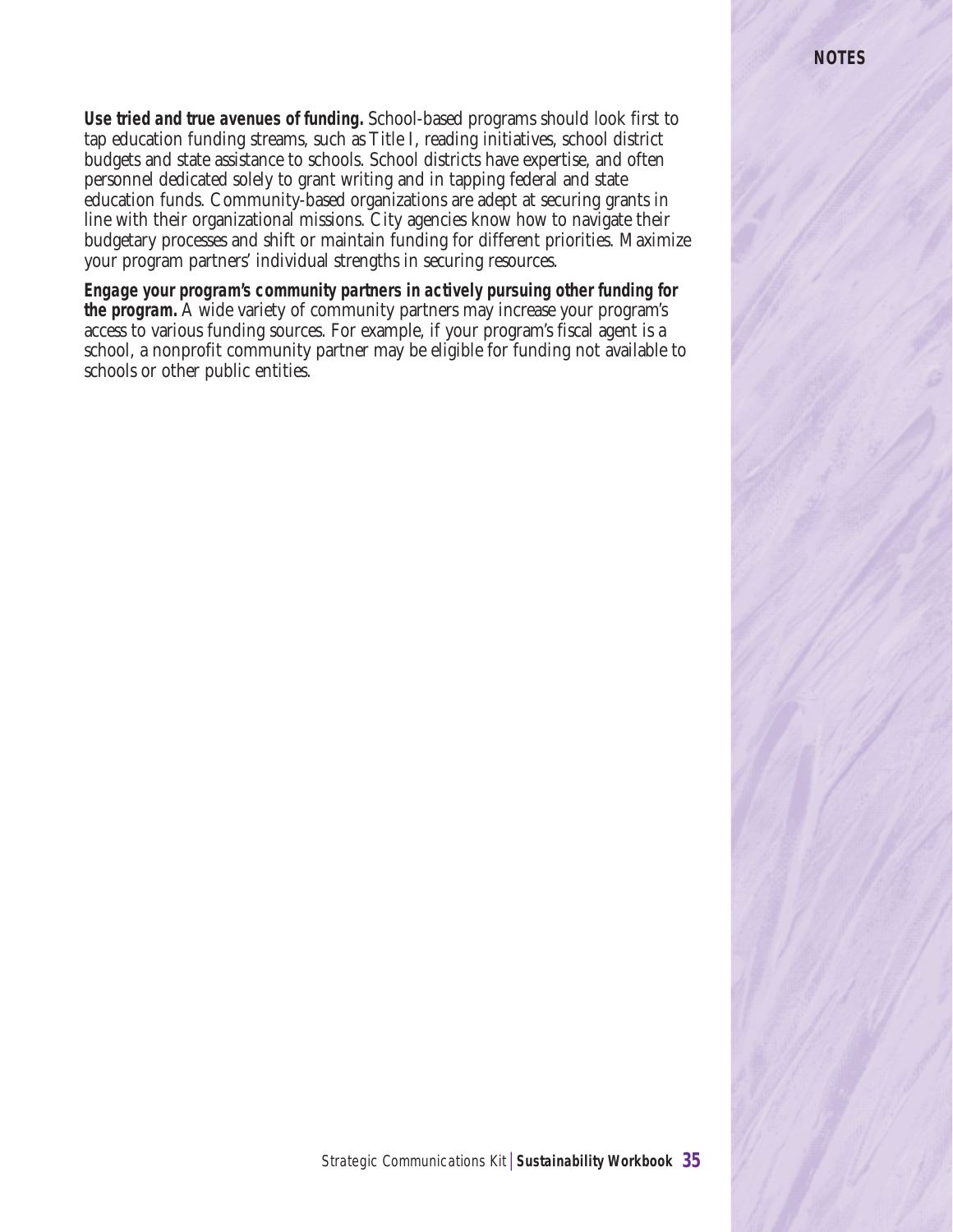**Use tried and true avenues of funding.** School-based programs should look first to tap education funding streams, such as Title I, reading initiatives, school district budgets and state assistance to schools. School districts have expertise, and often personnel dedicated solely to grant writing and in tapping federal and state education funds. Community-based organizations are adept at securing grants in line with their organizational missions. City agencies know how to navigate their budgetary processes and shift or maintain funding for different priorities. Maximize your program partners' individual strengths in securing resources.

**Engage your program's community partners in actively pursuing other funding for the program.** A wide variety of community partners may increase your program's access to various funding sources. For example, if your program's fiscal agent is a school, a nonprofit community partner may be eligible for funding not available to schools or other public entities.

NOTES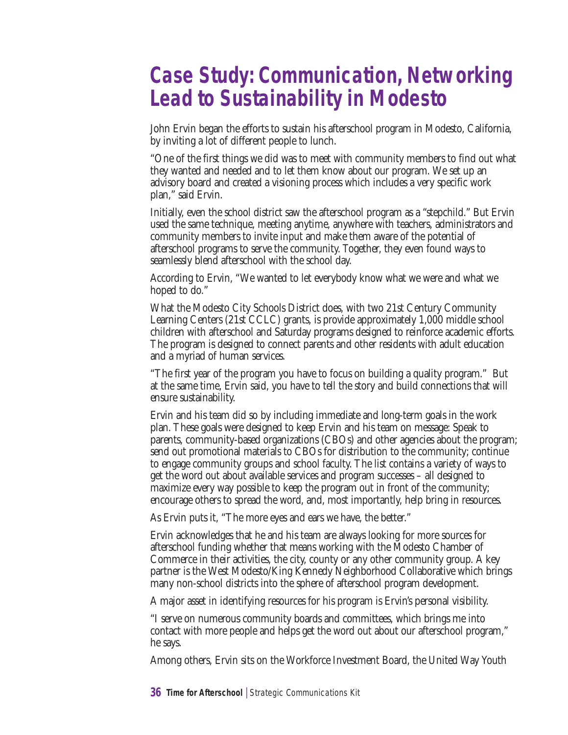# Case Study: Communication, Networking Lead to Sustainability in Modesto

John Ervin began the efforts to sustain his afterschool program in Modesto, California, by inviting a lot of different people to lunch.

"One of the first things we did was to meet with community members to find out what they wanted and needed and to let them know about our program. We set up an advisory board and created a visioning process which includes a very specific work plan," said Ervin.

Initially, even the school district saw the afterschool program as a "stepchild." But Ervin used the same technique, meeting anytime, anywhere with teachers, administrators and community members to invite input and make them aware of the potential of afterschool programs to serve the community. Together, they even found ways to seamlessly blend afterschool with the school day.

According to Ervin, "We wanted to let everybody know what we were and what we hoped to do."

What the Modesto City Schools District does, with two 21st Century Community Learning Centers (21st CCLC) grants, is provide approximately 1,000 middle school children with afterschool and Saturday programs designed to reinforce academic efforts. The program is designed to connect parents and other residents with adult education and a myriad of human services.

"The first year of the program you have to focus on building a quality program." But at the same time, Ervin said, you have to tell the story and build connections that will ensure sustainability.

Ervin and his team did so by including immediate and long-term goals in the work plan. These goals were designed to keep Ervin and his team on message: Speak to parents, community-based organizations (CBOs) and other agencies about the program; send out promotional materials to CBOs for distribution to the community; continue to engage community groups and school faculty. The list contains a variety of ways to get the word out about available services and program successes – all designed to maximize every way possible to keep the program out in front of the community; encourage others to spread the word, and, most importantly, help bring in resources.

As Ervin puts it, "The more eyes and ears we have, the better."

Ervin acknowledges that he and his team are always looking for more sources for afterschool funding whether that means working with the Modesto Chamber of Commerce in their activities, the city, county or any other community group. A key partner is the West Modesto/King Kennedy Neighborhood Collaborative which brings many non-school districts into the sphere of afterschool program development.

A major asset in identifying resources for his program is Ervin's personal visibility.

"I serve on numerous community boards and committees, which brings me into contact with more people and helps get the word out about our afterschool program," he says.

Among others, Ervin sits on the Workforce Investment Board, the United Way Youth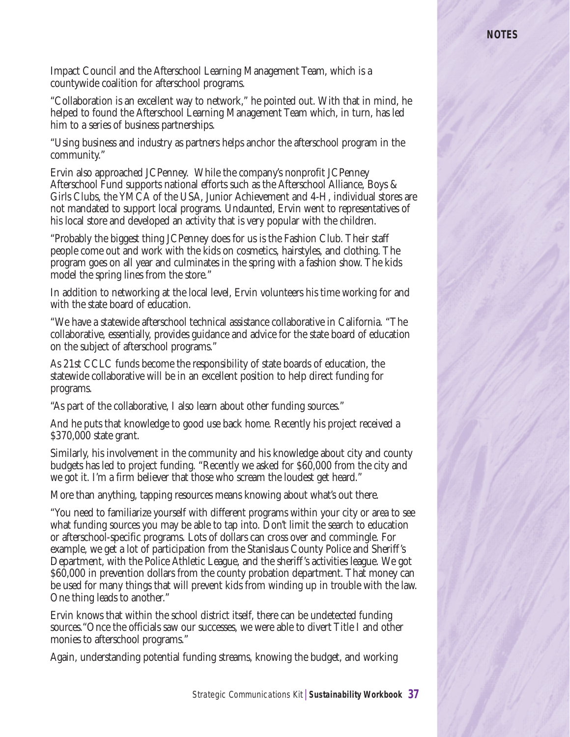Impact Council and the Afterschool Learning Management Team, which is a countywide coalition for afterschool programs.

"Collaboration is an excellent way to network," he pointed out. With that in mind, he helped to found the Afterschool Learning Management Team which, in turn, has led him to a series of business partnerships.

"Using business and industry as partners helps anchor the afterschool program in the community."

Ervin also approached JCPenney. While the company's nonprofit JCPenney Afterschool Fund supports national efforts such as the Afterschool Alliance, Boys & Girls Clubs, the YMCA of the USA, Junior Achievement and 4-H, individual stores are not mandated to support local programs. Undaunted, Ervin went to representatives of his local store and developed an activity that is very popular with the children.

"Probably the biggest thing JCPenney does for us is the Fashion Club. Their staff people come out and work with the kids on cosmetics, hairstyles, and clothing. The program goes on all year and culminates in the spring with a fashion show. The kids model the spring lines from the store."

In addition to networking at the local level, Ervin volunteers his time working for and with the state board of education.

"We have a statewide afterschool technical assistance collaborative in California. "The collaborative, essentially, provides guidance and advice for the state board of education on the subject of afterschool programs."

As 21st CCLC funds become the responsibility of state boards of education, the statewide collaborative will be in an excellent position to help direct funding for programs.

"As part of the collaborative, I also learn about other funding sources."

And he puts that knowledge to good use back home. Recently his project received a $370,000 state grant.

Similarly, his involvement in the community and his knowledge about city and county budgets has led to project funding. "Recently we asked for $60,000 from the city and we got it. I'm a firm believer that those who scream the loudest get heard."

More than anything, tapping resources means knowing about what's out there.

"You need to familiarize yourself with different programs within your city or area to see what funding sources you may be able to tap into. Don't limit the search to education or afterschool-specific programs. Lots of dollars can cross over and commingle. For example, we get a lot of participation from the Stanislaus County Police and Sheriff's Department, with the Police Athletic League, and the sheriff's activities league. We got $60,000 in prevention dollars from the county probation department. That money can be used for many things that will prevent kids from winding up in trouble with the law. One thing leads to another."

Ervin knows that within the school district itself, there can be undetected funding sources."Once the officials saw our successes, we were able to divert Title I and other monies to afterschool programs."

Again, understanding potential funding streams, knowing the budget, and working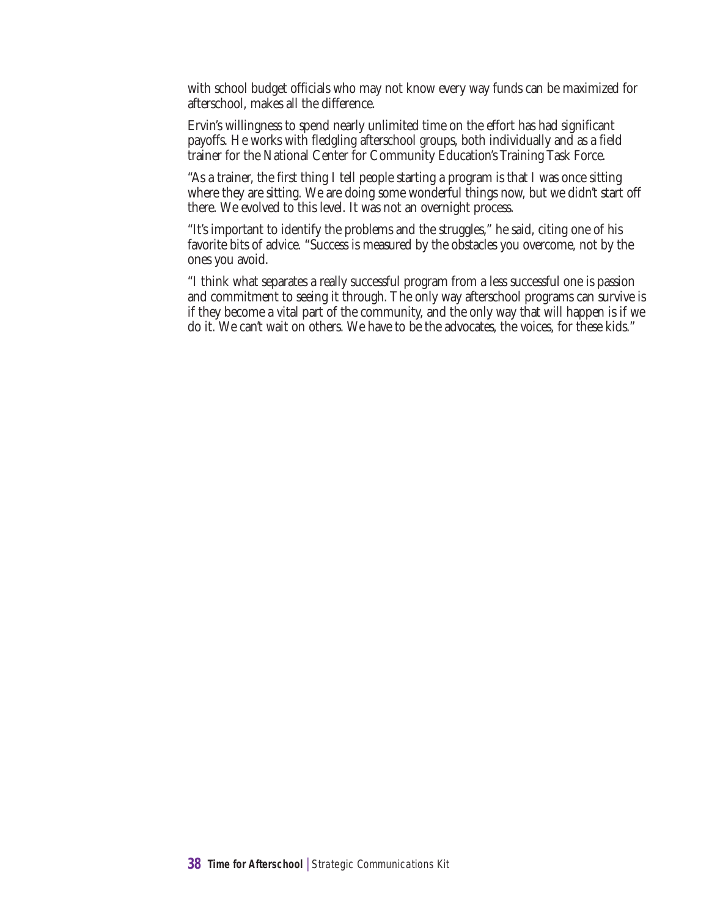with school budget officials who may not know every way funds can be maximized for afterschool, makes all the difference.

Ervin's willingness to spend nearly unlimited time on the effort has had significant payoffs. He works with fledgling afterschool groups, both individually and as a field trainer for the National Center for Community Education's Training Task Force.

"As a trainer, the first thing I tell people starting a program is that I was once sitting where they are sitting. We are doing some wonderful things now, but we didn't start off there. We evolved to this level. It was not an overnight process.

"It's important to identify the problems and the struggles," he said, citing one of his favorite bits of advice. "Success is measured by the obstacles you overcome, not by the ones you avoid.

"I think what separates a really successful program from a less successful one is passion and commitment to seeing it through. The only way afterschool programs can survive is if they become a vital part of the community, and the only way that will happen is if we do it. We can't wait on others. We have to be the advocates, the voices, for these kids."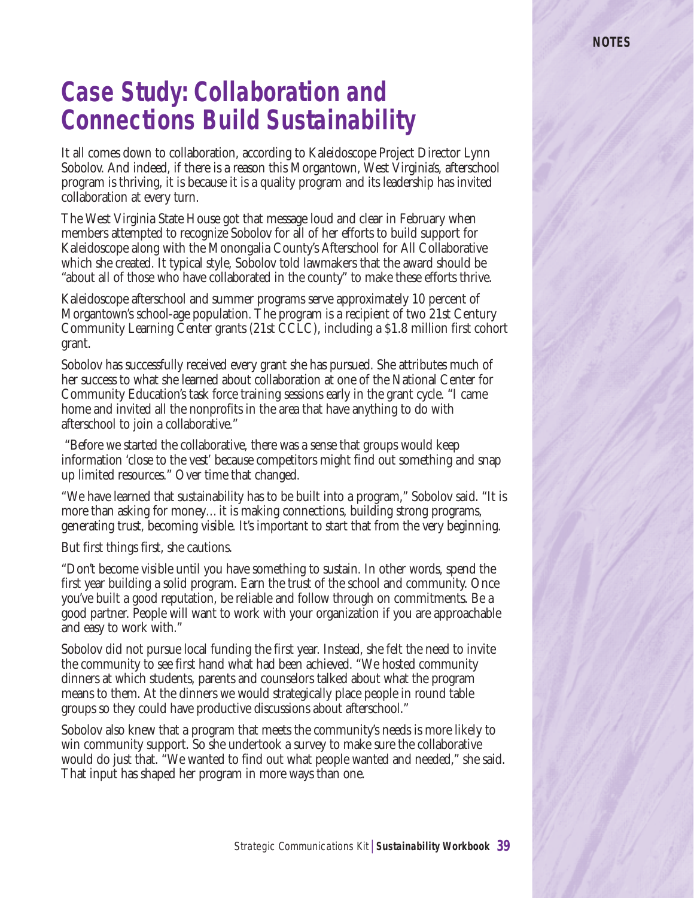# Case Study: Collaboration and Connections Build Sustainability

It all comes down to collaboration, according to Kaleidoscope Project Director Lynn Sobolov. And indeed, if there is a reason this Morgantown, West Virginia's, afterschool program is thriving, it is because it is a quality program and its leadership has invited collaboration at every turn.

The West Virginia State House got that message loud and clear in February when members attempted to recognize Sobolov for all of her efforts to build support for Kaleidoscope along with the Monongalia County's Afterschool for All Collaborative which she created. It typical style, Sobolov told lawmakers that the award should be "about all of those who have collaborated in the county" to make these efforts thrive.

Kaleidoscope afterschool and summer programs serve approximately 10 percent of Morgantown's school-age population. The program is a recipient of two 21st Century Community Learning Center grants (21st CCLC), including a $1.8 million first cohort grant.

Sobolov has successfully received every grant she has pursued. She attributes much of her success to what she learned about collaboration at one of the National Center for Community Education's task force training sessions early in the grant cycle. "I came home and invited all the nonprofits in the area that have anything to do with afterschool to join a collaborative."

"Before we started the collaborative, there was a sense that groups would keep information 'close to the vest' because competitors might find out something and snap up limited resources." Over time that changed.

"We have learned that sustainability has to be built into a program," Sobolov said. "It is more than asking for money…it is making connections, building strong programs, generating trust, becoming visible. It's important to start that from the very beginning.

But first things first, she cautions.

"Don't become visible until you have something to sustain. In other words, spend the first year building a solid program. Earn the trust of the school and community. Once you've built a good reputation, be reliable and follow through on commitments. Be a good partner. People will want to work with your organization if you are approachable and easy to work with."

Sobolov did not pursue local funding the first year. Instead, she felt the need to invite the community to see first hand what had been achieved. "We hosted community dinners at which students, parents and counselors talked about what the program means to them. At the dinners we would strategically place people in round table groups so they could have productive discussions about afterschool."

Sobolov also knew that a program that meets the community's needs is more likely to win community support. So she undertook a survey to make sure the collaborative would do just that. "We wanted to find out what people wanted and needed," she said. That input has shaped her program in more ways than one.

NOTES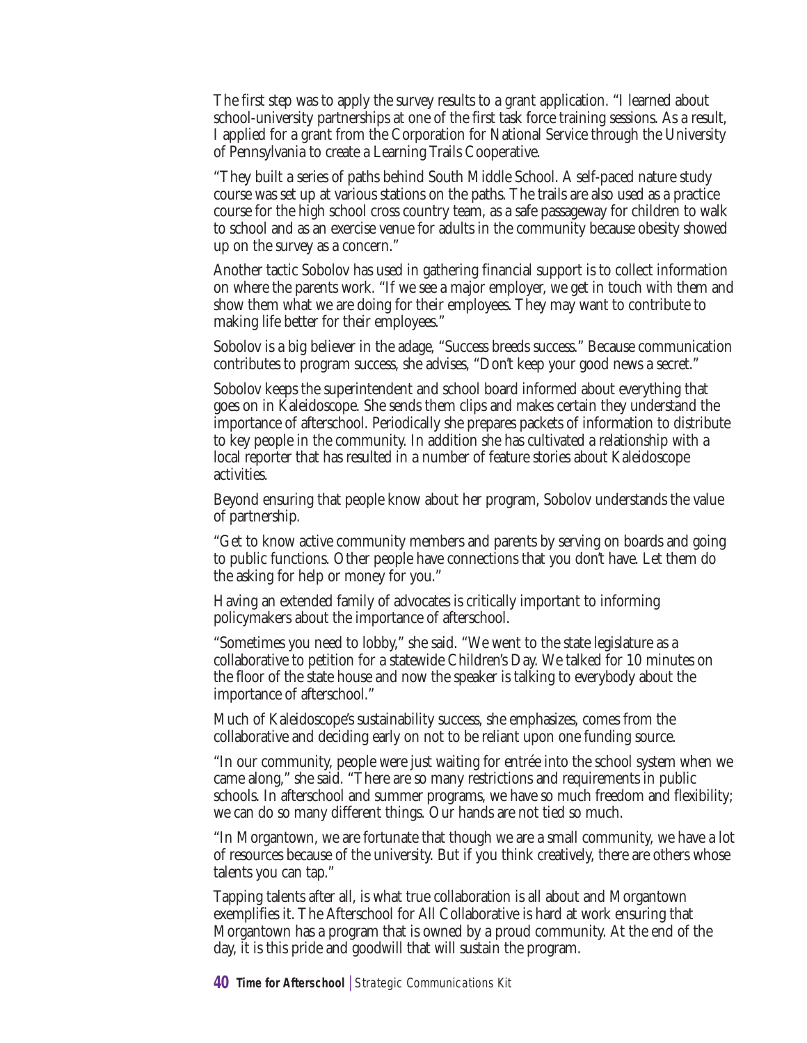The first step was to apply the survey results to a grant application. "I learned about school-university partnerships at one of the first task force training sessions. As a result, I applied for a grant from the Corporation for National Service through the University of Pennsylvania to create a Learning Trails Cooperative.

"They built a series of paths behind South Middle School. A self-paced nature study course was set up at various stations on the paths. The trails are also used as a practice course for the high school cross country team, as a safe passageway for children to walk to school and as an exercise venue for adults in the community because obesity showed up on the survey as a concern."

Another tactic Sobolov has used in gathering financial support is to collect information on where the parents work. "If we see a major employer, we get in touch with them and show them what we are doing for their employees. They may want to contribute to making life better for their employees."

Sobolov is a big believer in the adage, "Success breeds success." Because communication contributes to program success, she advises, "Don't keep your good news a secret."

Sobolov keeps the superintendent and school board informed about everything that goes on in Kaleidoscope. She sends them clips and makes certain they understand the importance of afterschool. Periodically she prepares packets of information to distribute to key people in the community. In addition she has cultivated a relationship with a local reporter that has resulted in a number of feature stories about Kaleidoscope activities.

Beyond ensuring that people know about her program, Sobolov understands the value of partnership.

"Get to know active community members and parents by serving on boards and going to public functions. Other people have connections that you don't have. Let them do the asking for help or money for you."

Having an extended family of advocates is critically important to informing policymakers about the importance of afterschool.

"Sometimes you need to lobby," she said. "We went to the state legislature as a collaborative to petition for a statewide Children's Day. We talked for 10 minutes on the floor of the state house and now the speaker is talking to everybody about the importance of afterschool."

Much of Kaleidoscope's sustainability success, she emphasizes, comes from the collaborative and deciding early on not to be reliant upon one funding source.

"In our community, people were just waiting for entrée into the school system when we came along," she said. "There are so many restrictions and requirements in public schools. In afterschool and summer programs, we have so much freedom and flexibility; we can do so many different things. Our hands are not tied so much.

"In Morgantown, we are fortunate that though we are a small community, we have a lot of resources because of the university. But if you think creatively, there are others whose talents you can tap."

Tapping talents after all, is what true collaboration is all about and Morgantown exemplifies it. The Afterschool for All Collaborative is hard at work ensuring that Morgantown has a program that is owned by a proud community. At the end of the day, it is this pride and goodwill that will sustain the program.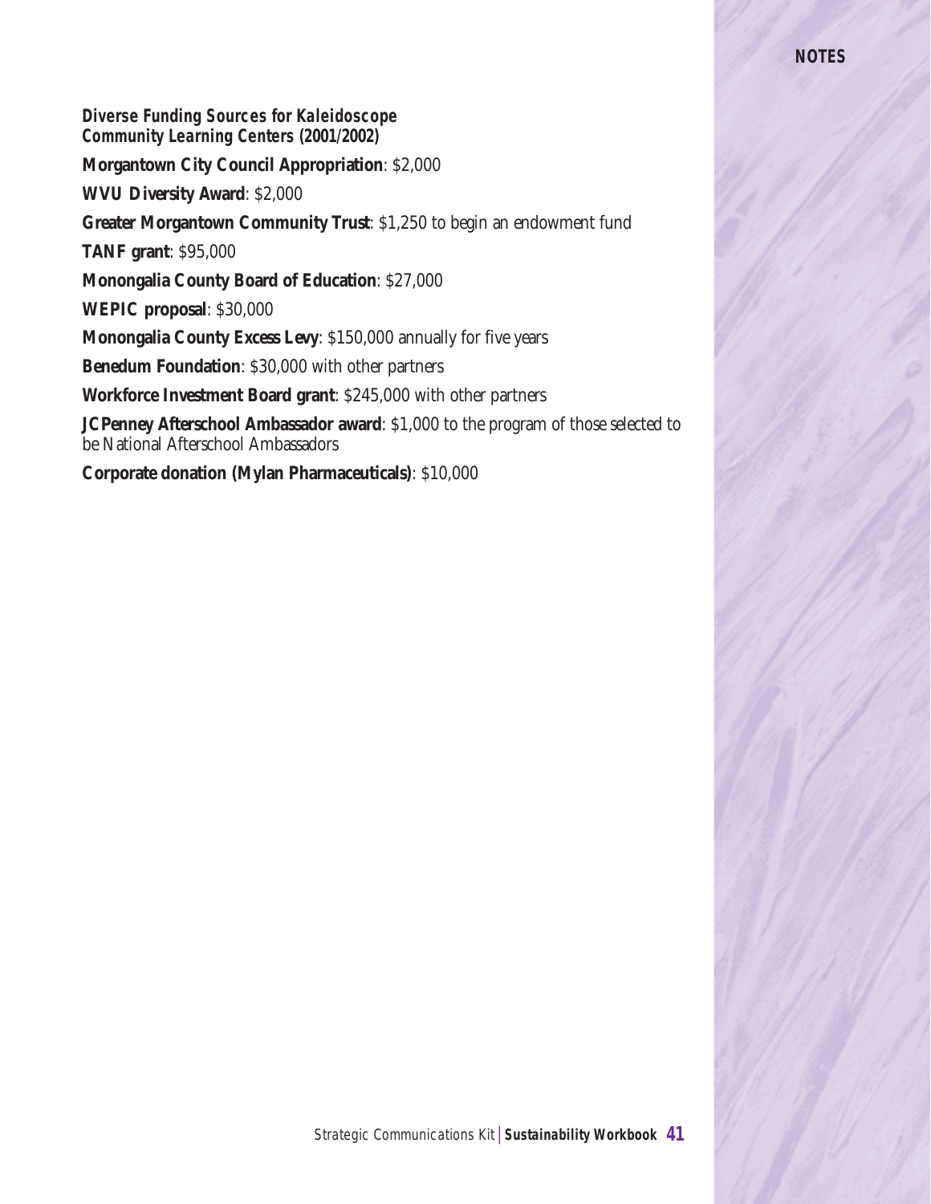**_Diverse Funding Sources for Kaleidoscope Community Learning Centers (2001/2002)_**

**Morgantown City Council Appropriation**: $2,000

**WVU Diversity Award**: $2,000

**Greater Morgantown Community Trust**: $1,250 to begin an endowment fund

**TANF grant**: $95,000

**Monongalia County Board of Education**: $27,000

**WEPIC proposal**: $30,000

**Monongalia County Excess Levy**: $150,000 annually for five years

**Benedum Foundation**: $30,000 with other partners

**Workforce Investment Board grant**: $245,000 with other partners

**JCPenney Afterschool Ambassador award**: $1,000 to the program of those selected to be National Afterschool Ambassadors

**Corporate donation (Mylan Pharmaceuticals)**: $10,000

**NOTES**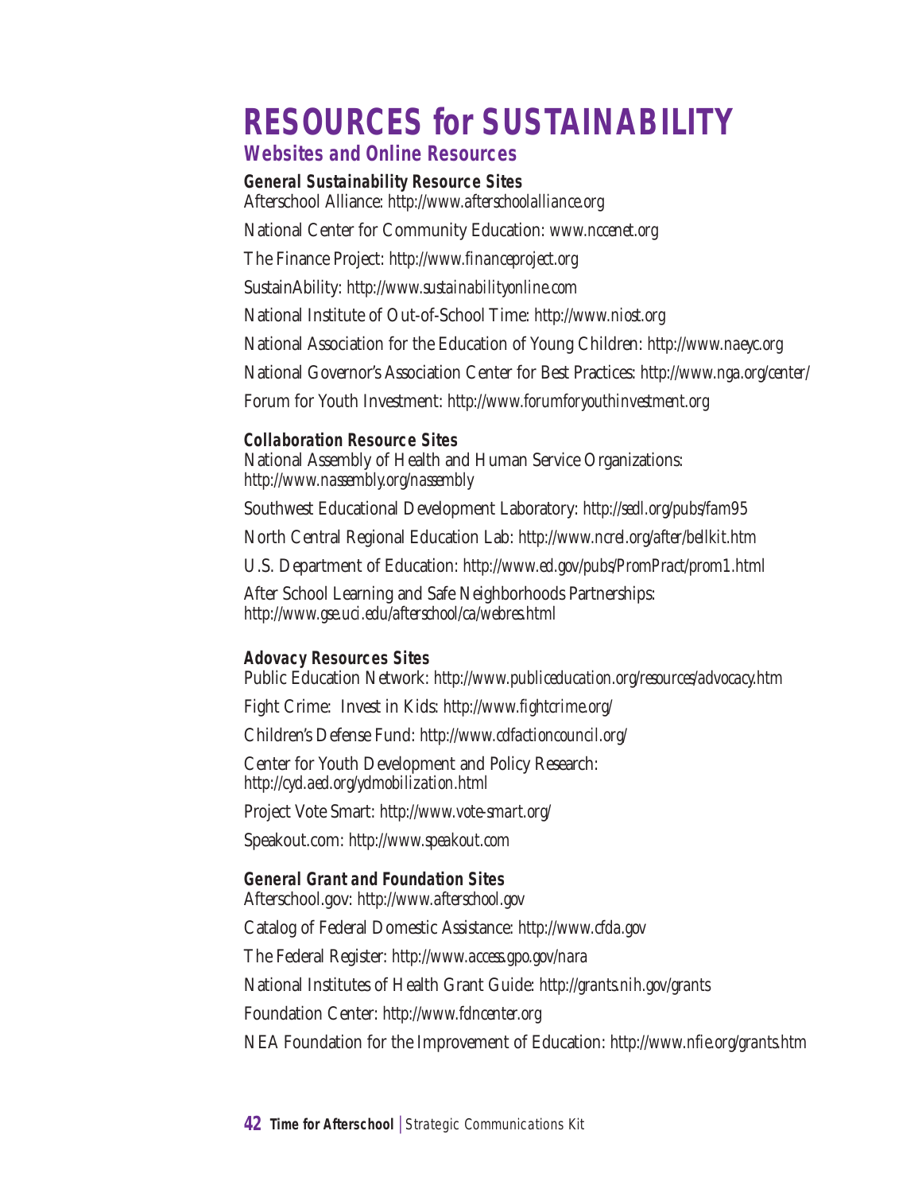# RESOURCES for SUSTAINABILITY

## Websites and Online Resources

### General Sustainability Resource Sites

Afterschool Alliance: *http://www.afterschoolalliance.org*

National Center for Community Education: *www.nccenet.org*

The Finance Project: *http://www.financeproject.org*

SustainAbility: *http://www.sustainabilityonline.com*

National Institute of Out-of-School Time: *http://www.niost.org*

National Association for the Education of Young Children: *http://www.naeyc.org*

National Governor's Association Center for Best Practices: *http://www.nga.org/center/*

Forum for Youth Investment: *http://www.forumforyouthinvestment.org*

### Collaboration Resource Sites

National Assembly of Health and Human Service Organizations: *http://www.nassembly.org/nassembly*

Southwest Educational Development Laboratory: *http://sedl.org/pubs/fam95*

North Central Regional Education Lab: *http://www.ncrel.org/after/bellkit.htm*

U.S. Department of Education: *http://www.ed.gov/pubs/PromPract/prom1.html*

After School Learning and Safe Neighborhoods Partnerships: *http://www.gse.uci.edu/afterschool/ca/webres.html*

### Adovacy Resources Sites

Public Education Network: *http://www.publiceducation.org/resources/advocacy.htm*

Fight Crime: Invest in Kids: *http://www.fightcrime.org/*

Children's Defense Fund: *http://www.cdfactioncouncil.org/*

Center for Youth Development and Policy Research: *http://cyd.aed.org/ydmobilization.html*

Project Vote Smart: *http://www.vote-smart.org/*

Speakout.com: *http://www.speakout.com*

### General Grant and Foundation Sites

Afterschool.gov: *http://www.afterschool.gov*

Catalog of Federal Domestic Assistance: *http://www.cfda.gov*

The Federal Register: *http://www.access.gpo.gov/nara*

National Institutes of Health Grant Guide: *http://grants.nih.gov/grants*

Foundation Center: *http://www.fdncenter.org*

NEA Foundation for the Improvement of Education: *http://www.nfie.org/grants.htm*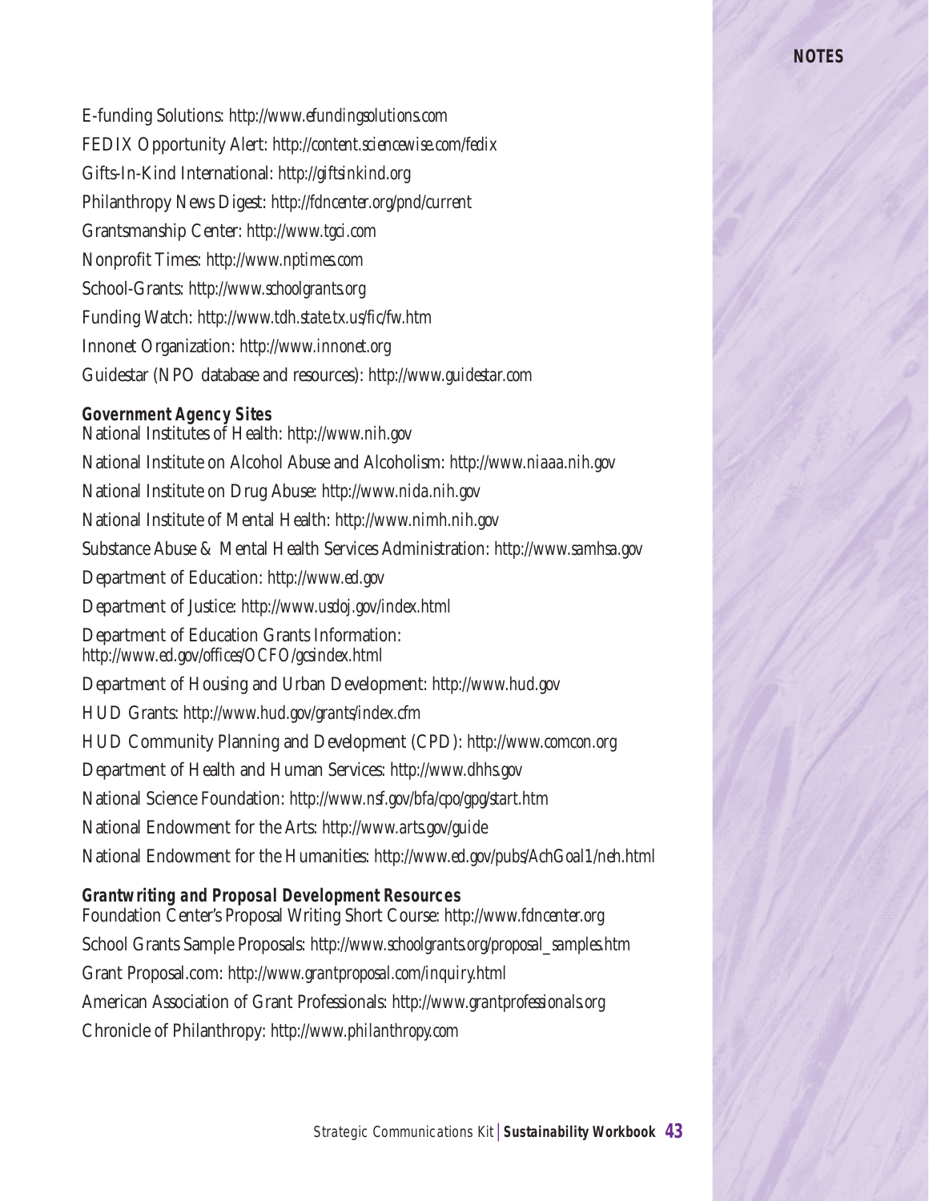E-funding Solutions: *http://www.efundingsolutions.com*

FEDIX Opportunity Alert: *http://content.sciencewise.com/fedix*

Gifts-In-Kind International: *http://giftsinkind.org*

Philanthropy News Digest: *http://fdncenter.org/pnd/current*

Grantsmanship Center: *http://www.tgci.com*

Nonprofit Times: *http://www.nptimes.com*

School-Grants: *http://www.schoolgrants.org*

Funding Watch: *http://www.tdh.state.tx.us/fic/fw.htm*

Innonet Organization: *http://www.innonet.org*

Guidestar (NPO database and resources): *http://www.guidestar.com*

### Government Agency Sites

National Institutes of Health: *http://www.nih.gov*

National Institute on Alcohol Abuse and Alcoholism: *http://www.niaaa.nih.gov*

National Institute on Drug Abuse: *http://www.nida.nih.gov*

National Institute of Mental Health: *http://www.nimh.nih.gov*

Substance Abuse & Mental Health Services Administration: *http://www.samhsa.gov*

Department of Education: *http://www.ed.gov*

Department of Justice: *http://www.usdoj.gov/index.html*

Department of Education Grants Information: *http://www.ed.gov/offices/OCFO/gcsindex.html*

Department of Housing and Urban Development: *http://www.hud.gov*

HUD Grants: *http://www.hud.gov/grants/index.cfm*

HUD Community Planning and Development (CPD): *http://www.comcon.org*

Department of Health and Human Services: *http://www.dhhs.gov*

National Science Foundation: *http://www.nsf.gov/bfa/cpo/gpg/start.htm*

National Endowment for the Arts: *http://www.arts.gov/guide*

National Endowment for the Humanities: *http://www.ed.gov/pubs/AchGoal1/neh.html*

### Grantwriting and Proposal Development Resources

Foundation Center's Proposal Writing Short Course: *http://www.fdncenter.org*

School Grants Sample Proposals: *http://www.schoolgrants.org/proposal_samples.htm*

Grant Proposal.com: *http://www.grantproposal.com/inquiry.html*

American Association of Grant Professionals: *http://www.grantprofessionals.org*

Chronicle of Philanthropy: *http://www.philanthropy.com*

**NOTES**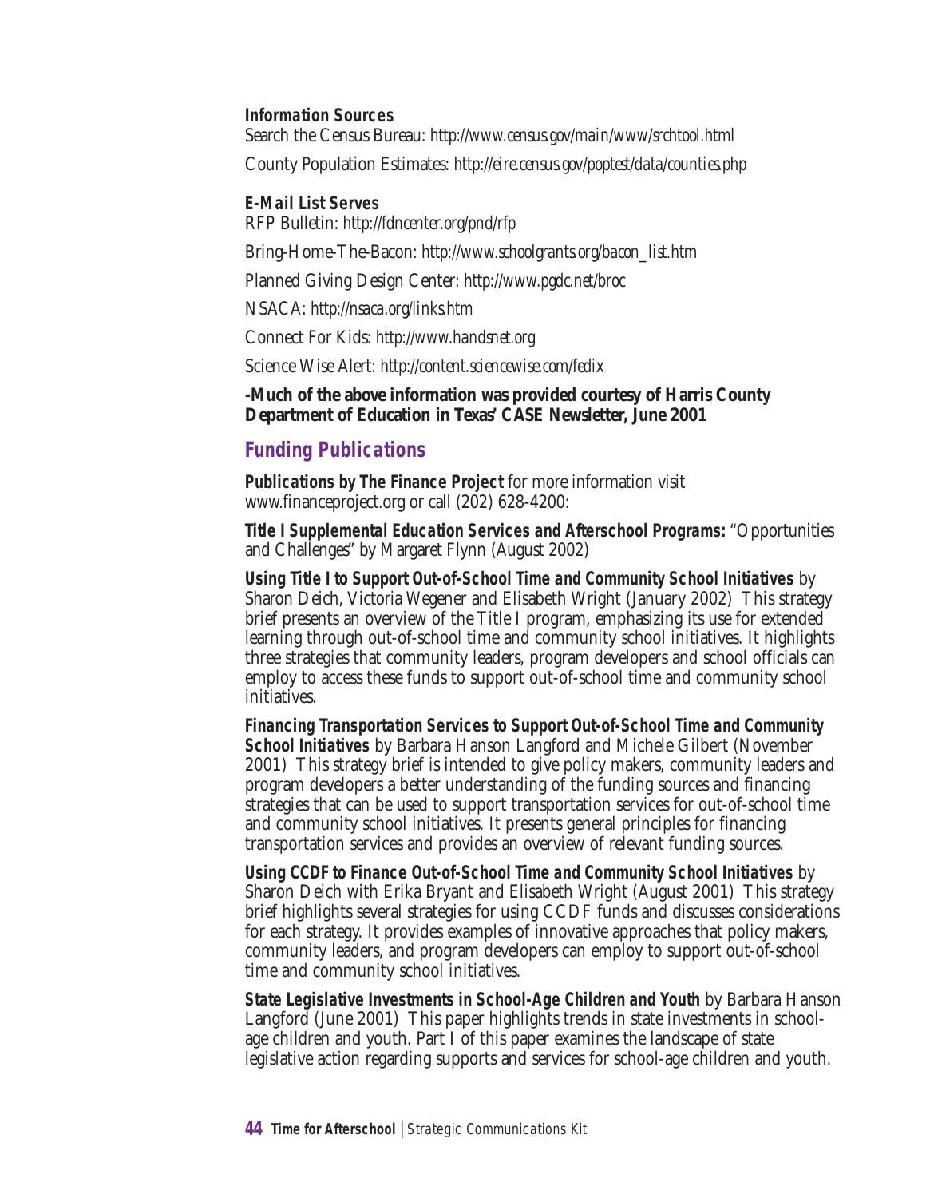**Information Sources**

Search the Census Bureau: *http://www.census.gov/main/www/srchtool.html*

County Population Estimates: *http://eire.census.gov/poptest/data/counties.php*

**E-Mail List Serves**

RFP Bulletin: *http://fdncenter.org/pnd/rfp*

Bring-Home-The-Bacon: *http://www.schoolgrants.org/bacon_list.htm*

Planned Giving Design Center: *http://www.pgdc.net/broc*

NSACA: *http://nsaca.org/links.htm*

Connect For Kids: *http://www.handsnet.org*

Science Wise Alert: *http://content.sciencewise.com/fedix*

**-Much of the above information was provided courtesy of Harris County Department of Education in Texas' CASE Newsletter, June 2001**

## Funding Publications

***Publications by The Finance Project*** for more information visit www.financeproject.org or call (202) 628-4200:

***Title I Supplemental Education Services and Afterschool Programs:*** "Opportunities and Challenges" by Margaret Flynn (August 2002)

***Using Title I to Support Out-of-School Time and Community School Initiatives*** by Sharon Deich, Victoria Wegener and Elisabeth Wright (January 2002) This strategy brief presents an overview of the Title I program, emphasizing its use for extended learning through out-of-school time and community school initiatives. It highlights three strategies that community leaders, program developers and school officials can employ to access these funds to support out-of-school time and community school initiatives.

***Financing Transportation Services to Support Out-of-School Time and Community School Initiatives*** by Barbara Hanson Langford and Michele Gilbert (November 2001) This strategy brief is intended to give policy makers, community leaders and program developers a better understanding of the funding sources and financing strategies that can be used to support transportation services for out-of-school time and community school initiatives. It presents general principles for financing transportation services and provides an overview of relevant funding sources.

***Using CCDF to Finance Out-of-School Time and Community School Initiatives*** by Sharon Deich with Erika Bryant and Elisabeth Wright (August 2001) This strategy brief highlights several strategies for using CCDF funds and discusses considerations for each strategy. It provides examples of innovative approaches that policy makers, community leaders, and program developers can employ to support out-of-school time and community school initiatives.

***State Legislative Investments in School-Age Children and Youth*** by Barbara Hanson Langford (June 2001) This paper highlights trends in state investments in school-age children and youth. Part I of this paper examines the landscape of state legislative action regarding supports and services for school-age children and youth.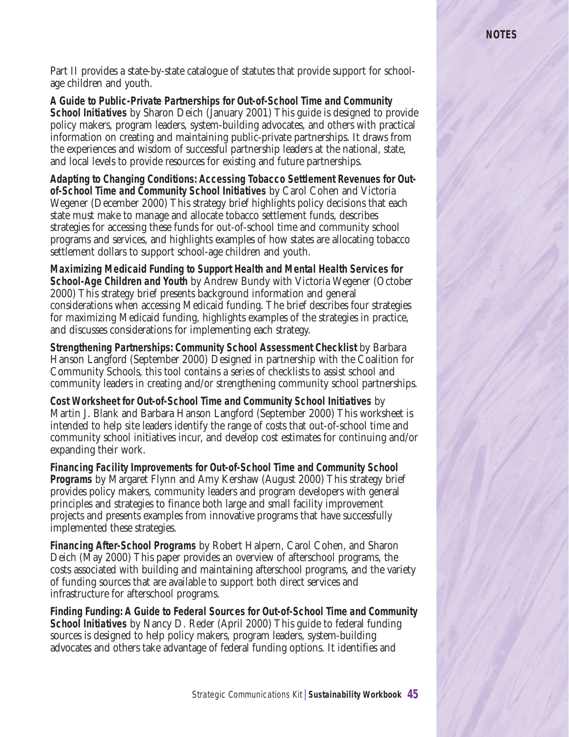Part II provides a state-by-state catalogue of statutes that provide support for school-age children and youth.

**A Guide to Public-Private Partnerships for Out-of-School Time and Community School Initiatives** by Sharon Deich (January 2001) This guide is designed to provide policy makers, program leaders, system-building advocates, and others with practical information on creating and maintaining public-private partnerships. It draws from the experiences and wisdom of successful partnership leaders at the national, state, and local levels to provide resources for existing and future partnerships.

**Adapting to Changing Conditions: Accessing Tobacco Settlement Revenues for Out-of-School Time and Community School Initiatives** by Carol Cohen and Victoria Wegener (December 2000) This strategy brief highlights policy decisions that each state must make to manage and allocate tobacco settlement funds, describes strategies for accessing these funds for out-of-school time and community school programs and services, and highlights examples of how states are allocating tobacco settlement dollars to support school-age children and youth.

**Maximizing Medicaid Funding to Support Health and Mental Health Services for School-Age Children and Youth** by Andrew Bundy with Victoria Wegener (October 2000) This strategy brief presents background information and general considerations when accessing Medicaid funding. The brief describes four strategies for maximizing Medicaid funding, highlights examples of the strategies in practice, and discusses considerations for implementing each strategy.

**Strengthening Partnerships: Community School Assessment Checklist** by Barbara Hanson Langford (September 2000) Designed in partnership with the Coalition for Community Schools, this tool contains a series of checklists to assist school and community leaders in creating and/or strengthening community school partnerships.

**Cost Worksheet for Out-of-School Time and Community School Initiatives** by Martin J. Blank and Barbara Hanson Langford (September 2000) This worksheet is intended to help site leaders identify the range of costs that out-of-school time and community school initiatives incur, and develop cost estimates for continuing and/or expanding their work.

**Financing Facility Improvements for Out-of-School Time and Community School Programs** by Margaret Flynn and Amy Kershaw (August 2000) This strategy brief provides policy makers, community leaders and program developers with general principles and strategies to finance both large and small facility improvement projects and presents examples from innovative programs that have successfully implemented these strategies.

**Financing After-School Programs** by Robert Halpern, Carol Cohen, and Sharon Deich (May 2000) This paper provides an overview of afterschool programs, the costs associated with building and maintaining afterschool programs, and the variety of funding sources that are available to support both direct services and infrastructure for afterschool programs.

**Finding Funding: A Guide to Federal Sources for Out-of-School Time and Community School Initiatives** by Nancy D. Reder (April 2000) This guide to federal funding sources is designed to help policy makers, program leaders, system-building advocates and others take advantage of federal funding options. It identifies and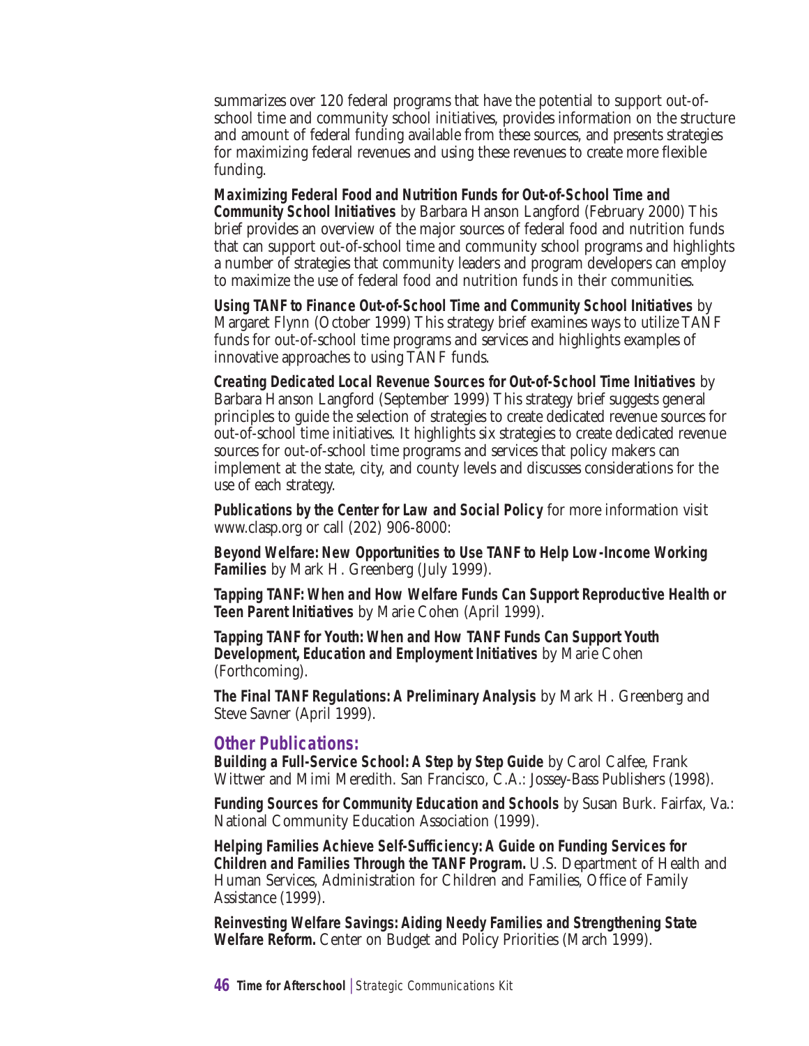summarizes over 120 federal programs that have the potential to support out-of-school time and community school initiatives, provides information on the structure and amount of federal funding available from these sources, and presents strategies for maximizing federal revenues and using these revenues to create more flexible funding.

**Maximizing Federal Food and Nutrition Funds for Out-of-School Time and Community School Initiatives** by Barbara Hanson Langford (February 2000) This brief provides an overview of the major sources of federal food and nutrition funds that can support out-of-school time and community school programs and highlights a number of strategies that community leaders and program developers can employ to maximize the use of federal food and nutrition funds in their communities.

**Using TANF to Finance Out-of-School Time and Community School Initiatives** by Margaret Flynn (October 1999) This strategy brief examines ways to utilize TANF funds for out-of-school time programs and services and highlights examples of innovative approaches to using TANF funds.

**Creating Dedicated Local Revenue Sources for Out-of-School Time Initiatives** by Barbara Hanson Langford (September 1999) This strategy brief suggests general principles to guide the selection of strategies to create dedicated revenue sources for out-of-school time initiatives. It highlights six strategies to create dedicated revenue sources for out-of-school time programs and services that policy makers can implement at the state, city, and county levels and discusses considerations for the use of each strategy.

**Publications by the Center for Law and Social Policy** for more information visit www.clasp.org or call (202) 906-8000:

**Beyond Welfare: New Opportunities to Use TANF to Help Low-Income Working Families** by Mark H. Greenberg (July 1999).

**Tapping TANF: When and How Welfare Funds Can Support Reproductive Health or Teen Parent Initiatives** by Marie Cohen (April 1999).

**Tapping TANF for Youth: When and How TANF Funds Can Support Youth Development, Education and Employment Initiatives** by Marie Cohen (Forthcoming).

**The Final TANF Regulations: A Preliminary Analysis** by Mark H. Greenberg and Steve Savner (April 1999).

## Other Publications:

**Building a Full-Service School: A Step by Step Guide** by Carol Calfee, Frank Wittwer and Mimi Meredith. San Francisco, C.A.: Jossey-Bass Publishers (1998).

**Funding Sources for Community Education and Schools** by Susan Burk. Fairfax, Va.: National Community Education Association (1999).

**Helping Families Achieve Self-Sufficiency: A Guide on Funding Services for Children and Families Through the TANF Program.** U.S. Department of Health and Human Services, Administration for Children and Families, Office of Family Assistance (1999).

**Reinvesting Welfare Savings: Aiding Needy Families and Strengthening State Welfare Reform.** Center on Budget and Policy Priorities (March 1999).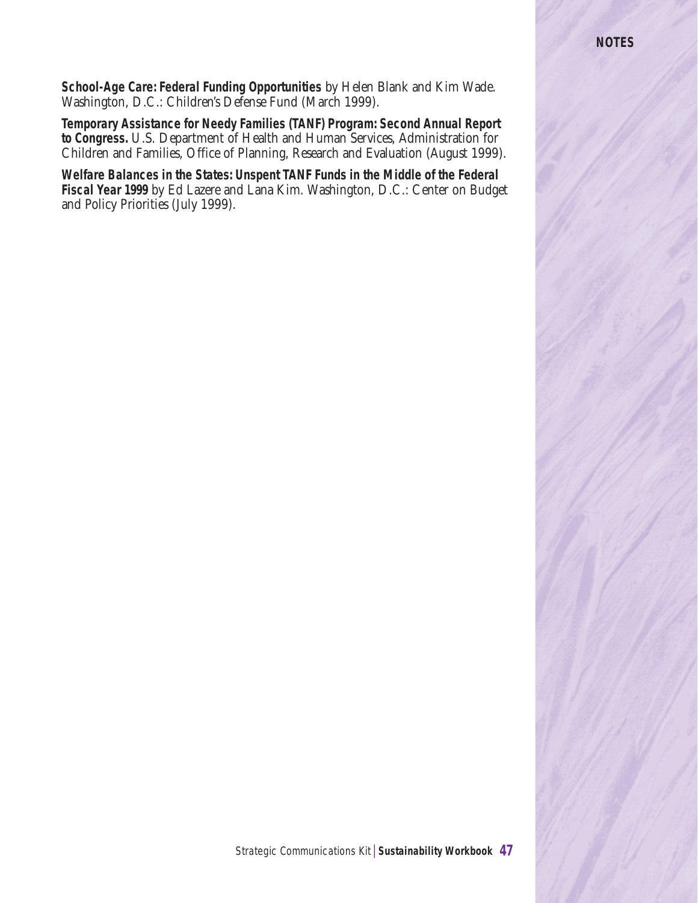**School-Age Care: Federal Funding Opportunities** by Helen Blank and Kim Wade. Washington, D.C.: Children's Defense Fund (March 1999).

**Temporary Assistance for Needy Families (TANF) Program: Second Annual Report to Congress.** U.S. Department of Health and Human Services, Administration for Children and Families, Office of Planning, Research and Evaluation (August 1999).

**Welfare Balances in the States: Unspent TANF Funds in the Middle of the Federal Fiscal Year 1999** by Ed Lazere and Lana Kim. Washington, D.C.: Center on Budget and Policy Priorities (July 1999).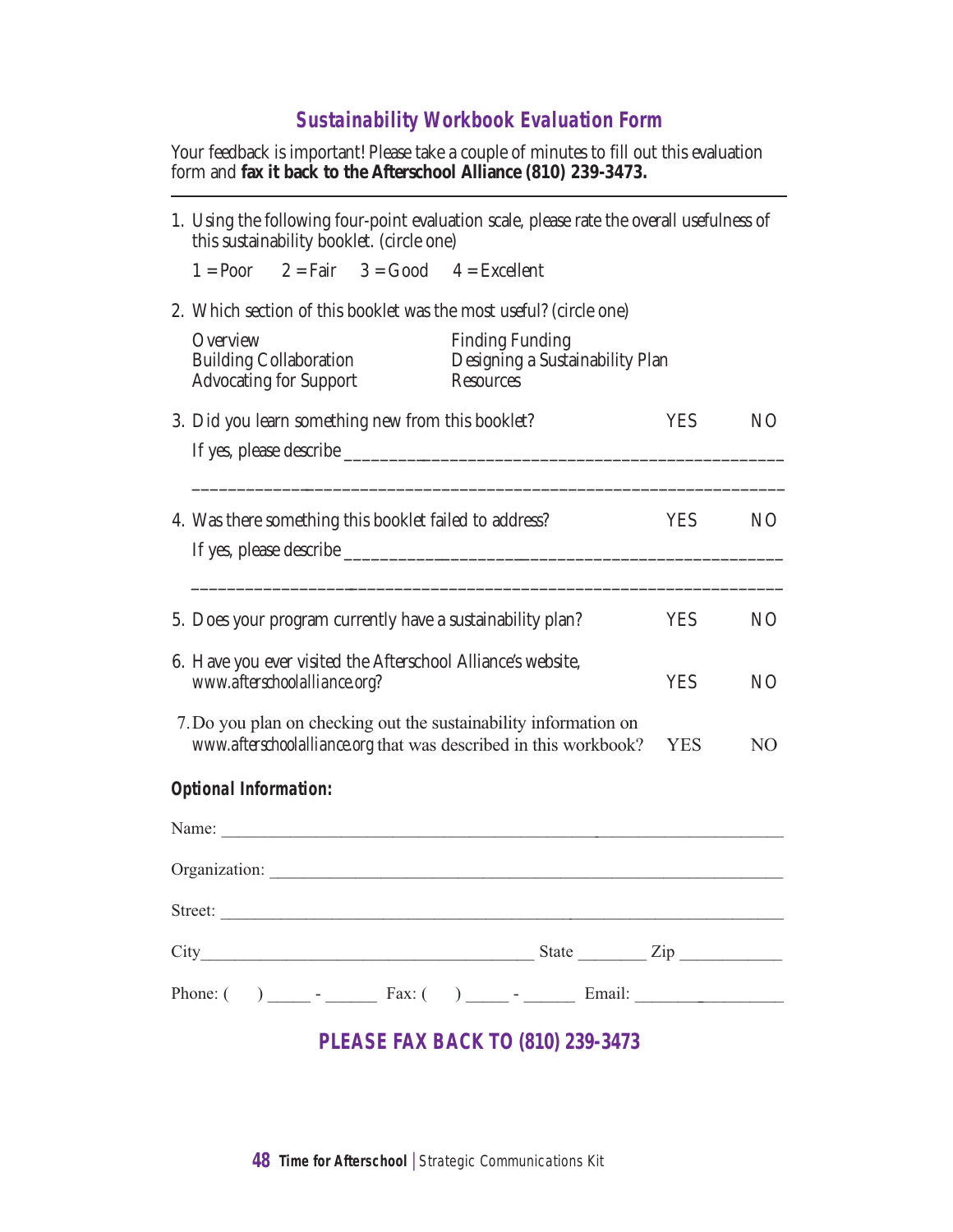## Sustainability Workbook Evaluation Form

Your feedback is important! Please take a couple of minutes to fill out this evaluation form and **fax it back to the Afterschool Alliance (810) 239-3473.**

---

1. Using the following four-point evaluation scale, please rate the overall usefulness of this sustainability booklet. (circle one)

   1 = Poor 2 = Fair 3 = Good 4 = Excellent

2. Which section of this booklet was the most useful? (circle one)

   Overview
   Building Collaboration
   Advocating for Support
   Finding Funding
   Designing a Sustainability Plan
   Resources

3. Did you learn something new from this booklet? YES NO

   If yes, please describe ________________________________________________

   ________________________________________________________________

4. Was there something this booklet failed to address? YES NO

   If yes, please describe ________________________________________________

   ________________________________________________________________

5. Does your program currently have a sustainability plan? YES NO

6. Have you ever visited the Afterschool Alliance's website, *www.afterschoolalliance.org*? YES NO

7. Do you plan on checking out the sustainability information on *www.afterschoolalliance.org* that was described in this workbook? YES NO

**Optional Information:**

Name: ________________________________________________________________

Organization: __________________________________________________________

Street: _______________________________________________________________

City______________________________________ State ________ Zip ____________

Phone: (   ) _____ - ______ Fax: (   ) _____ - ______ Email: __________________

**PLEASE FAX BACK TO (810) 239-3473**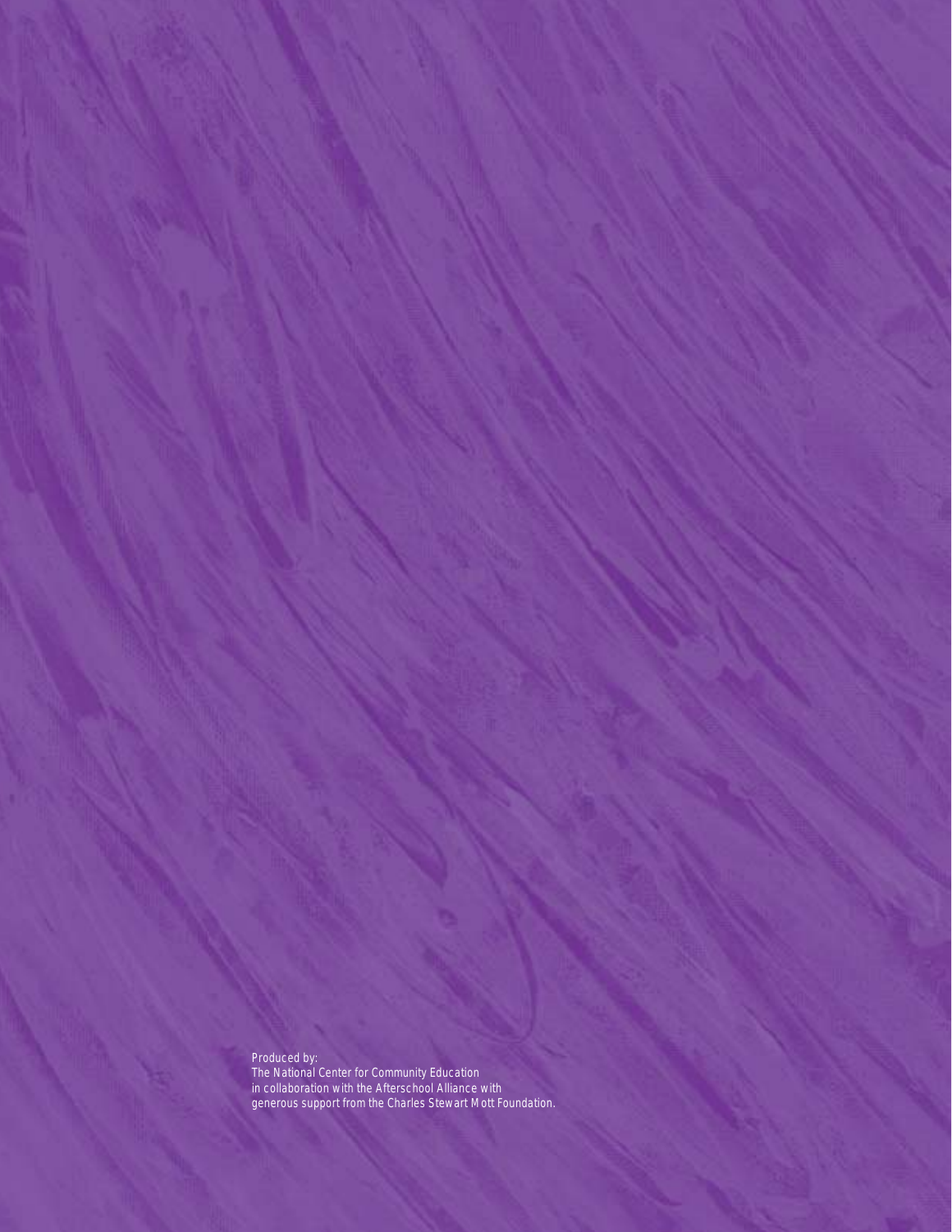Produced by:
The National Center for Community Education
in collaboration with the Afterschool Alliance with
generous support from the Charles Stewart Mott Foundation.